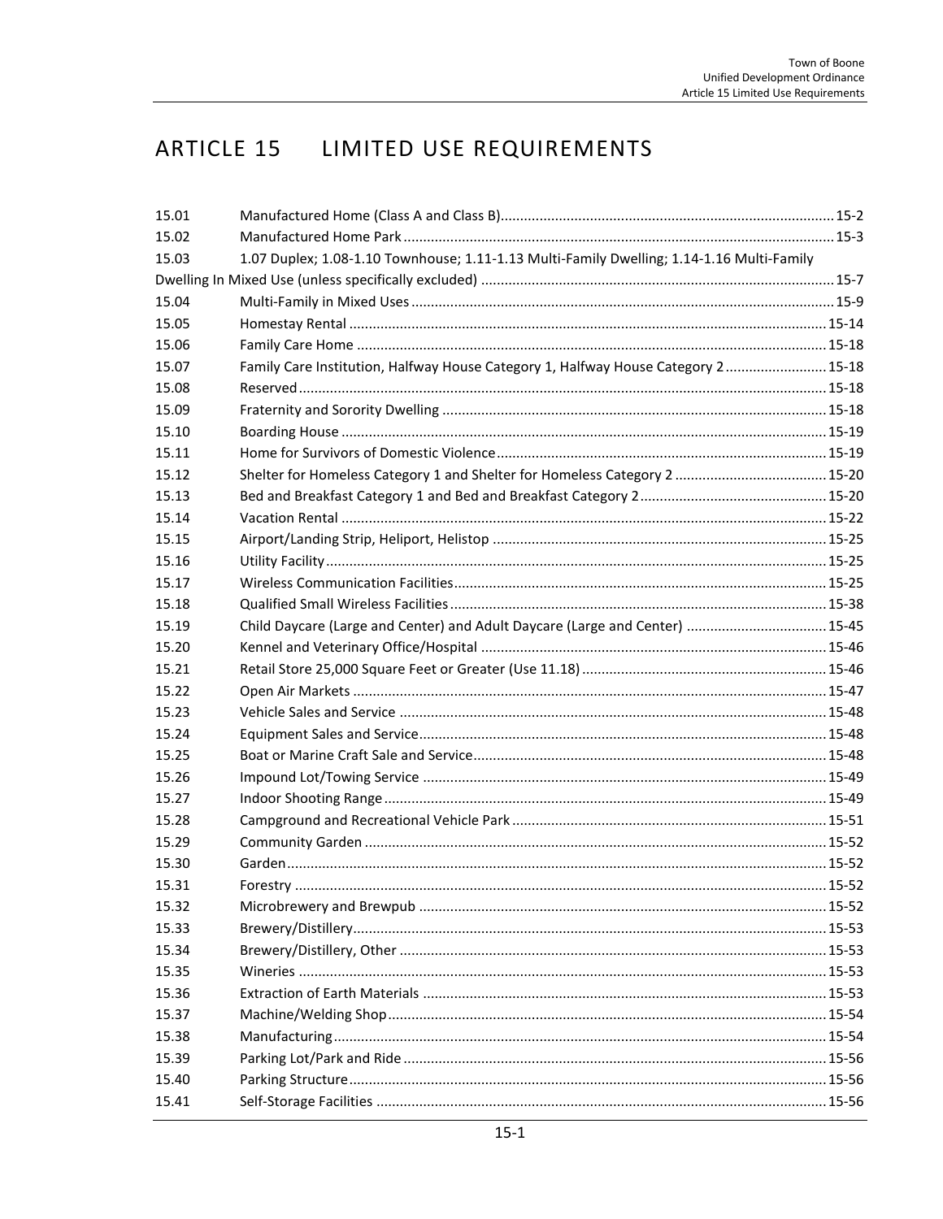# ARTICLE 15 LIMITED USE REQUIREMENTS

| | | |
|---|---|---|
| 15.01 | Manufactured Home (Class A and Class B) | 15-2 |
| 15.02 | Manufactured Home Park | 15-3 |
| 15.03 | 1.07 Duplex; 1.08-1.10 Townhouse; 1.11-1.13 Multi-Family Dwelling; 1.14-1.16 Multi-Family Dwelling In Mixed Use (unless specifically excluded) | 15-7 |
| 15.04 | Multi-Family in Mixed Uses | 15-9 |
| 15.05 | Homestay Rental | 15-14 |
| 15.06 | Family Care Home | 15-18 |
| 15.07 | Family Care Institution, Halfway House Category 1, Halfway House Category 2 | 15-18 |
| 15.08 | Reserved | 15-18 |
| 15.09 | Fraternity and Sorority Dwelling | 15-18 |
| 15.10 | Boarding House | 15-19 |
| 15.11 | Home for Survivors of Domestic Violence | 15-19 |
| 15.12 | Shelter for Homeless Category 1 and Shelter for Homeless Category 2 | 15-20 |
| 15.13 | Bed and Breakfast Category 1 and Bed and Breakfast Category 2 | 15-20 |
| 15.14 | Vacation Rental | 15-22 |
| 15.15 | Airport/Landing Strip, Heliport, Helistop | 15-25 |
| 15.16 | Utility Facility | 15-25 |
| 15.17 | Wireless Communication Facilities | 15-25 |
| 15.18 | Qualified Small Wireless Facilities | 15-38 |
| 15.19 | Child Daycare (Large and Center) and Adult Daycare (Large and Center) | 15-45 |
| 15.20 | Kennel and Veterinary Office/Hospital | 15-46 |
| 15.21 | Retail Store 25,000 Square Feet or Greater (Use 11.18) | 15-46 |
| 15.22 | Open Air Markets | 15-47 |
| 15.23 | Vehicle Sales and Service | 15-48 |
| 15.24 | Equipment Sales and Service | 15-48 |
| 15.25 | Boat or Marine Craft Sale and Service | 15-48 |
| 15.26 | Impound Lot/Towing Service | 15-49 |
| 15.27 | Indoor Shooting Range | 15-49 |
| 15.28 | Campground and Recreational Vehicle Park | 15-51 |
| 15.29 | Community Garden | 15-52 |
| 15.30 | Garden | 15-52 |
| 15.31 | Forestry | 15-52 |
| 15.32 | Microbrewery and Brewpub | 15-52 |
| 15.33 | Brewery/Distillery | 15-53 |
| 15.34 | Brewery/Distillery, Other | 15-53 |
| 15.35 | Wineries | 15-53 |
| 15.36 | Extraction of Earth Materials | 15-53 |
| 15.37 | Machine/Welding Shop | 15-54 |
| 15.38 | Manufacturing | 15-54 |
| 15.39 | Parking Lot/Park and Ride | 15-56 |
| 15.40 | Parking Structure | 15-56 |
| 15.41 | Self-Storage Facilities | 15-56 |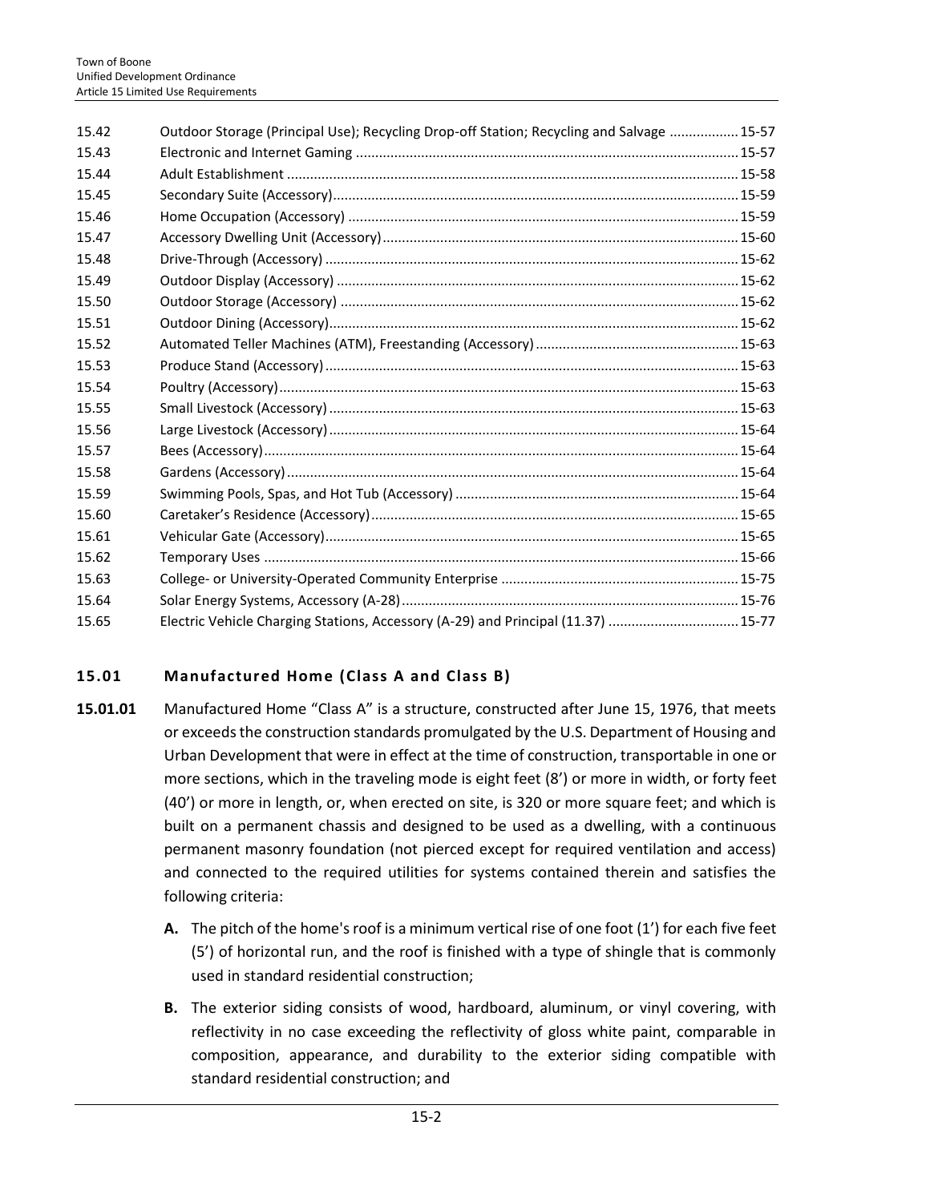| | | |
|---|---|---|
| 15.42 | Outdoor Storage (Principal Use); Recycling Drop-off Station; Recycling and Salvage | 15-57 |
| 15.43 | Electronic and Internet Gaming | 15-57 |
| 15.44 | Adult Establishment | 15-58 |
| 15.45 | Secondary Suite (Accessory) | 15-59 |
| 15.46 | Home Occupation (Accessory) | 15-59 |
| 15.47 | Accessory Dwelling Unit (Accessory) | 15-60 |
| 15.48 | Drive-Through (Accessory) | 15-62 |
| 15.49 | Outdoor Display (Accessory) | 15-62 |
| 15.50 | Outdoor Storage (Accessory) | 15-62 |
| 15.51 | Outdoor Dining (Accessory) | 15-62 |
| 15.52 | Automated Teller Machines (ATM), Freestanding (Accessory) | 15-63 |
| 15.53 | Produce Stand (Accessory) | 15-63 |
| 15.54 | Poultry (Accessory) | 15-63 |
| 15.55 | Small Livestock (Accessory) | 15-63 |
| 15.56 | Large Livestock (Accessory) | 15-64 |
| 15.57 | Bees (Accessory) | 15-64 |
| 15.58 | Gardens (Accessory) | 15-64 |
| 15.59 | Swimming Pools, Spas, and Hot Tub (Accessory) | 15-64 |
| 15.60 | Caretaker's Residence (Accessory) | 15-65 |
| 15.61 | Vehicular Gate (Accessory) | 15-65 |
| 15.62 | Temporary Uses | 15-66 |
| 15.63 | College- or University-Operated Community Enterprise | 15-75 |
| 15.64 | Solar Energy Systems, Accessory (A-28) | 15-76 |
| 15.65 | Electric Vehicle Charging Stations, Accessory (A-29) and Principal (11.37) | 15-77 |

## 15.01 Manufactured Home (Class A and Class B)

**15.01.01** Manufactured Home "Class A" is a structure, constructed after June 15, 1976, that meets or exceeds the construction standards promulgated by the U.S. Department of Housing and Urban Development that were in effect at the time of construction, transportable in one or more sections, which in the traveling mode is eight feet (8') or more in width, or forty feet (40') or more in length, or, when erected on site, is 320 or more square feet; and which is built on a permanent chassis and designed to be used as a dwelling, with a continuous permanent masonry foundation (not pierced except for required ventilation and access) and connected to the required utilities for systems contained therein and satisfies the following criteria:

**A.** The pitch of the home's roof is a minimum vertical rise of one foot (1') for each five feet (5') of horizontal run, and the roof is finished with a type of shingle that is commonly used in standard residential construction;

**B.** The exterior siding consists of wood, hardboard, aluminum, or vinyl covering, with reflectivity in no case exceeding the reflectivity of gloss white paint, comparable in composition, appearance, and durability to the exterior siding compatible with standard residential construction; and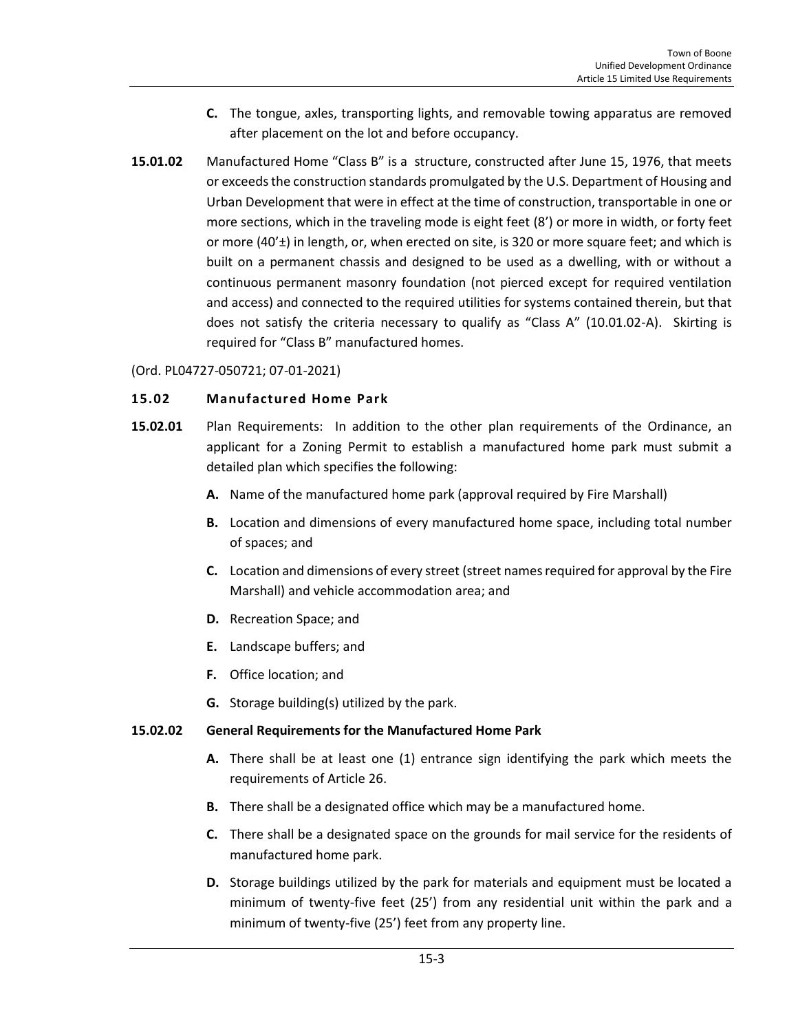- **C.** The tongue, axles, transporting lights, and removable towing apparatus are removed after placement on the lot and before occupancy.

**15.01.02** Manufactured Home "Class B" is a structure, constructed after June 15, 1976, that meets or exceeds the construction standards promulgated by the U.S. Department of Housing and Urban Development that were in effect at the time of construction, transportable in one or more sections, which in the traveling mode is eight feet (8') or more in width, or forty feet or more (40'±) in length, or, when erected on site, is 320 or more square feet; and which is built on a permanent chassis and designed to be used as a dwelling, with or without a continuous permanent masonry foundation (not pierced except for required ventilation and access) and connected to the required utilities for systems contained therein, but that does not satisfy the criteria necessary to qualify as "Class A" (10.01.02-A). Skirting is required for "Class B" manufactured homes.

(Ord. PL04727-050721; 07-01-2021)

## 15.02 Manufactured Home Park

**15.02.01** Plan Requirements: In addition to the other plan requirements of the Ordinance, an applicant for a Zoning Permit to establish a manufactured home park must submit a detailed plan which specifies the following:

- **A.** Name of the manufactured home park (approval required by Fire Marshall)
- **B.** Location and dimensions of every manufactured home space, including total number of spaces; and
- **C.** Location and dimensions of every street (street names required for approval by the Fire Marshall) and vehicle accommodation area; and
- **D.** Recreation Space; and
- **E.** Landscape buffers; and
- **F.** Office location; and
- **G.** Storage building(s) utilized by the park.

### 15.02.02 General Requirements for the Manufactured Home Park

- **A.** There shall be at least one (1) entrance sign identifying the park which meets the requirements of Article 26.
- **B.** There shall be a designated office which may be a manufactured home.
- **C.** There shall be a designated space on the grounds for mail service for the residents of manufactured home park.
- **D.** Storage buildings utilized by the park for materials and equipment must be located a minimum of twenty-five feet (25') from any residential unit within the park and a minimum of twenty-five (25') feet from any property line.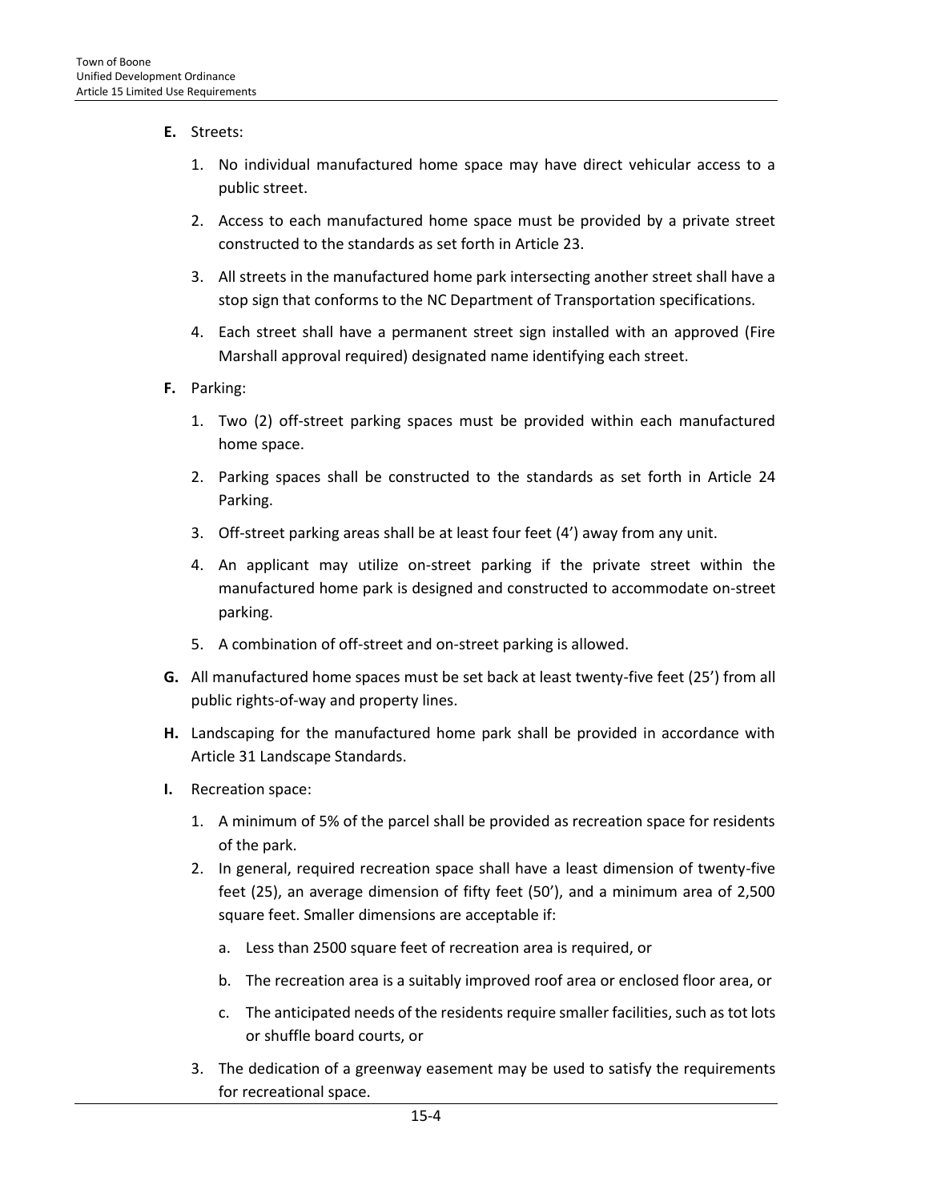**E.** Streets:

1. No individual manufactured home space may have direct vehicular access to a public street.

2. Access to each manufactured home space must be provided by a private street constructed to the standards as set forth in Article 23.

3. All streets in the manufactured home park intersecting another street shall have a stop sign that conforms to the NC Department of Transportation specifications.

4. Each street shall have a permanent street sign installed with an approved (Fire Marshall approval required) designated name identifying each street.

**F.** Parking:

1. Two (2) off-street parking spaces must be provided within each manufactured home space.

2. Parking spaces shall be constructed to the standards as set forth in Article 24 Parking.

3. Off-street parking areas shall be at least four feet (4') away from any unit.

4. An applicant may utilize on-street parking if the private street within the manufactured home park is designed and constructed to accommodate on-street parking.

5. A combination of off-street and on-street parking is allowed.

**G.** All manufactured home spaces must be set back at least twenty-five feet (25') from all public rights-of-way and property lines.

**H.** Landscaping for the manufactured home park shall be provided in accordance with Article 31 Landscape Standards.

**I.** Recreation space:

1. A minimum of 5% of the parcel shall be provided as recreation space for residents of the park.

2. In general, required recreation space shall have a least dimension of twenty-five feet (25), an average dimension of fifty feet (50'), and a minimum area of 2,500 square feet. Smaller dimensions are acceptable if:

   a. Less than 2500 square feet of recreation area is required, or

   b. The recreation area is a suitably improved roof area or enclosed floor area, or

   c. The anticipated needs of the residents require smaller facilities, such as tot lots or shuffle board courts, or

3. The dedication of a greenway easement may be used to satisfy the requirements for recreational space.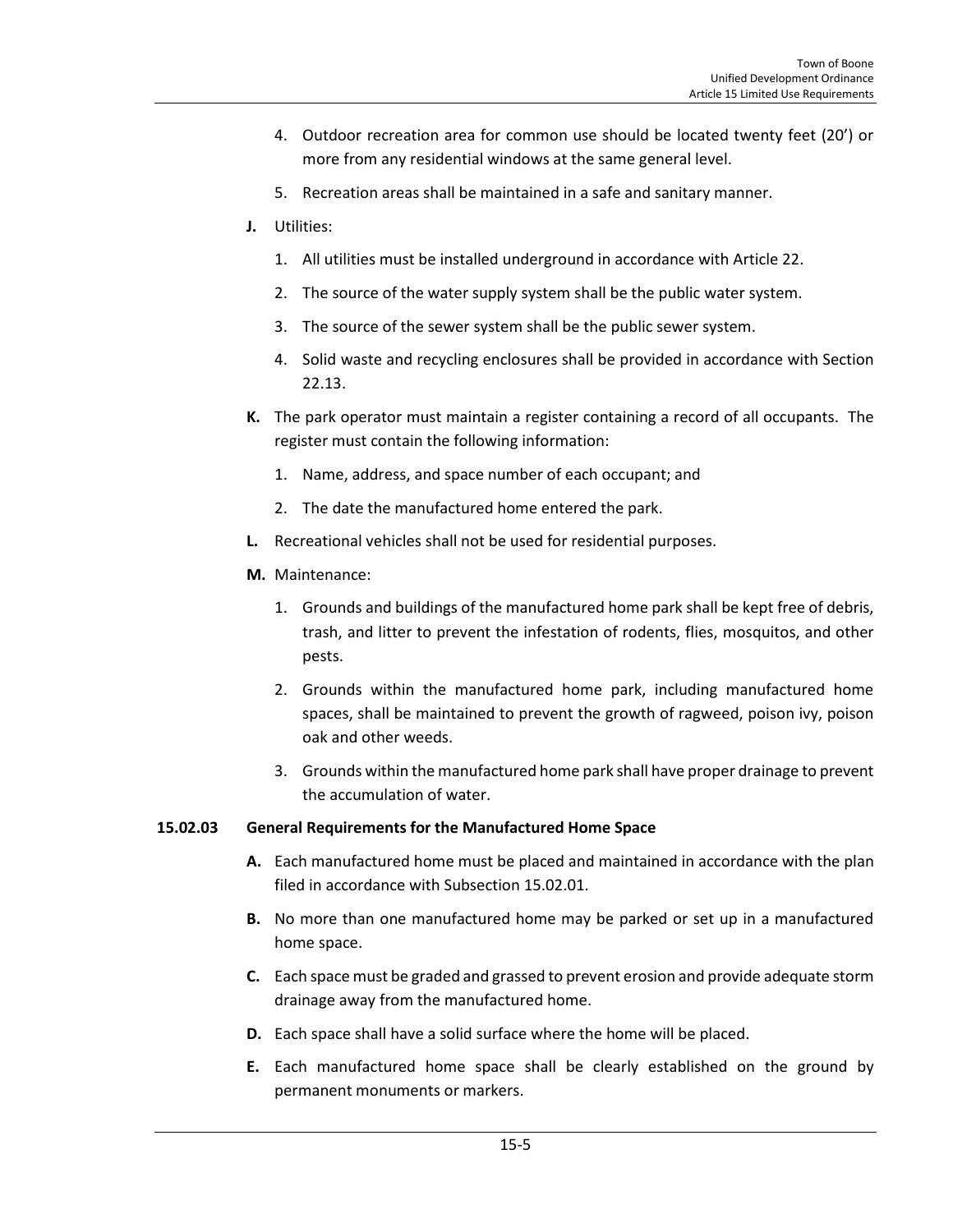4. Outdoor recreation area for common use should be located twenty feet (20') or more from any residential windows at the same general level.

5. Recreation areas shall be maintained in a safe and sanitary manner.

**J.** Utilities:

1. All utilities must be installed underground in accordance with Article 22.

2. The source of the water supply system shall be the public water system.

3. The source of the sewer system shall be the public sewer system.

4. Solid waste and recycling enclosures shall be provided in accordance with Section 22.13.

**K.** The park operator must maintain a register containing a record of all occupants. The register must contain the following information:

1. Name, address, and space number of each occupant; and

2. The date the manufactured home entered the park.

**L.** Recreational vehicles shall not be used for residential purposes.

**M.** Maintenance:

1. Grounds and buildings of the manufactured home park shall be kept free of debris, trash, and litter to prevent the infestation of rodents, flies, mosquitos, and other pests.

2. Grounds within the manufactured home park, including manufactured home spaces, shall be maintained to prevent the growth of ragweed, poison ivy, poison oak and other weeds.

3. Grounds within the manufactured home park shall have proper drainage to prevent the accumulation of water.

### 15.02.03 General Requirements for the Manufactured Home Space

**A.** Each manufactured home must be placed and maintained in accordance with the plan filed in accordance with Subsection 15.02.01.

**B.** No more than one manufactured home may be parked or set up in a manufactured home space.

**C.** Each space must be graded and grassed to prevent erosion and provide adequate storm drainage away from the manufactured home.

**D.** Each space shall have a solid surface where the home will be placed.

**E.** Each manufactured home space shall be clearly established on the ground by permanent monuments or markers.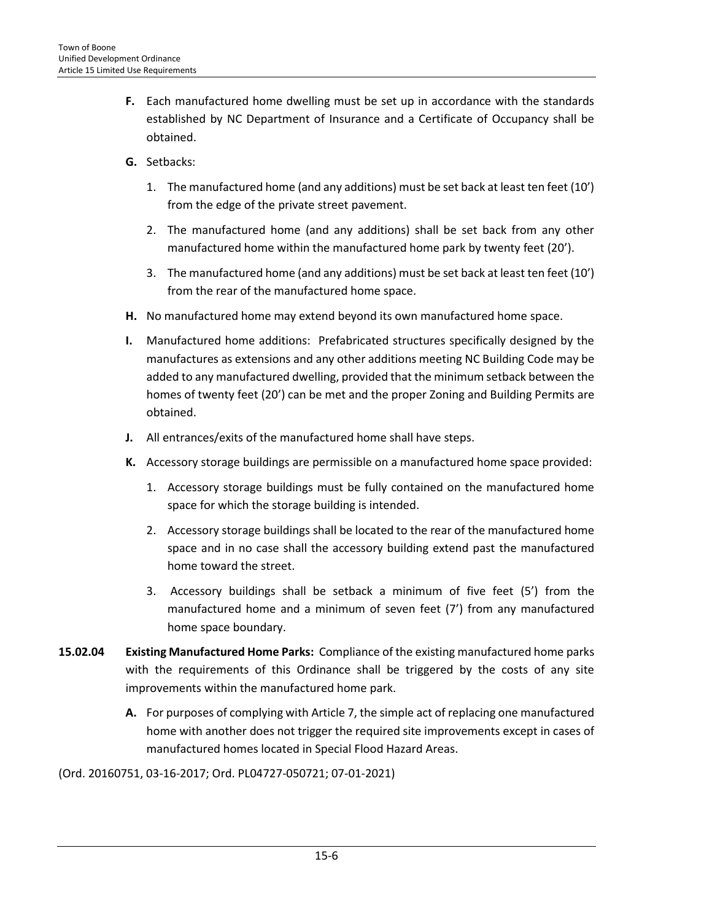**F.** Each manufactured home dwelling must be set up in accordance with the standards established by NC Department of Insurance and a Certificate of Occupancy shall be obtained.

**G.** Setbacks:

1. The manufactured home (and any additions) must be set back at least ten feet (10') from the edge of the private street pavement.
2. The manufactured home (and any additions) shall be set back from any other manufactured home within the manufactured home park by twenty feet (20').
3. The manufactured home (and any additions) must be set back at least ten feet (10') from the rear of the manufactured home space.

**H.** No manufactured home may extend beyond its own manufactured home space.

**I.** Manufactured home additions: Prefabricated structures specifically designed by the manufactures as extensions and any other additions meeting NC Building Code may be added to any manufactured dwelling, provided that the minimum setback between the homes of twenty feet (20') can be met and the proper Zoning and Building Permits are obtained.

**J.** All entrances/exits of the manufactured home shall have steps.

**K.** Accessory storage buildings are permissible on a manufactured home space provided:

1. Accessory storage buildings must be fully contained on the manufactured home space for which the storage building is intended.
2. Accessory storage buildings shall be located to the rear of the manufactured home space and in no case shall the accessory building extend past the manufactured home toward the street.
3. Accessory buildings shall be setback a minimum of five feet (5') from the manufactured home and a minimum of seven feet (7') from any manufactured home space boundary.

**15.02.04 Existing Manufactured Home Parks:** Compliance of the existing manufactured home parks with the requirements of this Ordinance shall be triggered by the costs of any site improvements within the manufactured home park.

**A.** For purposes of complying with Article 7, the simple act of replacing one manufactured home with another does not trigger the required site improvements except in cases of manufactured homes located in Special Flood Hazard Areas.

(Ord. 20160751, 03-16-2017; Ord. PL04727-050721; 07-01-2021)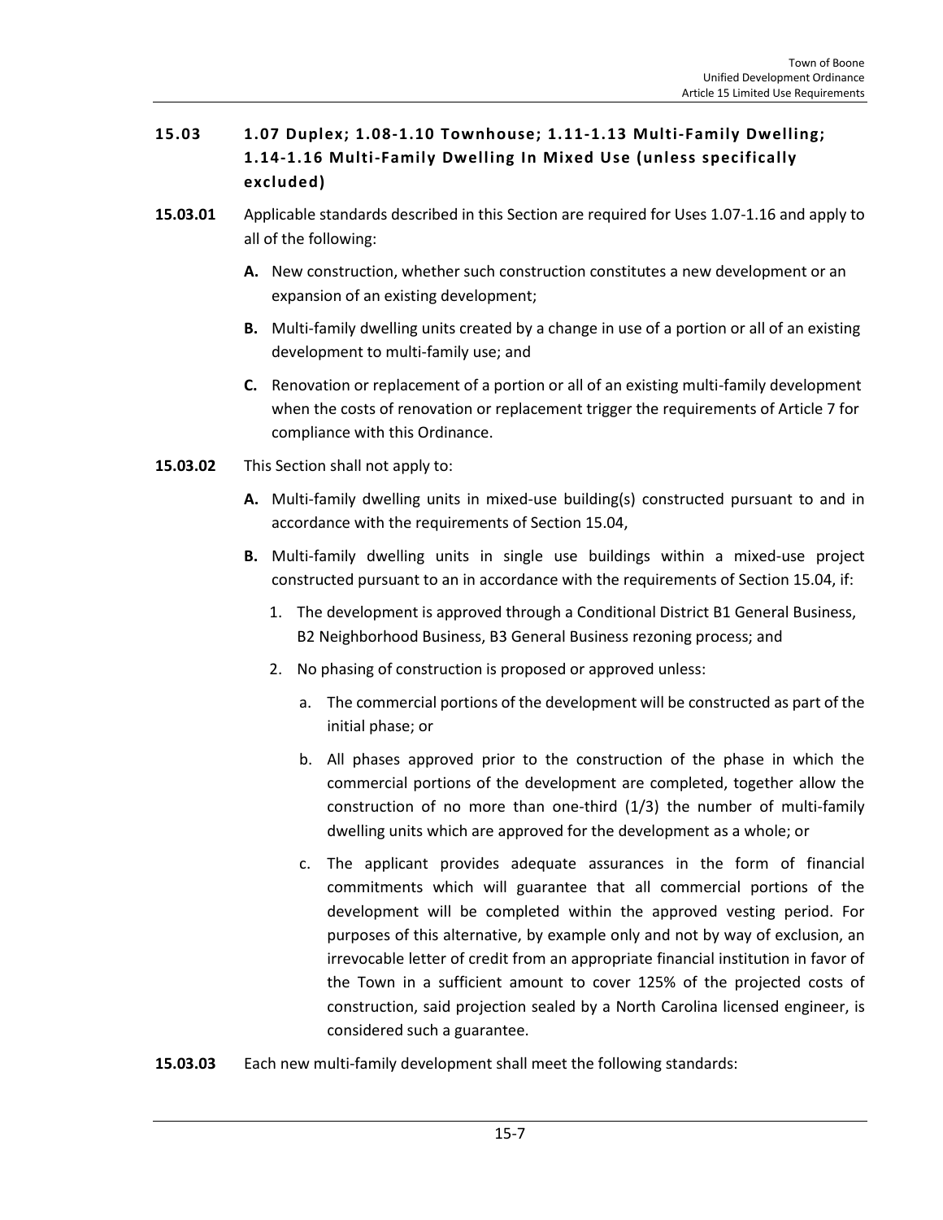## 15.03 1.07 Duplex; 1.08-1.10 Townhouse; 1.11-1.13 Multi-Family Dwelling; 1.14-1.16 Multi-Family Dwelling In Mixed Use (unless specifically excluded)

**15.03.01** Applicable standards described in this Section are required for Uses 1.07-1.16 and apply to all of the following:

**A.** New construction, whether such construction constitutes a new development or an expansion of an existing development;

**B.** Multi-family dwelling units created by a change in use of a portion or all of an existing development to multi-family use; and

**C.** Renovation or replacement of a portion or all of an existing multi-family development when the costs of renovation or replacement trigger the requirements of Article 7 for compliance with this Ordinance.

**15.03.02** This Section shall not apply to:

**A.** Multi-family dwelling units in mixed-use building(s) constructed pursuant to and in accordance with the requirements of Section 15.04,

**B.** Multi-family dwelling units in single use buildings within a mixed-use project constructed pursuant to an in accordance with the requirements of Section 15.04, if:

1. The development is approved through a Conditional District B1 General Business, B2 Neighborhood Business, B3 General Business rezoning process; and
2. No phasing of construction is proposed or approved unless:
   a. The commercial portions of the development will be constructed as part of the initial phase; or
   b. All phases approved prior to the construction of the phase in which the commercial portions of the development are completed, together allow the construction of no more than one-third (1/3) the number of multi-family dwelling units which are approved for the development as a whole; or
   c. The applicant provides adequate assurances in the form of financial commitments which will guarantee that all commercial portions of the development will be completed within the approved vesting period. For purposes of this alternative, by example only and not by way of exclusion, an irrevocable letter of credit from an appropriate financial institution in favor of the Town in a sufficient amount to cover 125% of the projected costs of construction, said projection sealed by a North Carolina licensed engineer, is considered such a guarantee.

**15.03.03** Each new multi-family development shall meet the following standards: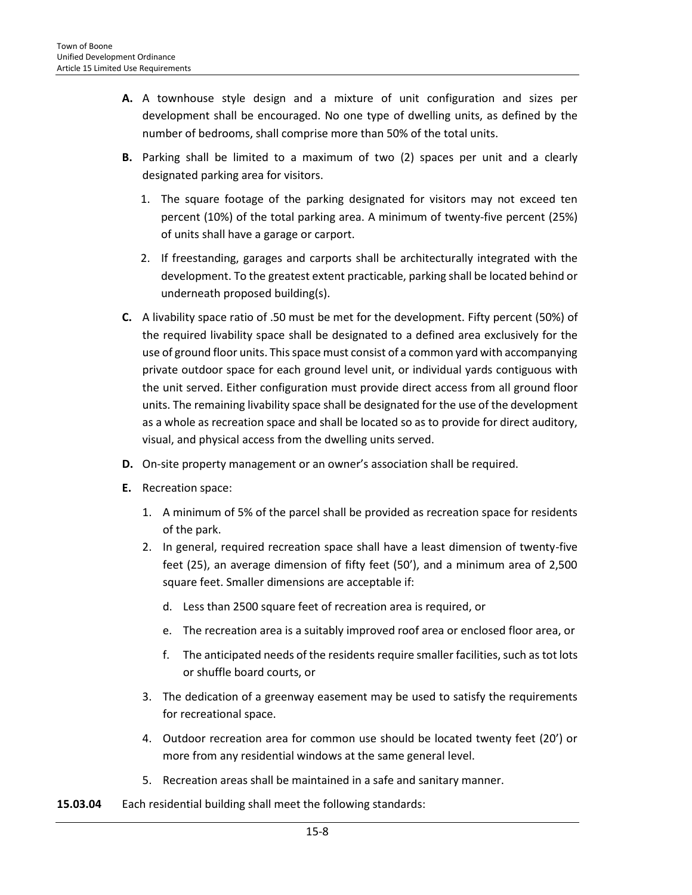**A.** A townhouse style design and a mixture of unit configuration and sizes per development shall be encouraged. No one type of dwelling units, as defined by the number of bedrooms, shall comprise more than 50% of the total units.

**B.** Parking shall be limited to a maximum of two (2) spaces per unit and a clearly designated parking area for visitors.

1. The square footage of the parking designated for visitors may not exceed ten percent (10%) of the total parking area. A minimum of twenty-five percent (25%) of units shall have a garage or carport.
2. If freestanding, garages and carports shall be architecturally integrated with the development. To the greatest extent practicable, parking shall be located behind or underneath proposed building(s).

**C.** A livability space ratio of .50 must be met for the development. Fifty percent (50%) of the required livability space shall be designated to a defined area exclusively for the use of ground floor units. This space must consist of a common yard with accompanying private outdoor space for each ground level unit, or individual yards contiguous with the unit served. Either configuration must provide direct access from all ground floor units. The remaining livability space shall be designated for the use of the development as a whole as recreation space and shall be located so as to provide for direct auditory, visual, and physical access from the dwelling units served.

**D.** On-site property management or an owner's association shall be required.

**E.** Recreation space:

1. A minimum of 5% of the parcel shall be provided as recreation space for residents of the park.
2. In general, required recreation space shall have a least dimension of twenty-five feet (25), an average dimension of fifty feet (50'), and a minimum area of 2,500 square feet. Smaller dimensions are acceptable if:
   - d. Less than 2500 square feet of recreation area is required, or
   - e. The recreation area is a suitably improved roof area or enclosed floor area, or
   - f. The anticipated needs of the residents require smaller facilities, such as tot lots or shuffle board courts, or
3. The dedication of a greenway easement may be used to satisfy the requirements for recreational space.
4. Outdoor recreation area for common use should be located twenty feet (20') or more from any residential windows at the same general level.
5. Recreation areas shall be maintained in a safe and sanitary manner.

**15.03.04** Each residential building shall meet the following standards: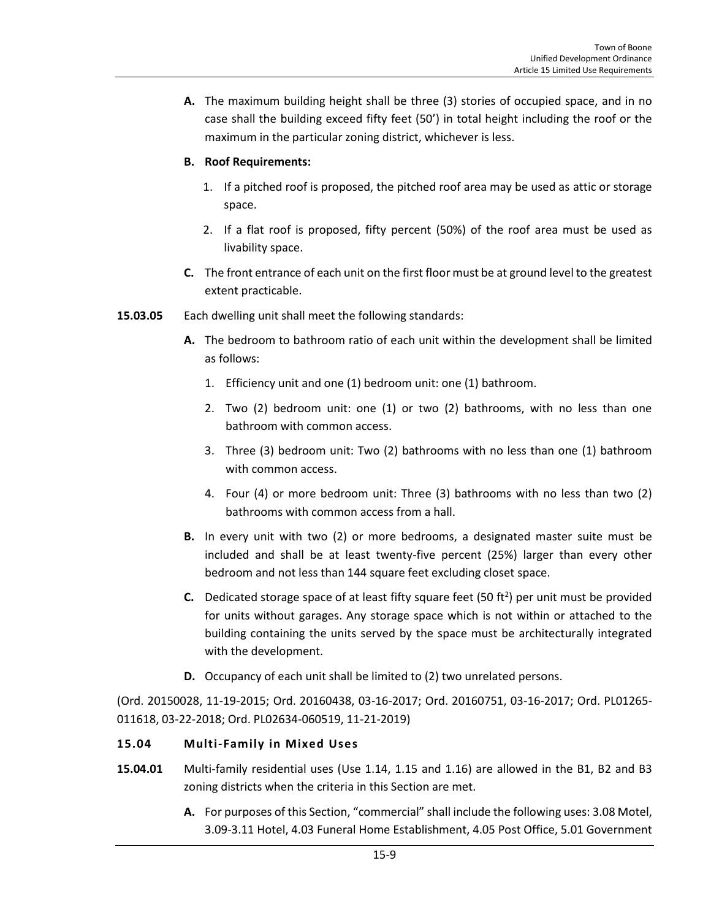**A.** The maximum building height shall be three (3) stories of occupied space, and in no case shall the building exceed fifty feet (50') in total height including the roof or the maximum in the particular zoning district, whichever is less.

**B. Roof Requirements:**

1. If a pitched roof is proposed, the pitched roof area may be used as attic or storage space.
2. If a flat roof is proposed, fifty percent (50%) of the roof area must be used as livability space.

**C.** The front entrance of each unit on the first floor must be at ground level to the greatest extent practicable.

**15.03.05** Each dwelling unit shall meet the following standards:

**A.** The bedroom to bathroom ratio of each unit within the development shall be limited as follows:

1. Efficiency unit and one (1) bedroom unit: one (1) bathroom.
2. Two (2) bedroom unit: one (1) or two (2) bathrooms, with no less than one bathroom with common access.
3. Three (3) bedroom unit: Two (2) bathrooms with no less than one (1) bathroom with common access.
4. Four (4) or more bedroom unit: Three (3) bathrooms with no less than two (2) bathrooms with common access from a hall.

**B.** In every unit with two (2) or more bedrooms, a designated master suite must be included and shall be at least twenty-five percent (25%) larger than every other bedroom and not less than 144 square feet excluding closet space.

**C.** Dedicated storage space of at least fifty square feet (50 $ft^2$) per unit must be provided for units without garages. Any storage space which is not within or attached to the building containing the units served by the space must be architecturally integrated with the development.

**D.** Occupancy of each unit shall be limited to (2) two unrelated persons.

(Ord. 20150028, 11-19-2015; Ord. 20160438, 03-16-2017; Ord. 20160751, 03-16-2017; Ord. PL01265-011618, 03-22-2018; Ord. PL02634-060519, 11-21-2019)

### 15.04 Multi-Family in Mixed Uses

**15.04.01** Multi-family residential uses (Use 1.14, 1.15 and 1.16) are allowed in the B1, B2 and B3 zoning districts when the criteria in this Section are met.

**A.** For purposes of this Section, "commercial" shall include the following uses: 3.08 Motel, 3.09-3.11 Hotel, 4.03 Funeral Home Establishment, 4.05 Post Office, 5.01 Government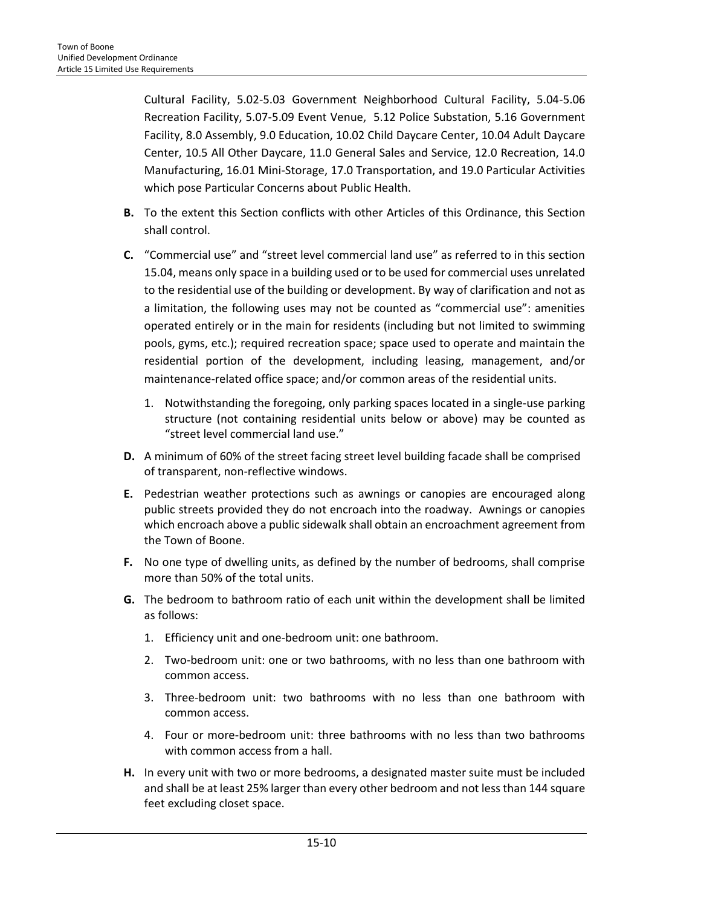Cultural Facility, 5.02-5.03 Government Neighborhood Cultural Facility, 5.04-5.06 Recreation Facility, 5.07-5.09 Event Venue, 5.12 Police Substation, 5.16 Government Facility, 8.0 Assembly, 9.0 Education, 10.02 Child Daycare Center, 10.04 Adult Daycare Center, 10.5 All Other Daycare, 11.0 General Sales and Service, 12.0 Recreation, 14.0 Manufacturing, 16.01 Mini-Storage, 17.0 Transportation, and 19.0 Particular Activities which pose Particular Concerns about Public Health.

**B.** To the extent this Section conflicts with other Articles of this Ordinance, this Section shall control.

**C.** "Commercial use" and "street level commercial land use" as referred to in this section 15.04, means only space in a building used or to be used for commercial uses unrelated to the residential use of the building or development. By way of clarification and not as a limitation, the following uses may not be counted as "commercial use": amenities operated entirely or in the main for residents (including but not limited to swimming pools, gyms, etc.); required recreation space; space used to operate and maintain the residential portion of the development, including leasing, management, and/or maintenance-related office space; and/or common areas of the residential units.

1. Notwithstanding the foregoing, only parking spaces located in a single-use parking structure (not containing residential units below or above) may be counted as "street level commercial land use."

**D.** A minimum of 60% of the street facing street level building facade shall be comprised of transparent, non-reflective windows.

**E.** Pedestrian weather protections such as awnings or canopies are encouraged along public streets provided they do not encroach into the roadway. Awnings or canopies which encroach above a public sidewalk shall obtain an encroachment agreement from the Town of Boone.

**F.** No one type of dwelling units, as defined by the number of bedrooms, shall comprise more than 50% of the total units.

**G.** The bedroom to bathroom ratio of each unit within the development shall be limited as follows:

1. Efficiency unit and one-bedroom unit: one bathroom.
2. Two-bedroom unit: one or two bathrooms, with no less than one bathroom with common access.
3. Three-bedroom unit: two bathrooms with no less than one bathroom with common access.
4. Four or more-bedroom unit: three bathrooms with no less than two bathrooms with common access from a hall.

**H.** In every unit with two or more bedrooms, a designated master suite must be included and shall be at least 25% larger than every other bedroom and not less than 144 square feet excluding closet space.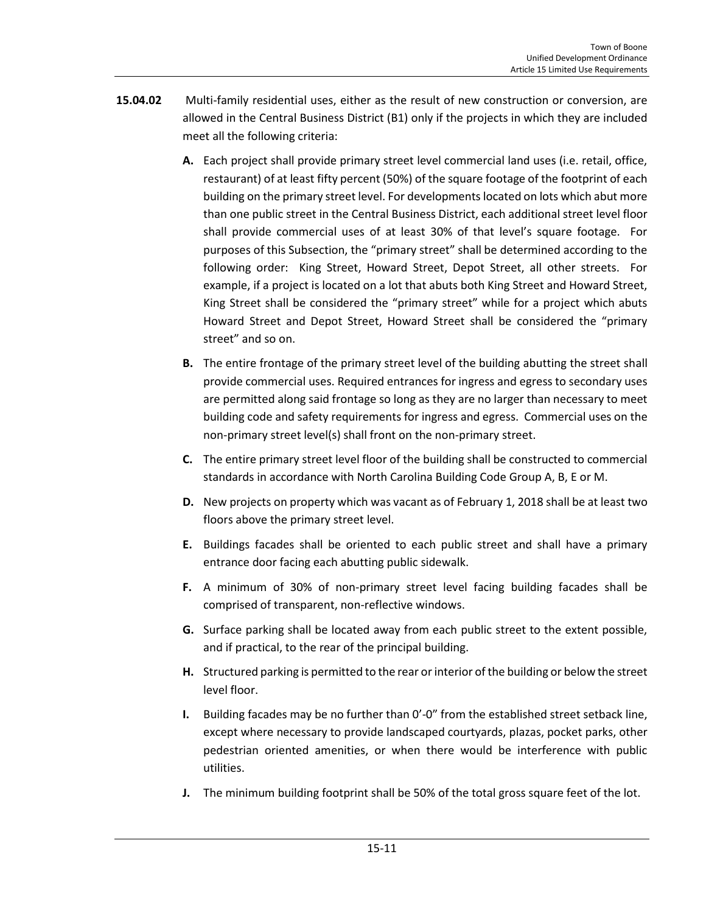**15.04.02** Multi-family residential uses, either as the result of new construction or conversion, are allowed in the Central Business District (B1) only if the projects in which they are included meet all the following criteria:

- **A.** Each project shall provide primary street level commercial land uses (i.e. retail, office, restaurant) of at least fifty percent (50%) of the square footage of the footprint of each building on the primary street level. For developments located on lots which abut more than one public street in the Central Business District, each additional street level floor shall provide commercial uses of at least 30% of that level's square footage. For purposes of this Subsection, the "primary street" shall be determined according to the following order: King Street, Howard Street, Depot Street, all other streets. For example, if a project is located on a lot that abuts both King Street and Howard Street, King Street shall be considered the "primary street" while for a project which abuts Howard Street and Depot Street, Howard Street shall be considered the "primary street" and so on.
- **B.** The entire frontage of the primary street level of the building abutting the street shall provide commercial uses. Required entrances for ingress and egress to secondary uses are permitted along said frontage so long as they are no larger than necessary to meet building code and safety requirements for ingress and egress. Commercial uses on the non-primary street level(s) shall front on the non-primary street.
- **C.** The entire primary street level floor of the building shall be constructed to commercial standards in accordance with North Carolina Building Code Group A, B, E or M.
- **D.** New projects on property which was vacant as of February 1, 2018 shall be at least two floors above the primary street level.
- **E.** Buildings facades shall be oriented to each public street and shall have a primary entrance door facing each abutting public sidewalk.
- **F.** A minimum of 30% of non-primary street level facing building facades shall be comprised of transparent, non-reflective windows.
- **G.** Surface parking shall be located away from each public street to the extent possible, and if practical, to the rear of the principal building.
- **H.** Structured parking is permitted to the rear or interior of the building or below the street level floor.
- **I.** Building facades may be no further than 0'-0" from the established street setback line, except where necessary to provide landscaped courtyards, plazas, pocket parks, other pedestrian oriented amenities, or when there would be interference with public utilities.
- **J.** The minimum building footprint shall be 50% of the total gross square feet of the lot.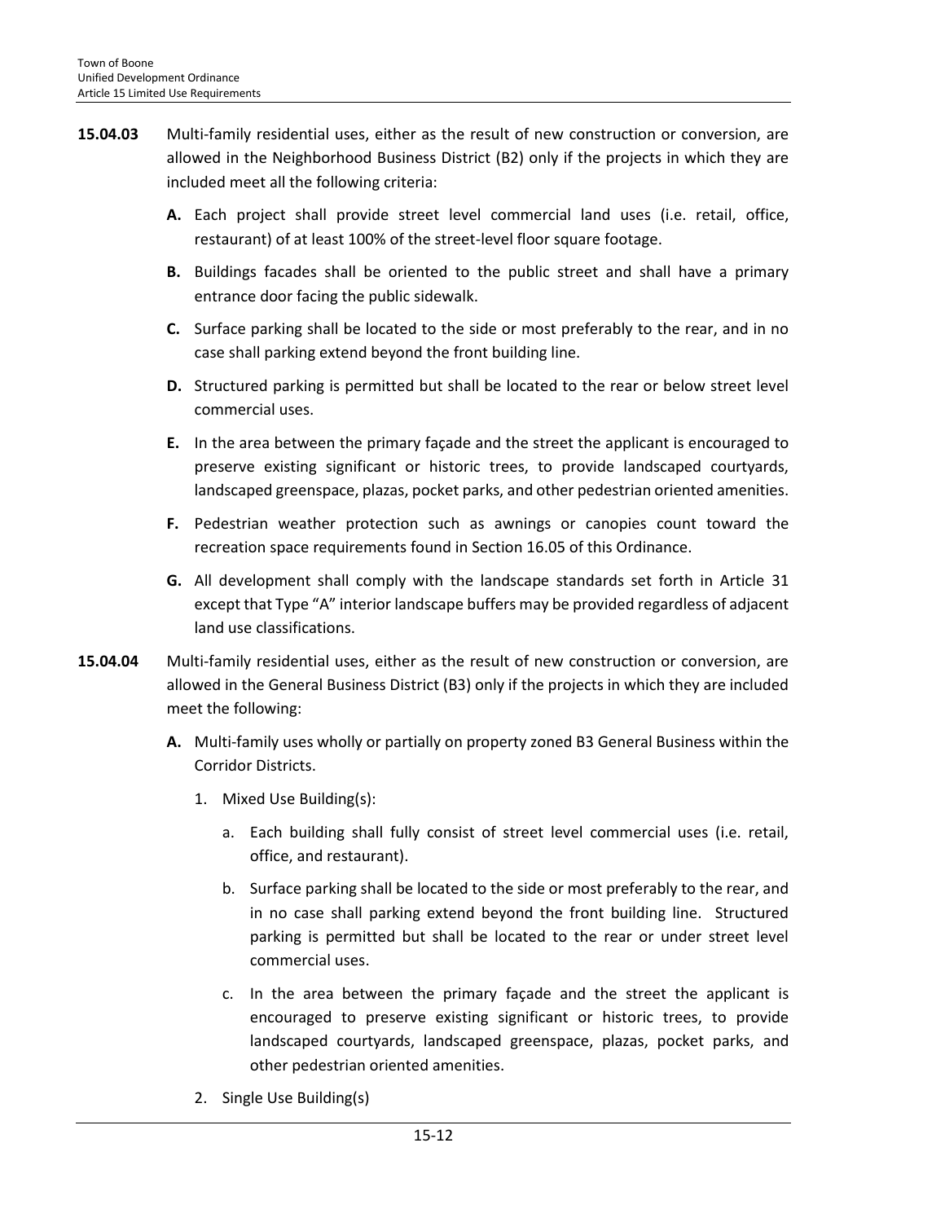**15.04.03** Multi-family residential uses, either as the result of new construction or conversion, are allowed in the Neighborhood Business District (B2) only if the projects in which they are included meet all the following criteria:

- **A.** Each project shall provide street level commercial land uses (i.e. retail, office, restaurant) of at least 100% of the street-level floor square footage.
- **B.** Buildings facades shall be oriented to the public street and shall have a primary entrance door facing the public sidewalk.
- **C.** Surface parking shall be located to the side or most preferably to the rear, and in no case shall parking extend beyond the front building line.
- **D.** Structured parking is permitted but shall be located to the rear or below street level commercial uses.
- **E.** In the area between the primary façade and the street the applicant is encouraged to preserve existing significant or historic trees, to provide landscaped courtyards, landscaped greenspace, plazas, pocket parks, and other pedestrian oriented amenities.
- **F.** Pedestrian weather protection such as awnings or canopies count toward the recreation space requirements found in Section 16.05 of this Ordinance.
- **G.** All development shall comply with the landscape standards set forth in Article 31 except that Type "A" interior landscape buffers may be provided regardless of adjacent land use classifications.

**15.04.04** Multi-family residential uses, either as the result of new construction or conversion, are allowed in the General Business District (B3) only if the projects in which they are included meet the following:

- **A.** Multi-family uses wholly or partially on property zoned B3 General Business within the Corridor Districts.
  1. Mixed Use Building(s):
     - a. Each building shall fully consist of street level commercial uses (i.e. retail, office, and restaurant).
     - b. Surface parking shall be located to the side or most preferably to the rear, and in no case shall parking extend beyond the front building line. Structured parking is permitted but shall be located to the rear or under street level commercial uses.
     - c. In the area between the primary façade and the street the applicant is encouraged to preserve existing significant or historic trees, to provide landscaped courtyards, landscaped greenspace, plazas, pocket parks, and other pedestrian oriented amenities.
  2. Single Use Building(s)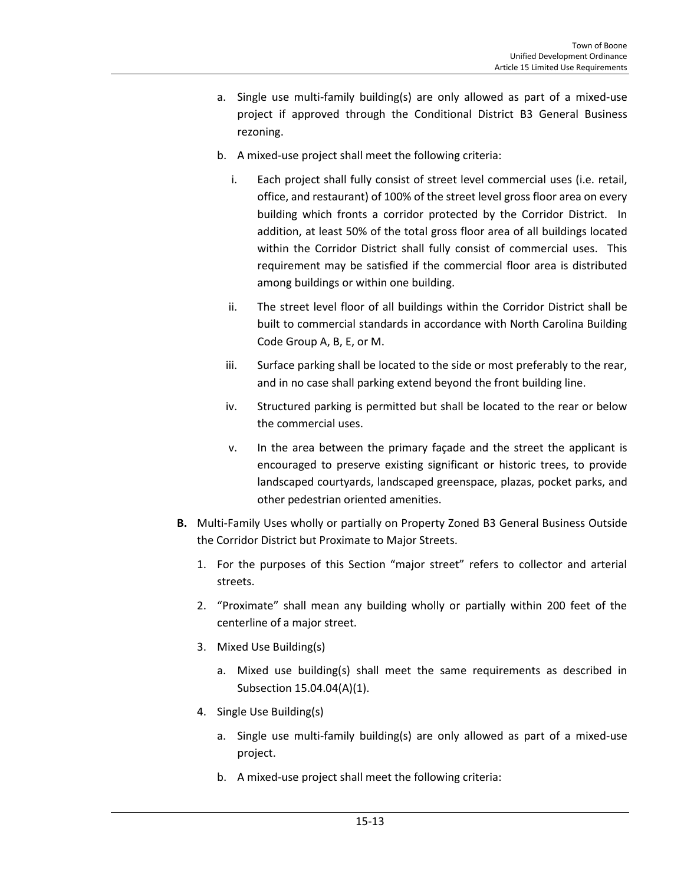a. Single use multi-family building(s) are only allowed as part of a mixed-use project if approved through the Conditional District B3 General Business rezoning.

b. A mixed-use project shall meet the following criteria:

   i. Each project shall fully consist of street level commercial uses (i.e. retail, office, and restaurant) of 100% of the street level gross floor area on every building which fronts a corridor protected by the Corridor District. In addition, at least 50% of the total gross floor area of all buildings located within the Corridor District shall fully consist of commercial uses. This requirement may be satisfied if the commercial floor area is distributed among buildings or within one building.

   ii. The street level floor of all buildings within the Corridor District shall be built to commercial standards in accordance with North Carolina Building Code Group A, B, E, or M.

   iii. Surface parking shall be located to the side or most preferably to the rear, and in no case shall parking extend beyond the front building line.

   iv. Structured parking is permitted but shall be located to the rear or below the commercial uses.

   v. In the area between the primary façade and the street the applicant is encouraged to preserve existing significant or historic trees, to provide landscaped courtyards, landscaped greenspace, plazas, pocket parks, and other pedestrian oriented amenities.

**B.** Multi-Family Uses wholly or partially on Property Zoned B3 General Business Outside the Corridor District but Proximate to Major Streets.

1. For the purposes of this Section "major street" refers to collector and arterial streets.

2. "Proximate" shall mean any building wholly or partially within 200 feet of the centerline of a major street.

3. Mixed Use Building(s)

   a. Mixed use building(s) shall meet the same requirements as described in Subsection 15.04.04(A)(1).

4. Single Use Building(s)

   a. Single use multi-family building(s) are only allowed as part of a mixed-use project.

   b. A mixed-use project shall meet the following criteria: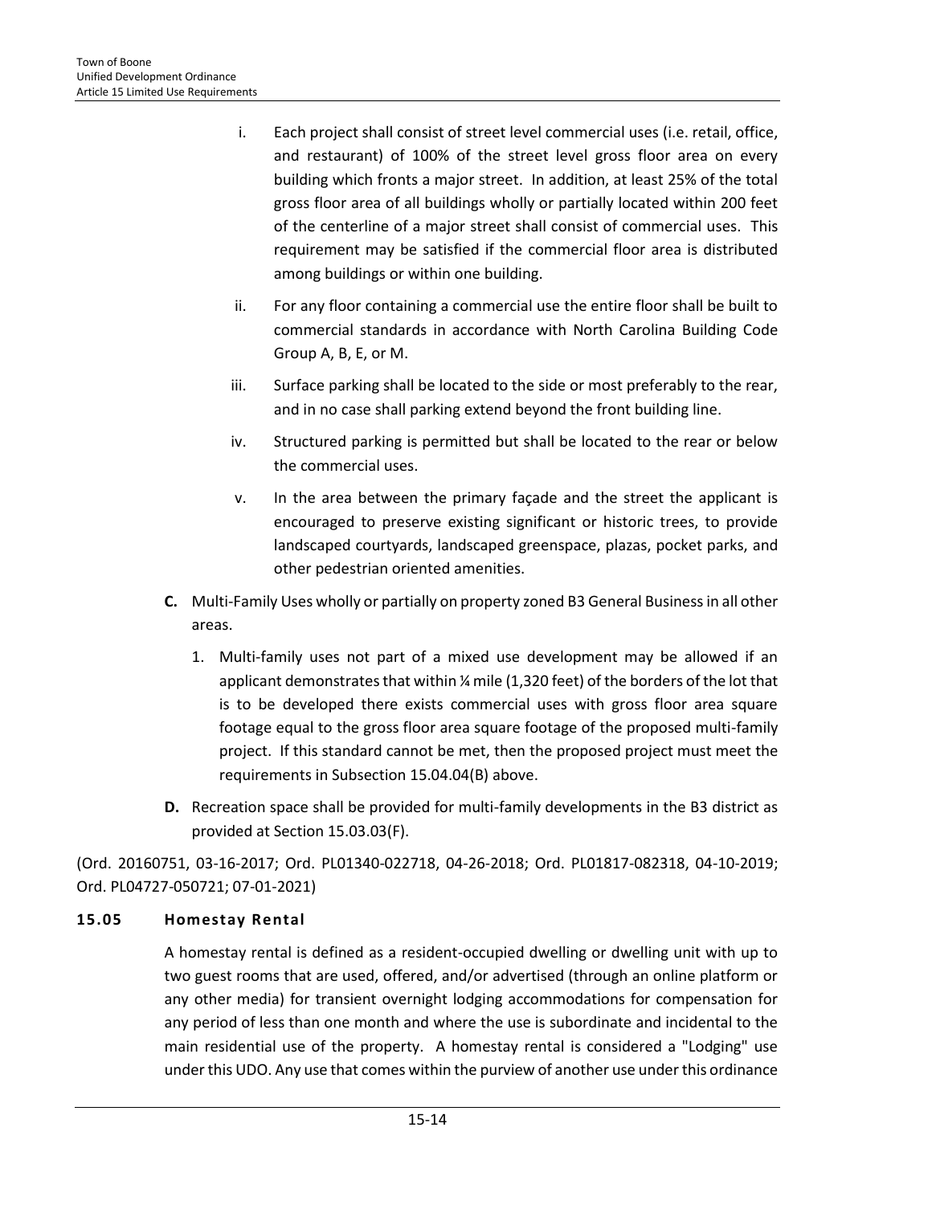i. Each project shall consist of street level commercial uses (i.e. retail, office, and restaurant) of 100% of the street level gross floor area on every building which fronts a major street. In addition, at least 25% of the total gross floor area of all buildings wholly or partially located within 200 feet of the centerline of a major street shall consist of commercial uses. This requirement may be satisfied if the commercial floor area is distributed among buildings or within one building.

ii. For any floor containing a commercial use the entire floor shall be built to commercial standards in accordance with North Carolina Building Code Group A, B, E, or M.

iii. Surface parking shall be located to the side or most preferably to the rear, and in no case shall parking extend beyond the front building line.

iv. Structured parking is permitted but shall be located to the rear or below the commercial uses.

v. In the area between the primary façade and the street the applicant is encouraged to preserve existing significant or historic trees, to provide landscaped courtyards, landscaped greenspace, plazas, pocket parks, and other pedestrian oriented amenities.

**C.** Multi-Family Uses wholly or partially on property zoned B3 General Business in all other areas.

1. Multi-family uses not part of a mixed use development may be allowed if an applicant demonstrates that within ¼ mile (1,320 feet) of the borders of the lot that is to be developed there exists commercial uses with gross floor area square footage equal to the gross floor area square footage of the proposed multi-family project. If this standard cannot be met, then the proposed project must meet the requirements in Subsection 15.04.04(B) above.

**D.** Recreation space shall be provided for multi-family developments in the B3 district as provided at Section 15.03.03(F).

(Ord. 20160751, 03-16-2017; Ord. PL01340-022718, 04-26-2018; Ord. PL01817-082318, 04-10-2019; Ord. PL04727-050721; 07-01-2021)

### 15.05 Homestay Rental

A homestay rental is defined as a resident-occupied dwelling or dwelling unit with up to two guest rooms that are used, offered, and/or advertised (through an online platform or any other media) for transient overnight lodging accommodations for compensation for any period of less than one month and where the use is subordinate and incidental to the main residential use of the property. A homestay rental is considered a "Lodging" use under this UDO. Any use that comes within the purview of another use under this ordinance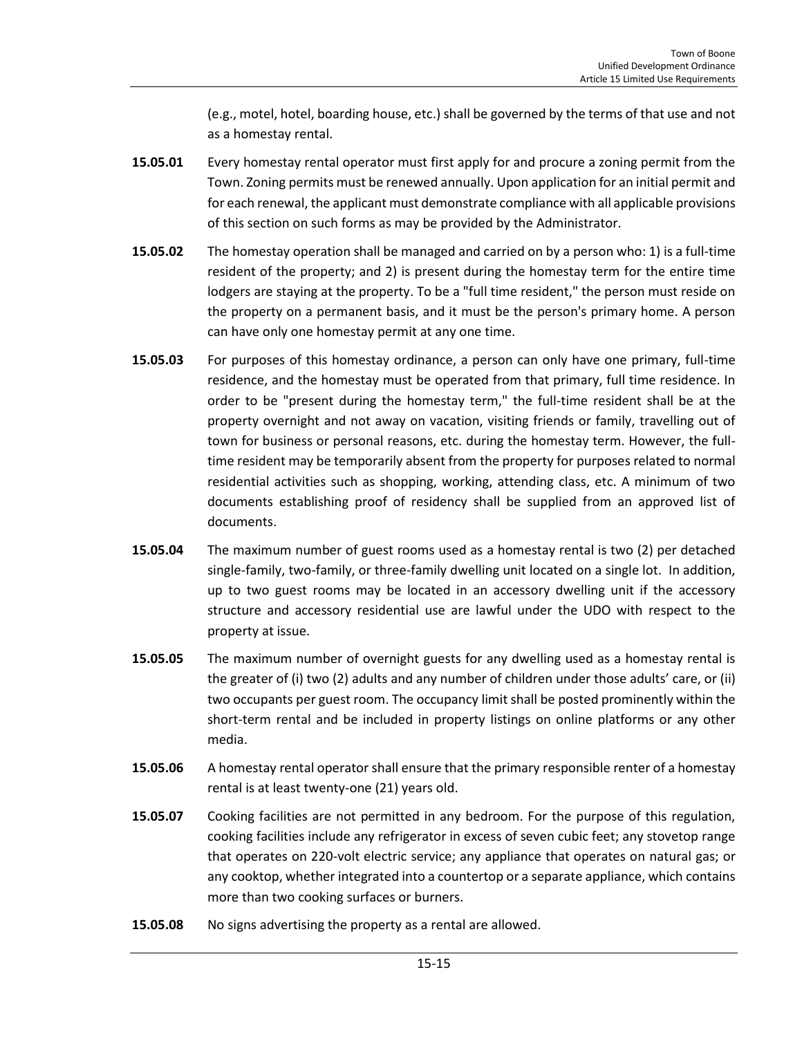(e.g., motel, hotel, boarding house, etc.) shall be governed by the terms of that use and not as a homestay rental.

**15.05.01** Every homestay rental operator must first apply for and procure a zoning permit from the Town. Zoning permits must be renewed annually. Upon application for an initial permit and for each renewal, the applicant must demonstrate compliance with all applicable provisions of this section on such forms as may be provided by the Administrator.

**15.05.02** The homestay operation shall be managed and carried on by a person who: 1) is a full-time resident of the property; and 2) is present during the homestay term for the entire time lodgers are staying at the property. To be a "full time resident," the person must reside on the property on a permanent basis, and it must be the person's primary home. A person can have only one homestay permit at any one time.

**15.05.03** For purposes of this homestay ordinance, a person can only have one primary, full-time residence, and the homestay must be operated from that primary, full time residence. In order to be "present during the homestay term," the full-time resident shall be at the property overnight and not away on vacation, visiting friends or family, travelling out of town for business or personal reasons, etc. during the homestay term. However, the full-time resident may be temporarily absent from the property for purposes related to normal residential activities such as shopping, working, attending class, etc. A minimum of two documents establishing proof of residency shall be supplied from an approved list of documents.

**15.05.04** The maximum number of guest rooms used as a homestay rental is two (2) per detached single-family, two-family, or three-family dwelling unit located on a single lot. In addition, up to two guest rooms may be located in an accessory dwelling unit if the accessory structure and accessory residential use are lawful under the UDO with respect to the property at issue.

**15.05.05** The maximum number of overnight guests for any dwelling used as a homestay rental is the greater of (i) two (2) adults and any number of children under those adults' care, or (ii) two occupants per guest room. The occupancy limit shall be posted prominently within the short-term rental and be included in property listings on online platforms or any other media.

**15.05.06** A homestay rental operator shall ensure that the primary responsible renter of a homestay rental is at least twenty-one (21) years old.

**15.05.07** Cooking facilities are not permitted in any bedroom. For the purpose of this regulation, cooking facilities include any refrigerator in excess of seven cubic feet; any stovetop range that operates on 220-volt electric service; any appliance that operates on natural gas; or any cooktop, whether integrated into a countertop or a separate appliance, which contains more than two cooking surfaces or burners.

**15.05.08** No signs advertising the property as a rental are allowed.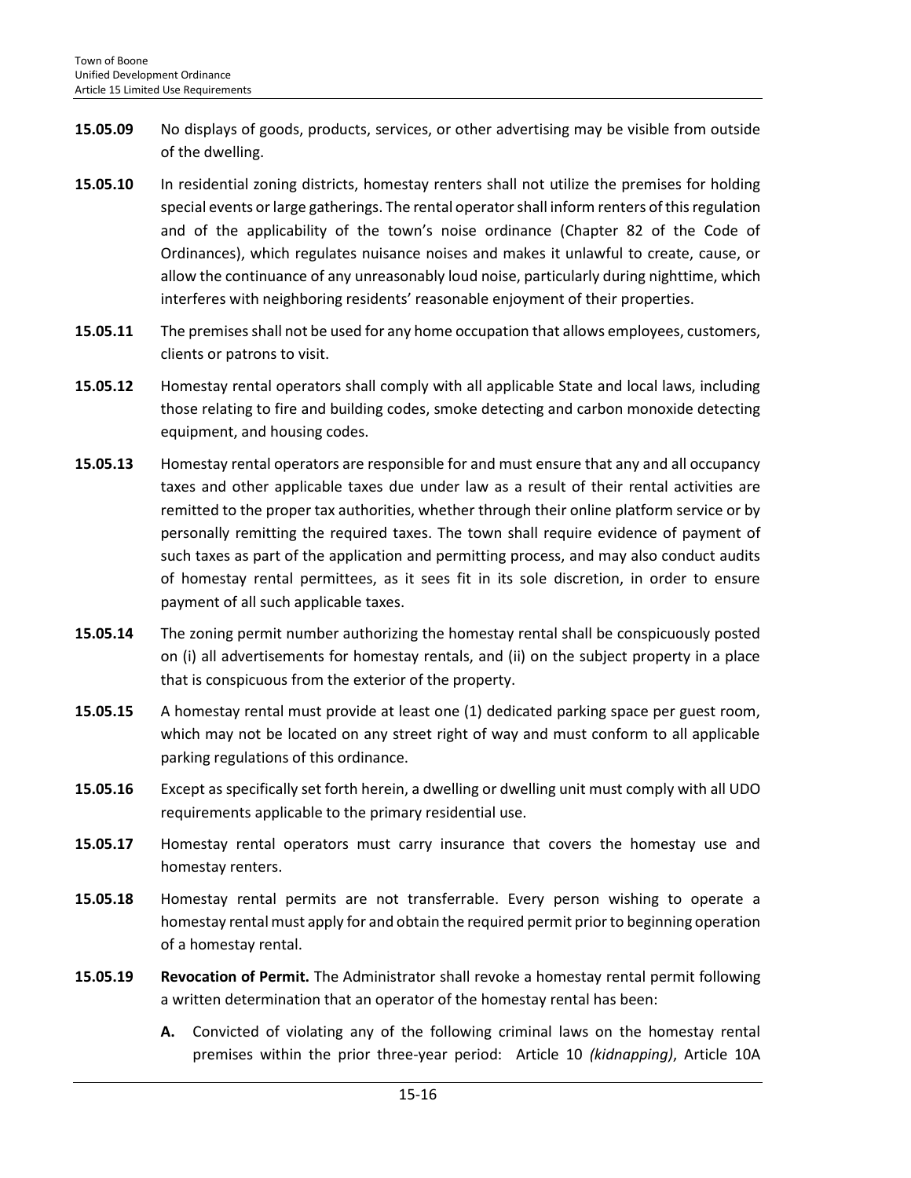**15.05.09** No displays of goods, products, services, or other advertising may be visible from outside of the dwelling.

**15.05.10** In residential zoning districts, homestay renters shall not utilize the premises for holding special events or large gatherings. The rental operator shall inform renters of this regulation and of the applicability of the town's noise ordinance (Chapter 82 of the Code of Ordinances), which regulates nuisance noises and makes it unlawful to create, cause, or allow the continuance of any unreasonably loud noise, particularly during nighttime, which interferes with neighboring residents' reasonable enjoyment of their properties.

**15.05.11** The premises shall not be used for any home occupation that allows employees, customers, clients or patrons to visit.

**15.05.12** Homestay rental operators shall comply with all applicable State and local laws, including those relating to fire and building codes, smoke detecting and carbon monoxide detecting equipment, and housing codes.

**15.05.13** Homestay rental operators are responsible for and must ensure that any and all occupancy taxes and other applicable taxes due under law as a result of their rental activities are remitted to the proper tax authorities, whether through their online platform service or by personally remitting the required taxes. The town shall require evidence of payment of such taxes as part of the application and permitting process, and may also conduct audits of homestay rental permittees, as it sees fit in its sole discretion, in order to ensure payment of all such applicable taxes.

**15.05.14** The zoning permit number authorizing the homestay rental shall be conspicuously posted on (i) all advertisements for homestay rentals, and (ii) on the subject property in a place that is conspicuous from the exterior of the property.

**15.05.15** A homestay rental must provide at least one (1) dedicated parking space per guest room, which may not be located on any street right of way and must conform to all applicable parking regulations of this ordinance.

**15.05.16** Except as specifically set forth herein, a dwelling or dwelling unit must comply with all UDO requirements applicable to the primary residential use.

**15.05.17** Homestay rental operators must carry insurance that covers the homestay use and homestay renters.

**15.05.18** Homestay rental permits are not transferrable. Every person wishing to operate a homestay rental must apply for and obtain the required permit prior to beginning operation of a homestay rental.

**15.05.19** **Revocation of Permit.** The Administrator shall revoke a homestay rental permit following a written determination that an operator of the homestay rental has been:

**A.** Convicted of violating any of the following criminal laws on the homestay rental premises within the prior three-year period: Article 10 *(kidnapping)*, Article 10A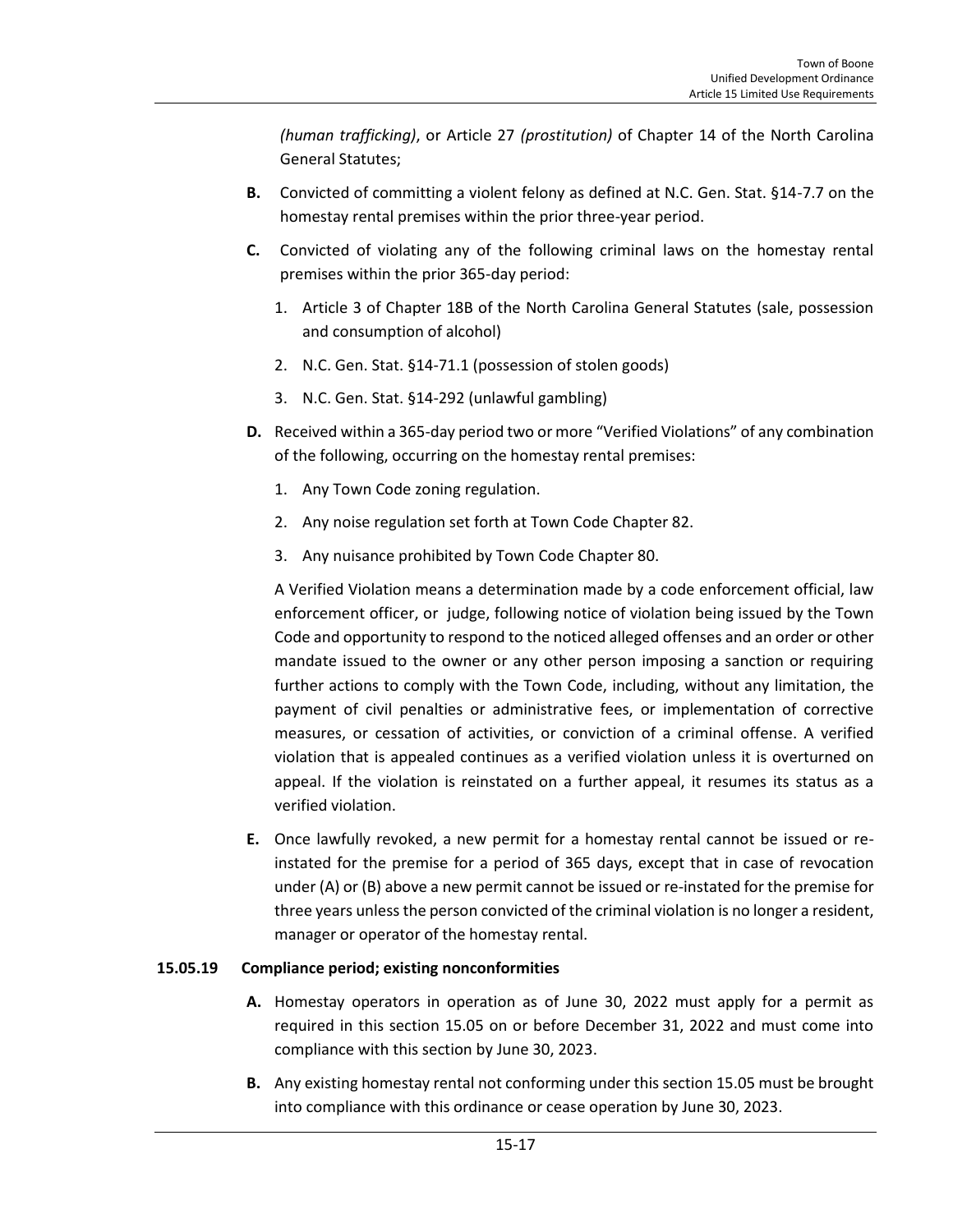*(human trafficking)*, or Article 27 *(prostitution)* of Chapter 14 of the North Carolina General Statutes;

**B.** Convicted of committing a violent felony as defined at N.C. Gen. Stat. §14-7.7 on the homestay rental premises within the prior three-year period.

**C.** Convicted of violating any of the following criminal laws on the homestay rental premises within the prior 365-day period:

1. Article 3 of Chapter 18B of the North Carolina General Statutes (sale, possession and consumption of alcohol)
2. N.C. Gen. Stat. §14-71.1 (possession of stolen goods)
3. N.C. Gen. Stat. §14-292 (unlawful gambling)

**D.** Received within a 365-day period two or more "Verified Violations" of any combination of the following, occurring on the homestay rental premises:

1. Any Town Code zoning regulation.
2. Any noise regulation set forth at Town Code Chapter 82.
3. Any nuisance prohibited by Town Code Chapter 80.

A Verified Violation means a determination made by a code enforcement official, law enforcement officer, or judge, following notice of violation being issued by the Town Code and opportunity to respond to the noticed alleged offenses and an order or other mandate issued to the owner or any other person imposing a sanction or requiring further actions to comply with the Town Code, including, without any limitation, the payment of civil penalties or administrative fees, or implementation of corrective measures, or cessation of activities, or conviction of a criminal offense. A verified violation that is appealed continues as a verified violation unless it is overturned on appeal. If the violation is reinstated on a further appeal, it resumes its status as a verified violation.

**E.** Once lawfully revoked, a new permit for a homestay rental cannot be issued or re-instated for the premise for a period of 365 days, except that in case of revocation under (A) or (B) above a new permit cannot be issued or re-instated for the premise for three years unless the person convicted of the criminal violation is no longer a resident, manager or operator of the homestay rental.

### 15.05.19 Compliance period; existing nonconformities

**A.** Homestay operators in operation as of June 30, 2022 must apply for a permit as required in this section 15.05 on or before December 31, 2022 and must come into compliance with this section by June 30, 2023.

**B.** Any existing homestay rental not conforming under this section 15.05 must be brought into compliance with this ordinance or cease operation by June 30, 2023.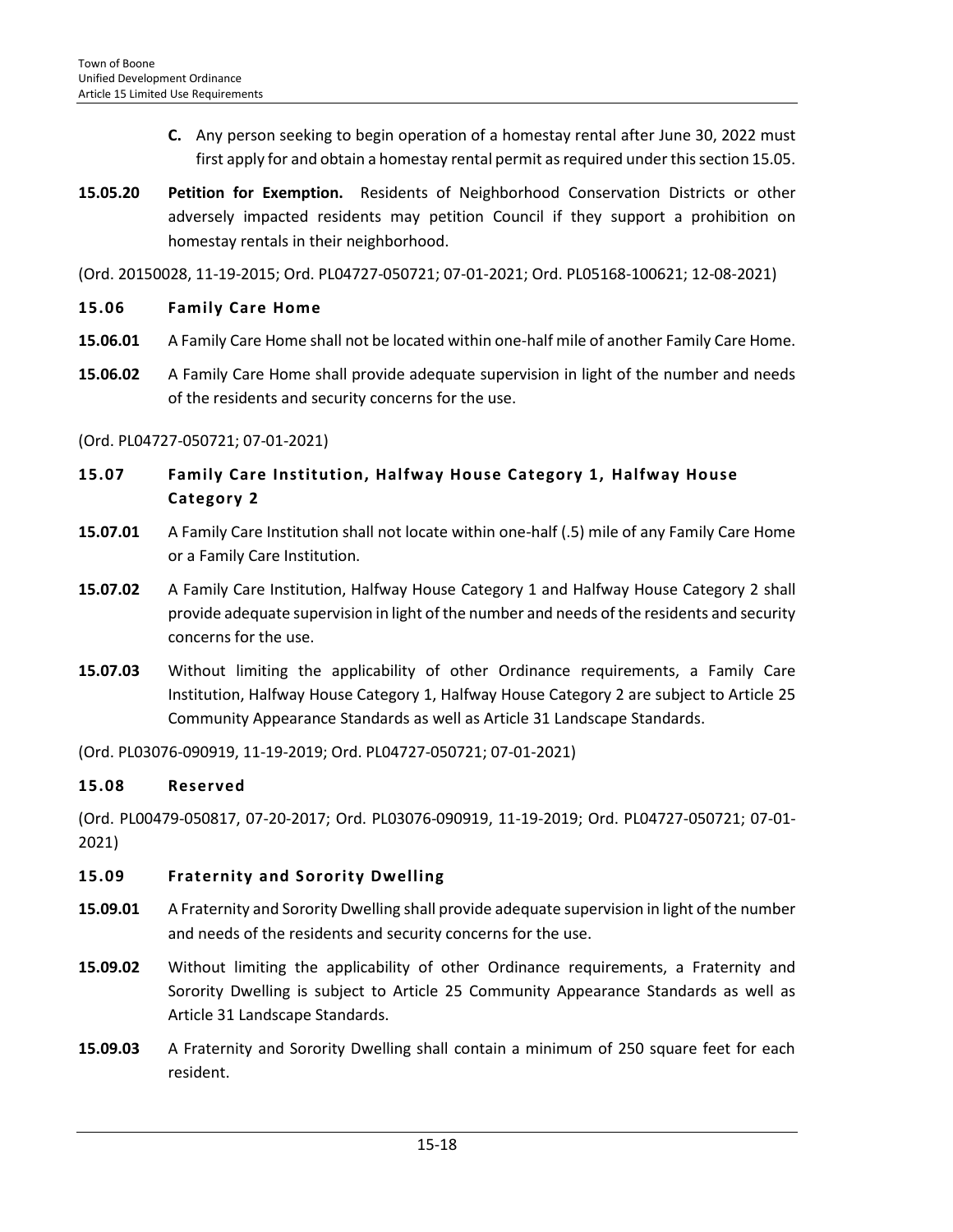**C.** Any person seeking to begin operation of a homestay rental after June 30, 2022 must first apply for and obtain a homestay rental permit as required under this section 15.05.

**15.05.20** **Petition for Exemption.** Residents of Neighborhood Conservation Districts or other adversely impacted residents may petition Council if they support a prohibition on homestay rentals in their neighborhood.

(Ord. 20150028, 11-19-2015; Ord. PL04727-050721; 07-01-2021; Ord. PL05168-100621; 12-08-2021)

## 15.06 Family Care Home

**15.06.01** A Family Care Home shall not be located within one-half mile of another Family Care Home.

**15.06.02** A Family Care Home shall provide adequate supervision in light of the number and needs of the residents and security concerns for the use.

(Ord. PL04727-050721; 07-01-2021)

## 15.07 Family Care Institution, Halfway House Category 1, Halfway House Category 2

**15.07.01** A Family Care Institution shall not locate within one-half (.5) mile of any Family Care Home or a Family Care Institution.

**15.07.02** A Family Care Institution, Halfway House Category 1 and Halfway House Category 2 shall provide adequate supervision in light of the number and needs of the residents and security concerns for the use.

**15.07.03** Without limiting the applicability of other Ordinance requirements, a Family Care Institution, Halfway House Category 1, Halfway House Category 2 are subject to Article 25 Community Appearance Standards as well as Article 31 Landscape Standards.

(Ord. PL03076-090919, 11-19-2019; Ord. PL04727-050721; 07-01-2021)

## 15.08 Reserved

(Ord. PL00479-050817, 07-20-2017; Ord. PL03076-090919, 11-19-2019; Ord. PL04727-050721; 07-01-2021)

## 15.09 Fraternity and Sorority Dwelling

**15.09.01** A Fraternity and Sorority Dwelling shall provide adequate supervision in light of the number and needs of the residents and security concerns for the use.

**15.09.02** Without limiting the applicability of other Ordinance requirements, a Fraternity and Sorority Dwelling is subject to Article 25 Community Appearance Standards as well as Article 31 Landscape Standards.

**15.09.03** A Fraternity and Sorority Dwelling shall contain a minimum of 250 square feet for each resident.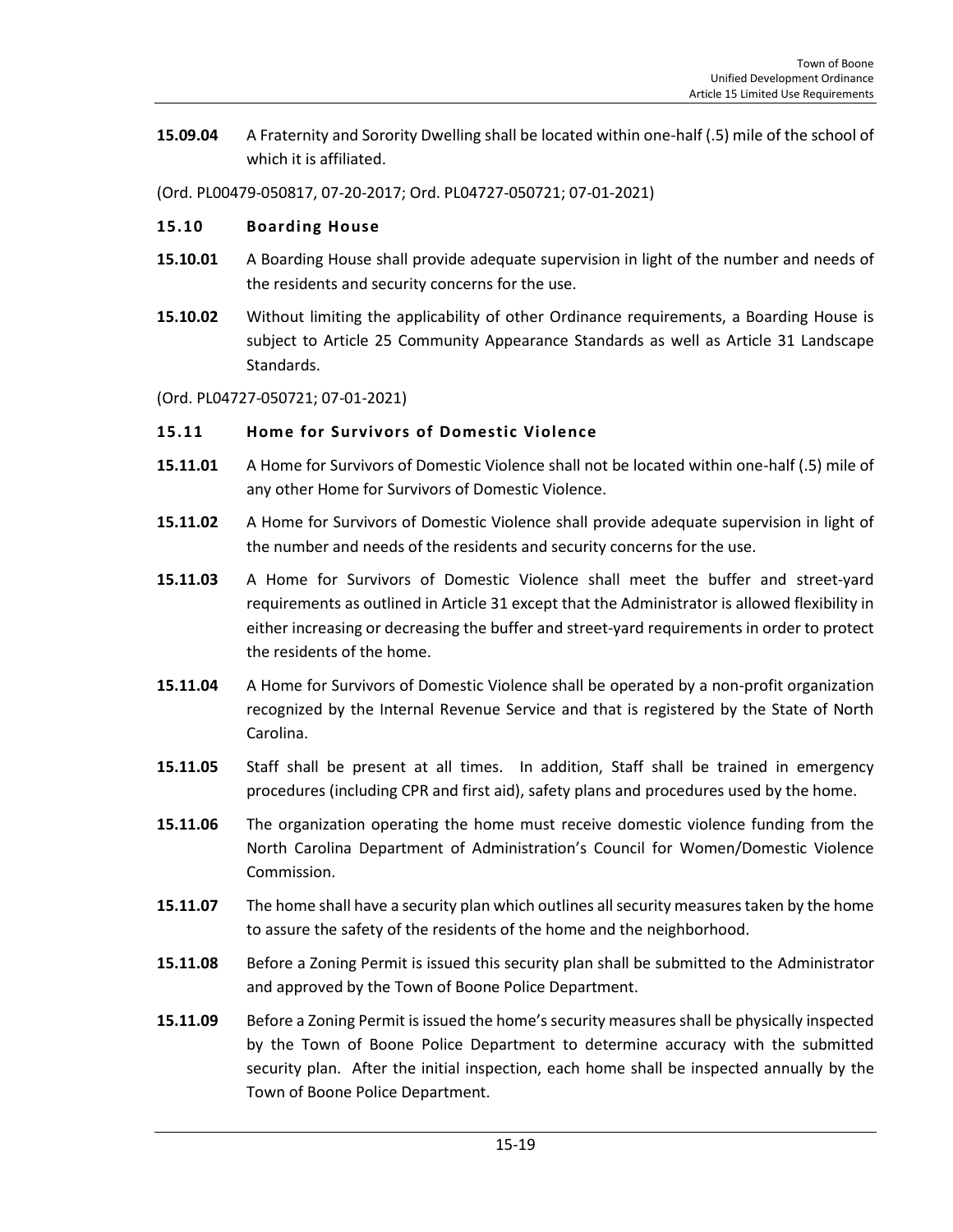**15.09.04** A Fraternity and Sorority Dwelling shall be located within one-half (.5) mile of the school of which it is affiliated.

(Ord. PL00479-050817, 07-20-2017; Ord. PL04727-050721; 07-01-2021)

### 15.10 Boarding House

**15.10.01** A Boarding House shall provide adequate supervision in light of the number and needs of the residents and security concerns for the use.

**15.10.02** Without limiting the applicability of other Ordinance requirements, a Boarding House is subject to Article 25 Community Appearance Standards as well as Article 31 Landscape Standards.

(Ord. PL04727-050721; 07-01-2021)

### 15.11 Home for Survivors of Domestic Violence

**15.11.01** A Home for Survivors of Domestic Violence shall not be located within one-half (.5) mile of any other Home for Survivors of Domestic Violence.

**15.11.02** A Home for Survivors of Domestic Violence shall provide adequate supervision in light of the number and needs of the residents and security concerns for the use.

**15.11.03** A Home for Survivors of Domestic Violence shall meet the buffer and street-yard requirements as outlined in Article 31 except that the Administrator is allowed flexibility in either increasing or decreasing the buffer and street-yard requirements in order to protect the residents of the home.

**15.11.04** A Home for Survivors of Domestic Violence shall be operated by a non-profit organization recognized by the Internal Revenue Service and that is registered by the State of North Carolina.

**15.11.05** Staff shall be present at all times. In addition, Staff shall be trained in emergency procedures (including CPR and first aid), safety plans and procedures used by the home.

**15.11.06** The organization operating the home must receive domestic violence funding from the North Carolina Department of Administration's Council for Women/Domestic Violence Commission.

**15.11.07** The home shall have a security plan which outlines all security measures taken by the home to assure the safety of the residents of the home and the neighborhood.

**15.11.08** Before a Zoning Permit is issued this security plan shall be submitted to the Administrator and approved by the Town of Boone Police Department.

**15.11.09** Before a Zoning Permit is issued the home's security measures shall be physically inspected by the Town of Boone Police Department to determine accuracy with the submitted security plan. After the initial inspection, each home shall be inspected annually by the Town of Boone Police Department.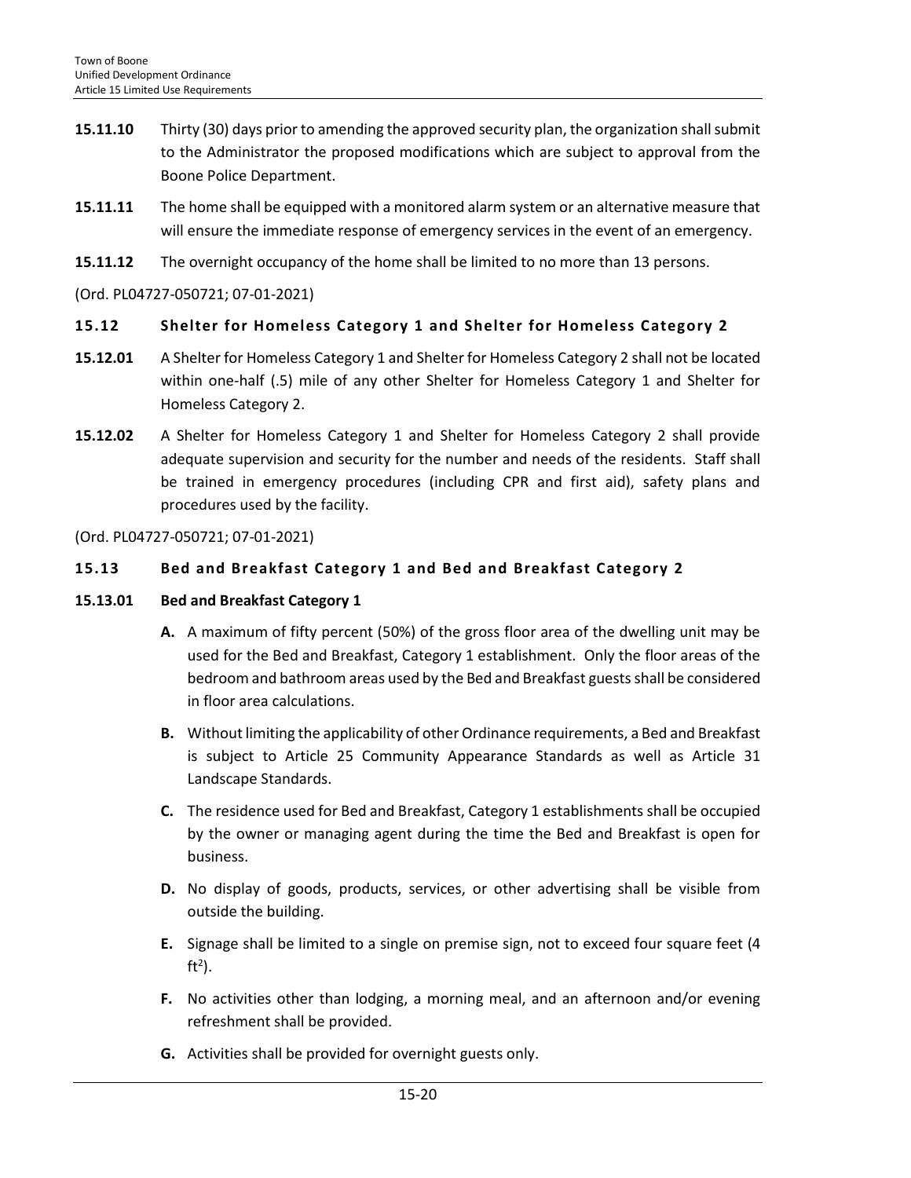**15.11.10** Thirty (30) days prior to amending the approved security plan, the organization shall submit to the Administrator the proposed modifications which are subject to approval from the Boone Police Department.

**15.11.11** The home shall be equipped with a monitored alarm system or an alternative measure that will ensure the immediate response of emergency services in the event of an emergency.

**15.11.12** The overnight occupancy of the home shall be limited to no more than 13 persons.

(Ord. PL04727-050721; 07-01-2021)

### 15.12 Shelter for Homeless Category 1 and Shelter for Homeless Category 2

**15.12.01** A Shelter for Homeless Category 1 and Shelter for Homeless Category 2 shall not be located within one-half (.5) mile of any other Shelter for Homeless Category 1 and Shelter for Homeless Category 2.

**15.12.02** A Shelter for Homeless Category 1 and Shelter for Homeless Category 2 shall provide adequate supervision and security for the number and needs of the residents. Staff shall be trained in emergency procedures (including CPR and first aid), safety plans and procedures used by the facility.

(Ord. PL04727-050721; 07-01-2021)

### 15.13 Bed and Breakfast Category 1 and Bed and Breakfast Category 2

**15.13.01 Bed and Breakfast Category 1**

**A.** A maximum of fifty percent (50%) of the gross floor area of the dwelling unit may be used for the Bed and Breakfast, Category 1 establishment. Only the floor areas of the bedroom and bathroom areas used by the Bed and Breakfast guests shall be considered in floor area calculations.

**B.** Without limiting the applicability of other Ordinance requirements, a Bed and Breakfast is subject to Article 25 Community Appearance Standards as well as Article 31 Landscape Standards.

**C.** The residence used for Bed and Breakfast, Category 1 establishments shall be occupied by the owner or managing agent during the time the Bed and Breakfast is open for business.

**D.** No display of goods, products, services, or other advertising shall be visible from outside the building.

**E.** Signage shall be limited to a single on premise sign, not to exceed four square feet (4 $ft^2$).

**F.** No activities other than lodging, a morning meal, and an afternoon and/or evening refreshment shall be provided.

**G.** Activities shall be provided for overnight guests only.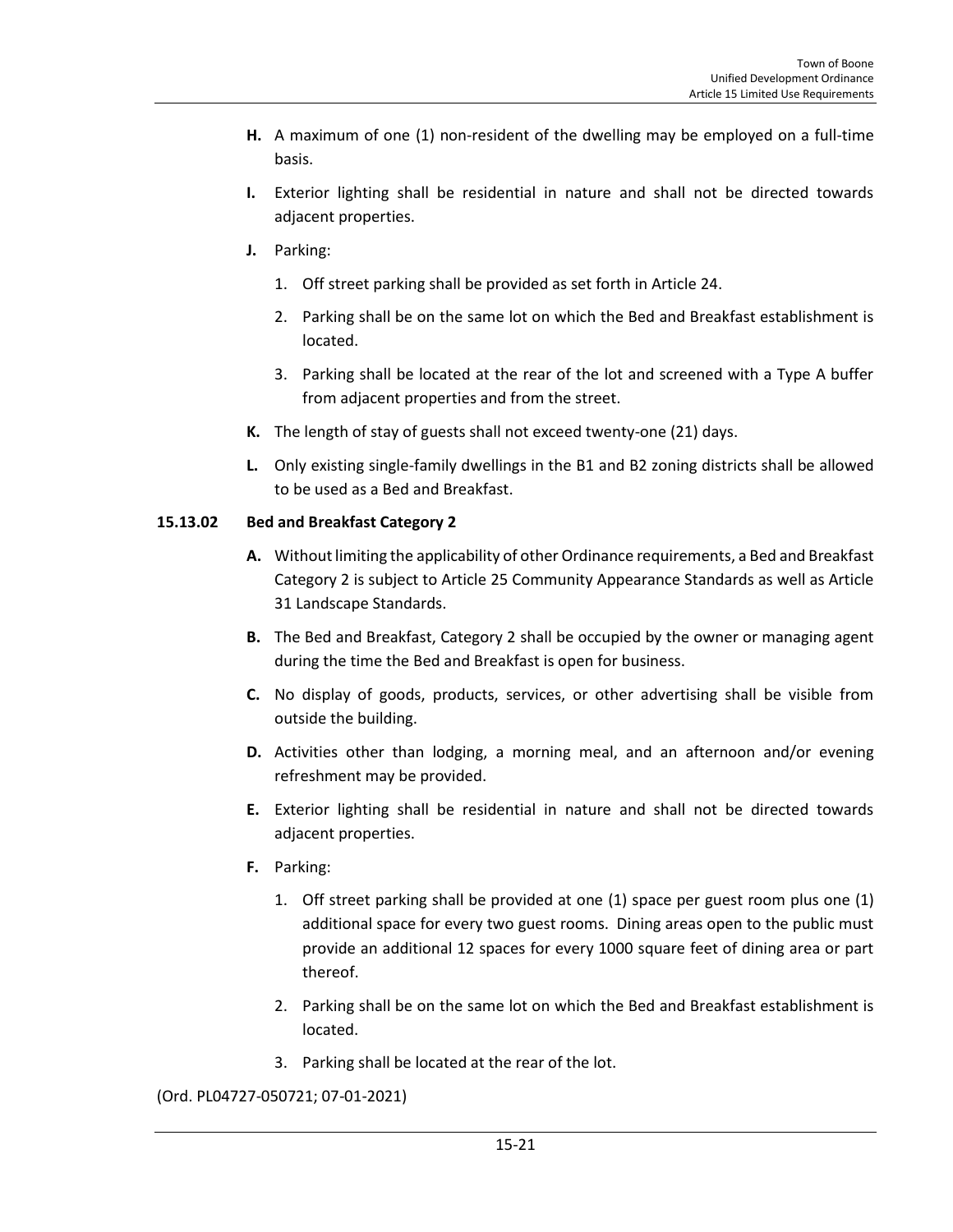**H.** A maximum of one (1) non-resident of the dwelling may be employed on a full-time basis.

**I.** Exterior lighting shall be residential in nature and shall not be directed towards adjacent properties.

**J.** Parking:

1. Off street parking shall be provided as set forth in Article 24.
2. Parking shall be on the same lot on which the Bed and Breakfast establishment is located.
3. Parking shall be located at the rear of the lot and screened with a Type A buffer from adjacent properties and from the street.

**K.** The length of stay of guests shall not exceed twenty-one (21) days.

**L.** Only existing single-family dwellings in the B1 and B2 zoning districts shall be allowed to be used as a Bed and Breakfast.

### 15.13.02 Bed and Breakfast Category 2

**A.** Without limiting the applicability of other Ordinance requirements, a Bed and Breakfast Category 2 is subject to Article 25 Community Appearance Standards as well as Article 31 Landscape Standards.

**B.** The Bed and Breakfast, Category 2 shall be occupied by the owner or managing agent during the time the Bed and Breakfast is open for business.

**C.** No display of goods, products, services, or other advertising shall be visible from outside the building.

**D.** Activities other than lodging, a morning meal, and an afternoon and/or evening refreshment may be provided.

**E.** Exterior lighting shall be residential in nature and shall not be directed towards adjacent properties.

**F.** Parking:

1. Off street parking shall be provided at one (1) space per guest room plus one (1) additional space for every two guest rooms. Dining areas open to the public must provide an additional 12 spaces for every 1000 square feet of dining area or part thereof.
2. Parking shall be on the same lot on which the Bed and Breakfast establishment is located.
3. Parking shall be located at the rear of the lot.

(Ord. PL04727-050721; 07-01-2021)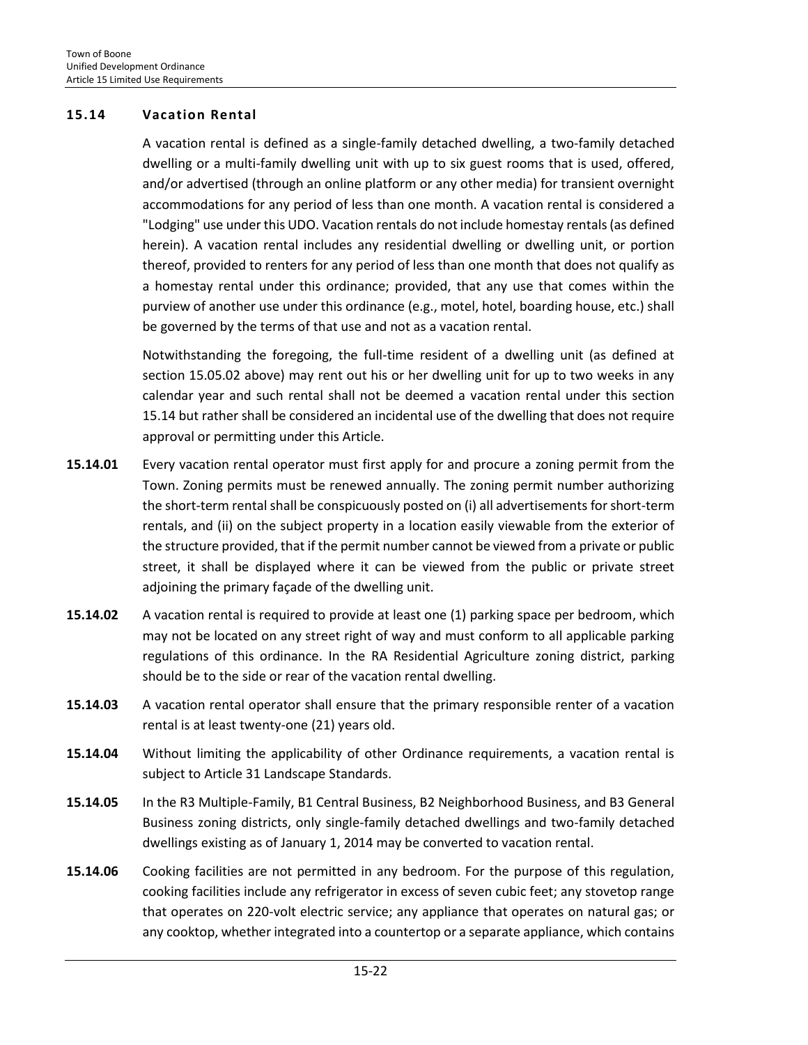## 15.14 Vacation Rental

A vacation rental is defined as a single-family detached dwelling, a two-family detached dwelling or a multi-family dwelling unit with up to six guest rooms that is used, offered, and/or advertised (through an online platform or any other media) for transient overnight accommodations for any period of less than one month. A vacation rental is considered a "Lodging" use under this UDO. Vacation rentals do not include homestay rentals (as defined herein). A vacation rental includes any residential dwelling or dwelling unit, or portion thereof, provided to renters for any period of less than one month that does not qualify as a homestay rental under this ordinance; provided, that any use that comes within the purview of another use under this ordinance (e.g., motel, hotel, boarding house, etc.) shall be governed by the terms of that use and not as a vacation rental.

Notwithstanding the foregoing, the full-time resident of a dwelling unit (as defined at section 15.05.02 above) may rent out his or her dwelling unit for up to two weeks in any calendar year and such rental shall not be deemed a vacation rental under this section 15.14 but rather shall be considered an incidental use of the dwelling that does not require approval or permitting under this Article.

**15.14.01** Every vacation rental operator must first apply for and procure a zoning permit from the Town. Zoning permits must be renewed annually. The zoning permit number authorizing the short-term rental shall be conspicuously posted on (i) all advertisements for short-term rentals, and (ii) on the subject property in a location easily viewable from the exterior of the structure provided, that if the permit number cannot be viewed from a private or public street, it shall be displayed where it can be viewed from the public or private street adjoining the primary façade of the dwelling unit.

**15.14.02** A vacation rental is required to provide at least one (1) parking space per bedroom, which may not be located on any street right of way and must conform to all applicable parking regulations of this ordinance. In the RA Residential Agriculture zoning district, parking should be to the side or rear of the vacation rental dwelling.

**15.14.03** A vacation rental operator shall ensure that the primary responsible renter of a vacation rental is at least twenty-one (21) years old.

**15.14.04** Without limiting the applicability of other Ordinance requirements, a vacation rental is subject to Article 31 Landscape Standards.

**15.14.05** In the R3 Multiple-Family, B1 Central Business, B2 Neighborhood Business, and B3 General Business zoning districts, only single-family detached dwellings and two-family detached dwellings existing as of January 1, 2014 may be converted to vacation rental.

**15.14.06** Cooking facilities are not permitted in any bedroom. For the purpose of this regulation, cooking facilities include any refrigerator in excess of seven cubic feet; any stovetop range that operates on 220-volt electric service; any appliance that operates on natural gas; or any cooktop, whether integrated into a countertop or a separate appliance, which contains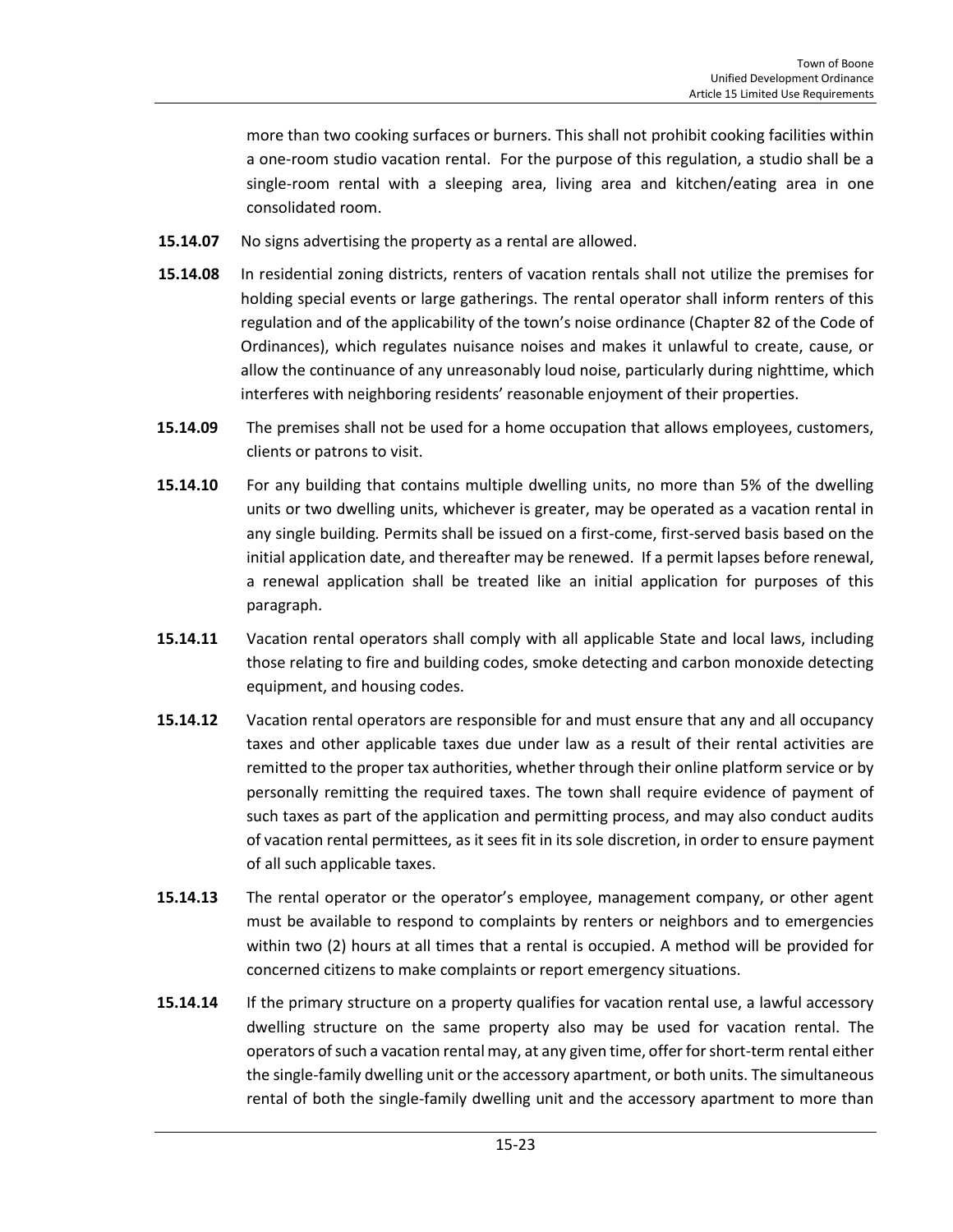more than two cooking surfaces or burners. This shall not prohibit cooking facilities within a one-room studio vacation rental. For the purpose of this regulation, a studio shall be a single-room rental with a sleeping area, living area and kitchen/eating area in one consolidated room.

**15.14.07** No signs advertising the property as a rental are allowed.

**15.14.08** In residential zoning districts, renters of vacation rentals shall not utilize the premises for holding special events or large gatherings. The rental operator shall inform renters of this regulation and of the applicability of the town's noise ordinance (Chapter 82 of the Code of Ordinances), which regulates nuisance noises and makes it unlawful to create, cause, or allow the continuance of any unreasonably loud noise, particularly during nighttime, which interferes with neighboring residents' reasonable enjoyment of their properties.

**15.14.09** The premises shall not be used for a home occupation that allows employees, customers, clients or patrons to visit.

**15.14.10** For any building that contains multiple dwelling units, no more than 5% of the dwelling units or two dwelling units, whichever is greater, may be operated as a vacation rental in any single building. Permits shall be issued on a first-come, first-served basis based on the initial application date, and thereafter may be renewed. If a permit lapses before renewal, a renewal application shall be treated like an initial application for purposes of this paragraph.

**15.14.11** Vacation rental operators shall comply with all applicable State and local laws, including those relating to fire and building codes, smoke detecting and carbon monoxide detecting equipment, and housing codes.

**15.14.12** Vacation rental operators are responsible for and must ensure that any and all occupancy taxes and other applicable taxes due under law as a result of their rental activities are remitted to the proper tax authorities, whether through their online platform service or by personally remitting the required taxes. The town shall require evidence of payment of such taxes as part of the application and permitting process, and may also conduct audits of vacation rental permittees, as it sees fit in its sole discretion, in order to ensure payment of all such applicable taxes.

**15.14.13** The rental operator or the operator's employee, management company, or other agent must be available to respond to complaints by renters or neighbors and to emergencies within two (2) hours at all times that a rental is occupied. A method will be provided for concerned citizens to make complaints or report emergency situations.

**15.14.14** If the primary structure on a property qualifies for vacation rental use, a lawful accessory dwelling structure on the same property also may be used for vacation rental. The operators of such a vacation rental may, at any given time, offer for short-term rental either the single-family dwelling unit or the accessory apartment, or both units. The simultaneous rental of both the single-family dwelling unit and the accessory apartment to more than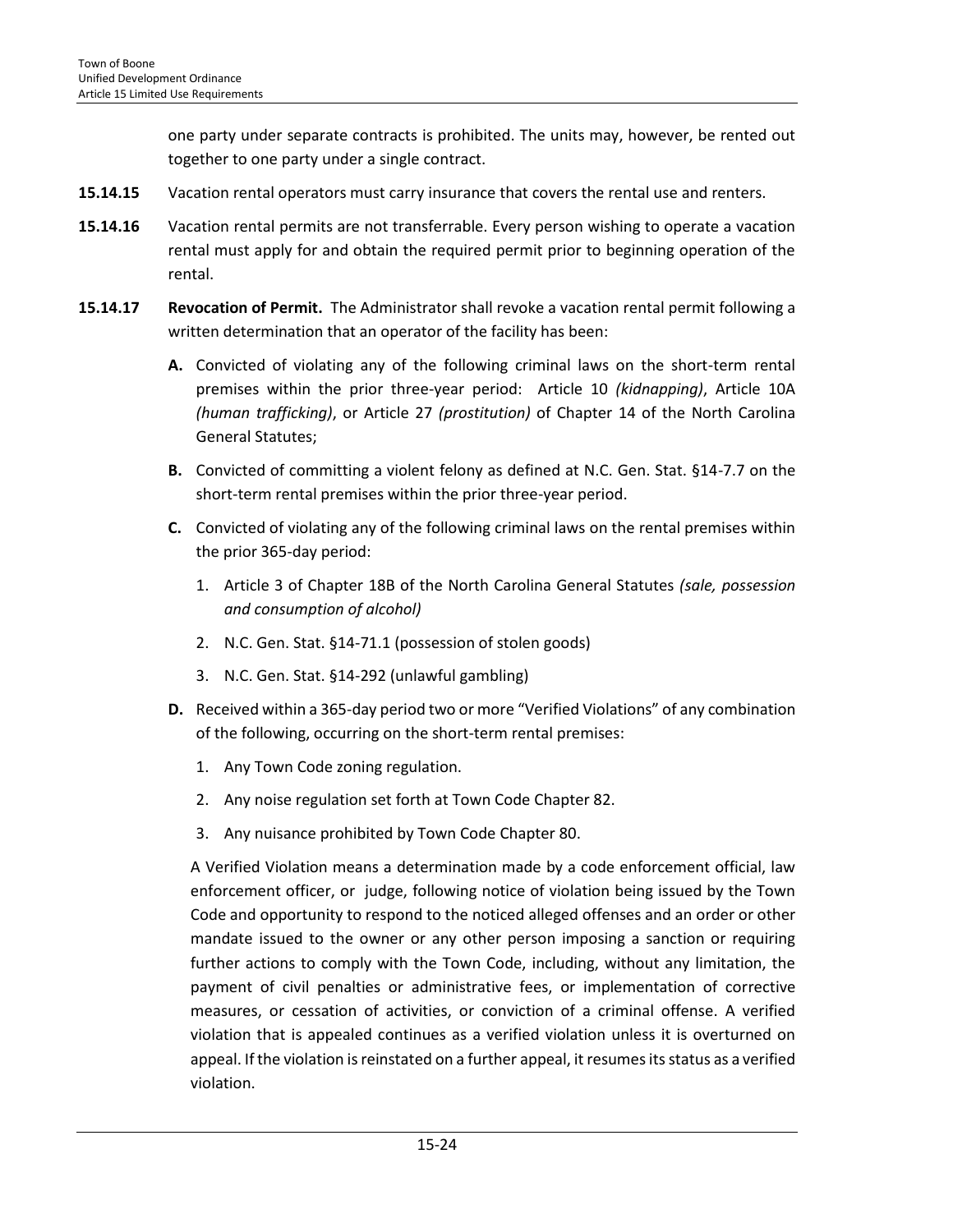one party under separate contracts is prohibited. The units may, however, be rented out together to one party under a single contract.

**15.14.15** Vacation rental operators must carry insurance that covers the rental use and renters.

**15.14.16** Vacation rental permits are not transferrable. Every person wishing to operate a vacation rental must apply for and obtain the required permit prior to beginning operation of the rental.

**15.14.17** **Revocation of Permit.** The Administrator shall revoke a vacation rental permit following a written determination that an operator of the facility has been:

**A.** Convicted of violating any of the following criminal laws on the short-term rental premises within the prior three-year period: Article 10 *(kidnapping)*, Article 10A *(human trafficking)*, or Article 27 *(prostitution)* of Chapter 14 of the North Carolina General Statutes;

**B.** Convicted of committing a violent felony as defined at N.C. Gen. Stat. §14-7.7 on the short-term rental premises within the prior three-year period.

**C.** Convicted of violating any of the following criminal laws on the rental premises within the prior 365-day period:

1. Article 3 of Chapter 18B of the North Carolina General Statutes *(sale, possession and consumption of alcohol)*
2. N.C. Gen. Stat. §14-71.1 (possession of stolen goods)
3. N.C. Gen. Stat. §14-292 (unlawful gambling)

**D.** Received within a 365-day period two or more "Verified Violations" of any combination of the following, occurring on the short-term rental premises:

1. Any Town Code zoning regulation.
2. Any noise regulation set forth at Town Code Chapter 82.
3. Any nuisance prohibited by Town Code Chapter 80.

A Verified Violation means a determination made by a code enforcement official, law enforcement officer, or judge, following notice of violation being issued by the Town Code and opportunity to respond to the noticed alleged offenses and an order or other mandate issued to the owner or any other person imposing a sanction or requiring further actions to comply with the Town Code, including, without any limitation, the payment of civil penalties or administrative fees, or implementation of corrective measures, or cessation of activities, or conviction of a criminal offense. A verified violation that is appealed continues as a verified violation unless it is overturned on appeal. If the violation is reinstated on a further appeal, it resumes its status as a verified violation.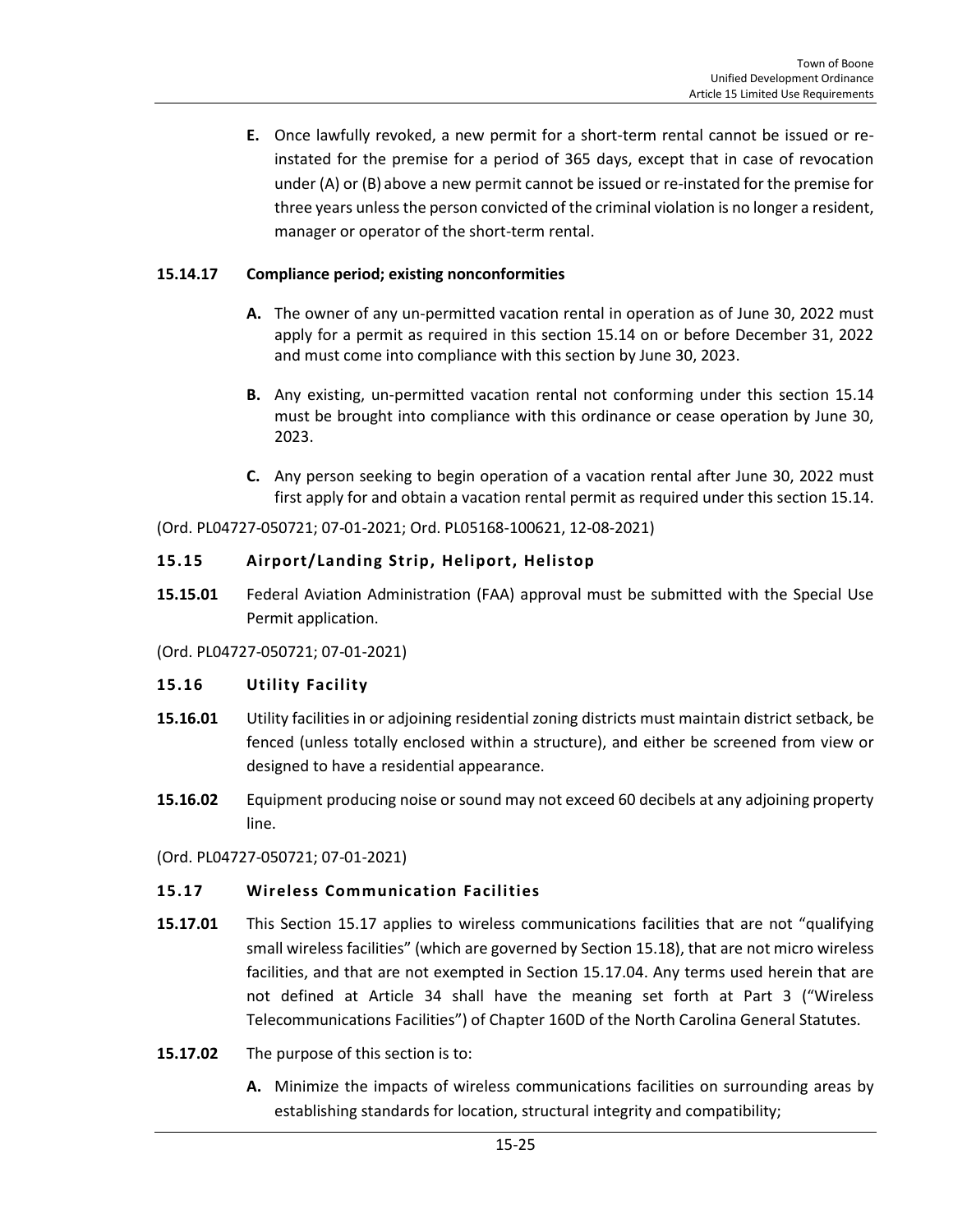**E.** Once lawfully revoked, a new permit for a short-term rental cannot be issued or re-instated for the premise for a period of 365 days, except that in case of revocation under (A) or (B) above a new permit cannot be issued or re-instated for the premise for three years unless the person convicted of the criminal violation is no longer a resident, manager or operator of the short-term rental.

**15.14.17 Compliance period; existing nonconformities**

**A.** The owner of any un-permitted vacation rental in operation as of June 30, 2022 must apply for a permit as required in this section 15.14 on or before December 31, 2022 and must come into compliance with this section by June 30, 2023.

**B.** Any existing, un-permitted vacation rental not conforming under this section 15.14 must be brought into compliance with this ordinance or cease operation by June 30, 2023.

**C.** Any person seeking to begin operation of a vacation rental after June 30, 2022 must first apply for and obtain a vacation rental permit as required under this section 15.14.

(Ord. PL04727-050721; 07-01-2021; Ord. PL05168-100621, 12-08-2021)

## 15.15 Airport/Landing Strip, Heliport, Helistop

**15.15.01** Federal Aviation Administration (FAA) approval must be submitted with the Special Use Permit application.

(Ord. PL04727-050721; 07-01-2021)

## 15.16 Utility Facility

**15.16.01** Utility facilities in or adjoining residential zoning districts must maintain district setback, be fenced (unless totally enclosed within a structure), and either be screened from view or designed to have a residential appearance.

**15.16.02** Equipment producing noise or sound may not exceed 60 decibels at any adjoining property line.

(Ord. PL04727-050721; 07-01-2021)

## 15.17 Wireless Communication Facilities

**15.17.01** This Section 15.17 applies to wireless communications facilities that are not "qualifying small wireless facilities" (which are governed by Section 15.18), that are not micro wireless facilities, and that are not exempted in Section 15.17.04. Any terms used herein that are not defined at Article 34 shall have the meaning set forth at Part 3 ("Wireless Telecommunications Facilities") of Chapter 160D of the North Carolina General Statutes.

**15.17.02** The purpose of this section is to:

**A.** Minimize the impacts of wireless communications facilities on surrounding areas by establishing standards for location, structural integrity and compatibility;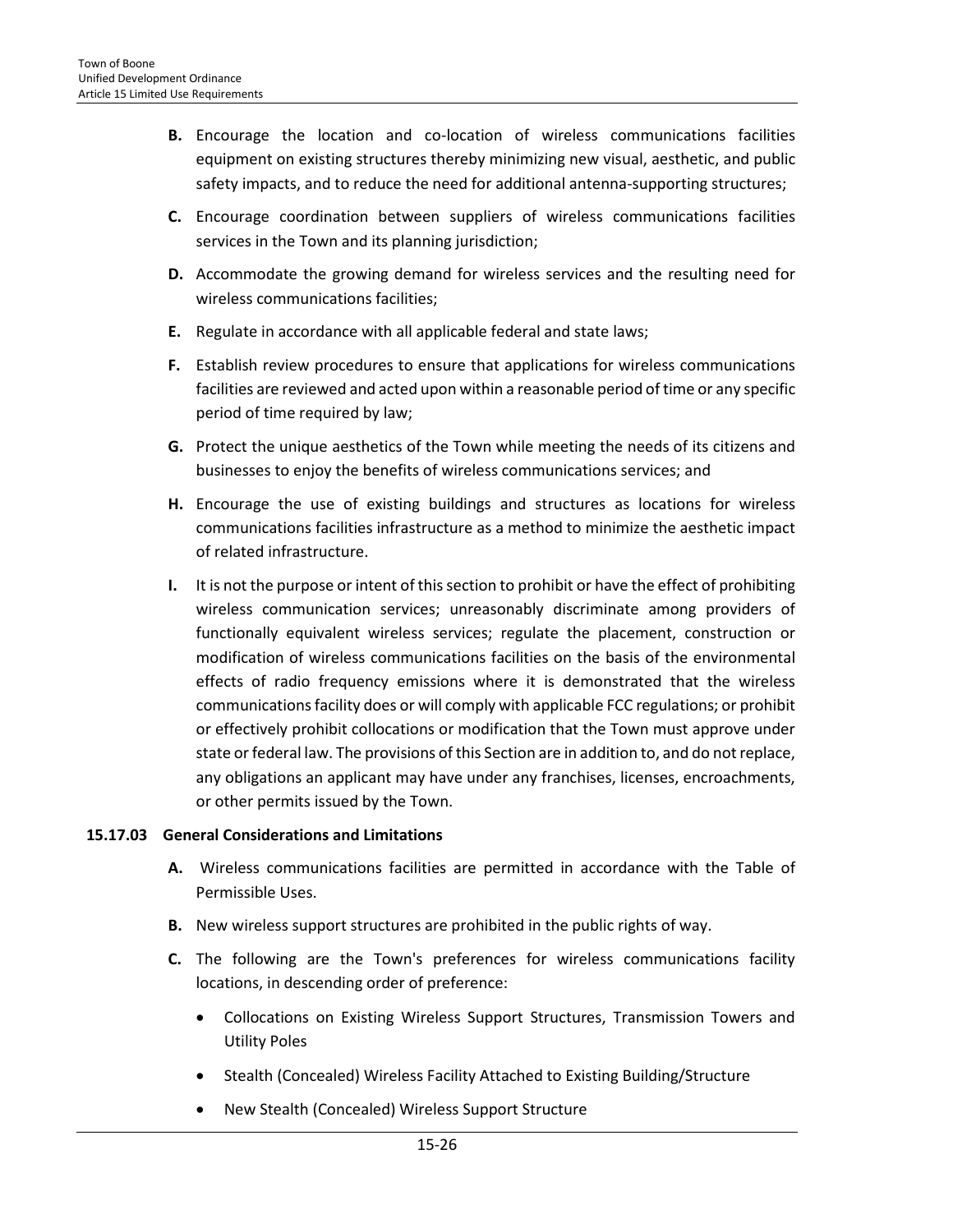**B.** Encourage the location and co-location of wireless communications facilities equipment on existing structures thereby minimizing new visual, aesthetic, and public safety impacts, and to reduce the need for additional antenna-supporting structures;

**C.** Encourage coordination between suppliers of wireless communications facilities services in the Town and its planning jurisdiction;

**D.** Accommodate the growing demand for wireless services and the resulting need for wireless communications facilities;

**E.** Regulate in accordance with all applicable federal and state laws;

**F.** Establish review procedures to ensure that applications for wireless communications facilities are reviewed and acted upon within a reasonable period of time or any specific period of time required by law;

**G.** Protect the unique aesthetics of the Town while meeting the needs of its citizens and businesses to enjoy the benefits of wireless communications services; and

**H.** Encourage the use of existing buildings and structures as locations for wireless communications facilities infrastructure as a method to minimize the aesthetic impact of related infrastructure.

**I.** It is not the purpose or intent of this section to prohibit or have the effect of prohibiting wireless communication services; unreasonably discriminate among providers of functionally equivalent wireless services; regulate the placement, construction or modification of wireless communications facilities on the basis of the environmental effects of radio frequency emissions where it is demonstrated that the wireless communications facility does or will comply with applicable FCC regulations; or prohibit or effectively prohibit collocations or modification that the Town must approve under state or federal law. The provisions of this Section are in addition to, and do not replace, any obligations an applicant may have under any franchises, licenses, encroachments, or other permits issued by the Town.

### 15.17.03 General Considerations and Limitations

**A.** Wireless communications facilities are permitted in accordance with the Table of Permissible Uses.

**B.** New wireless support structures are prohibited in the public rights of way.

**C.** The following are the Town's preferences for wireless communications facility locations, in descending order of preference:

- Collocations on Existing Wireless Support Structures, Transmission Towers and Utility Poles
- Stealth (Concealed) Wireless Facility Attached to Existing Building/Structure
- New Stealth (Concealed) Wireless Support Structure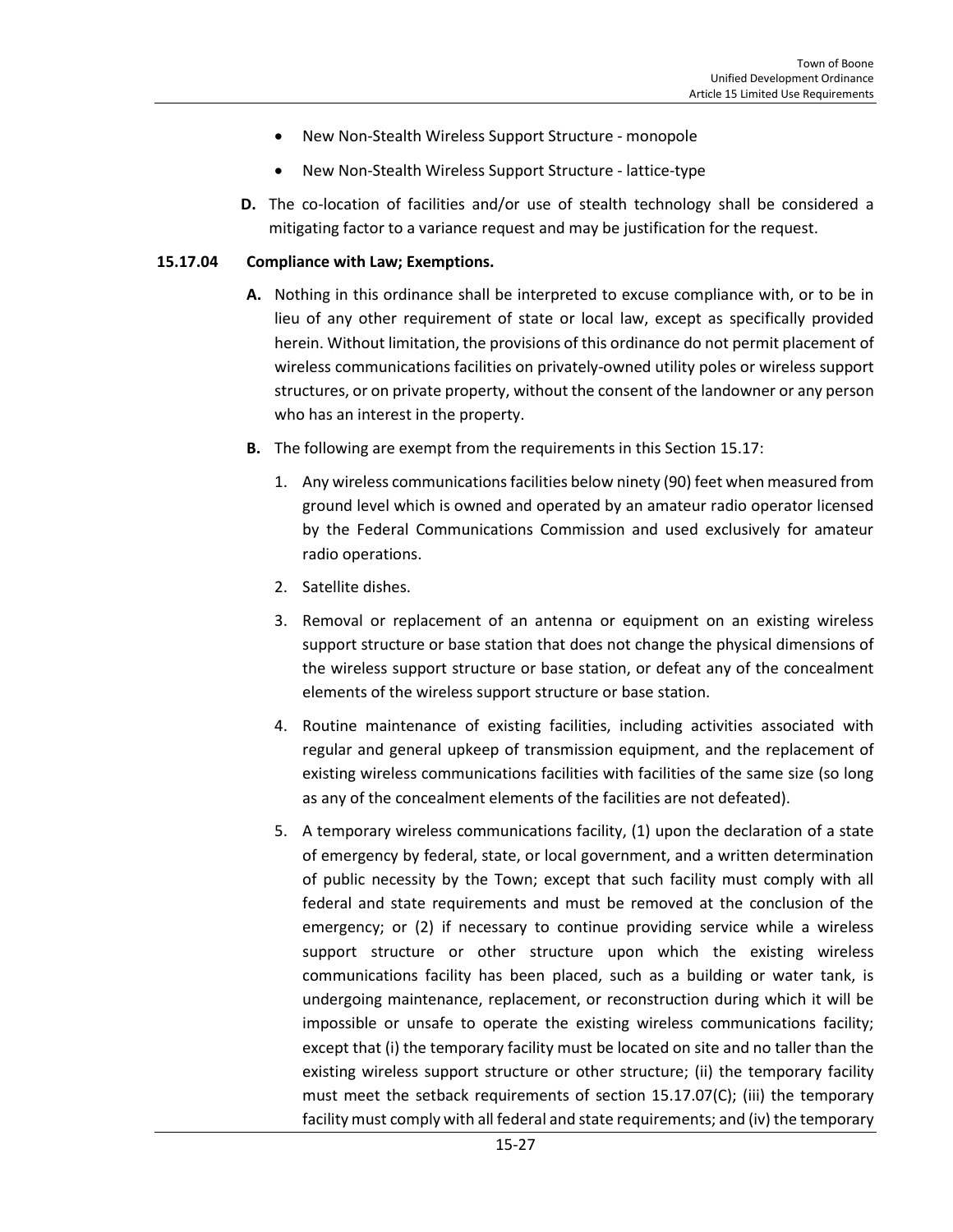- New Non-Stealth Wireless Support Structure - monopole
- New Non-Stealth Wireless Support Structure - lattice-type

**D.** The co-location of facilities and/or use of stealth technology shall be considered a mitigating factor to a variance request and may be justification for the request.

**15.17.04 Compliance with Law; Exemptions.**

**A.** Nothing in this ordinance shall be interpreted to excuse compliance with, or to be in lieu of any other requirement of state or local law, except as specifically provided herein. Without limitation, the provisions of this ordinance do not permit placement of wireless communications facilities on privately-owned utility poles or wireless support structures, or on private property, without the consent of the landowner or any person who has an interest in the property.

**B.** The following are exempt from the requirements in this Section 15.17:

1. Any wireless communications facilities below ninety (90) feet when measured from ground level which is owned and operated by an amateur radio operator licensed by the Federal Communications Commission and used exclusively for amateur radio operations.
2. Satellite dishes.
3. Removal or replacement of an antenna or equipment on an existing wireless support structure or base station that does not change the physical dimensions of the wireless support structure or base station, or defeat any of the concealment elements of the wireless support structure or base station.
4. Routine maintenance of existing facilities, including activities associated with regular and general upkeep of transmission equipment, and the replacement of existing wireless communications facilities with facilities of the same size (so long as any of the concealment elements of the facilities are not defeated).
5. A temporary wireless communications facility, (1) upon the declaration of a state of emergency by federal, state, or local government, and a written determination of public necessity by the Town; except that such facility must comply with all federal and state requirements and must be removed at the conclusion of the emergency; or (2) if necessary to continue providing service while a wireless support structure or other structure upon which the existing wireless communications facility has been placed, such as a building or water tank, is undergoing maintenance, replacement, or reconstruction during which it will be impossible or unsafe to operate the existing wireless communications facility; except that (i) the temporary facility must be located on site and no taller than the existing wireless support structure or other structure; (ii) the temporary facility must meet the setback requirements of section 15.17.07(C); (iii) the temporary facility must comply with all federal and state requirements; and (iv) the temporary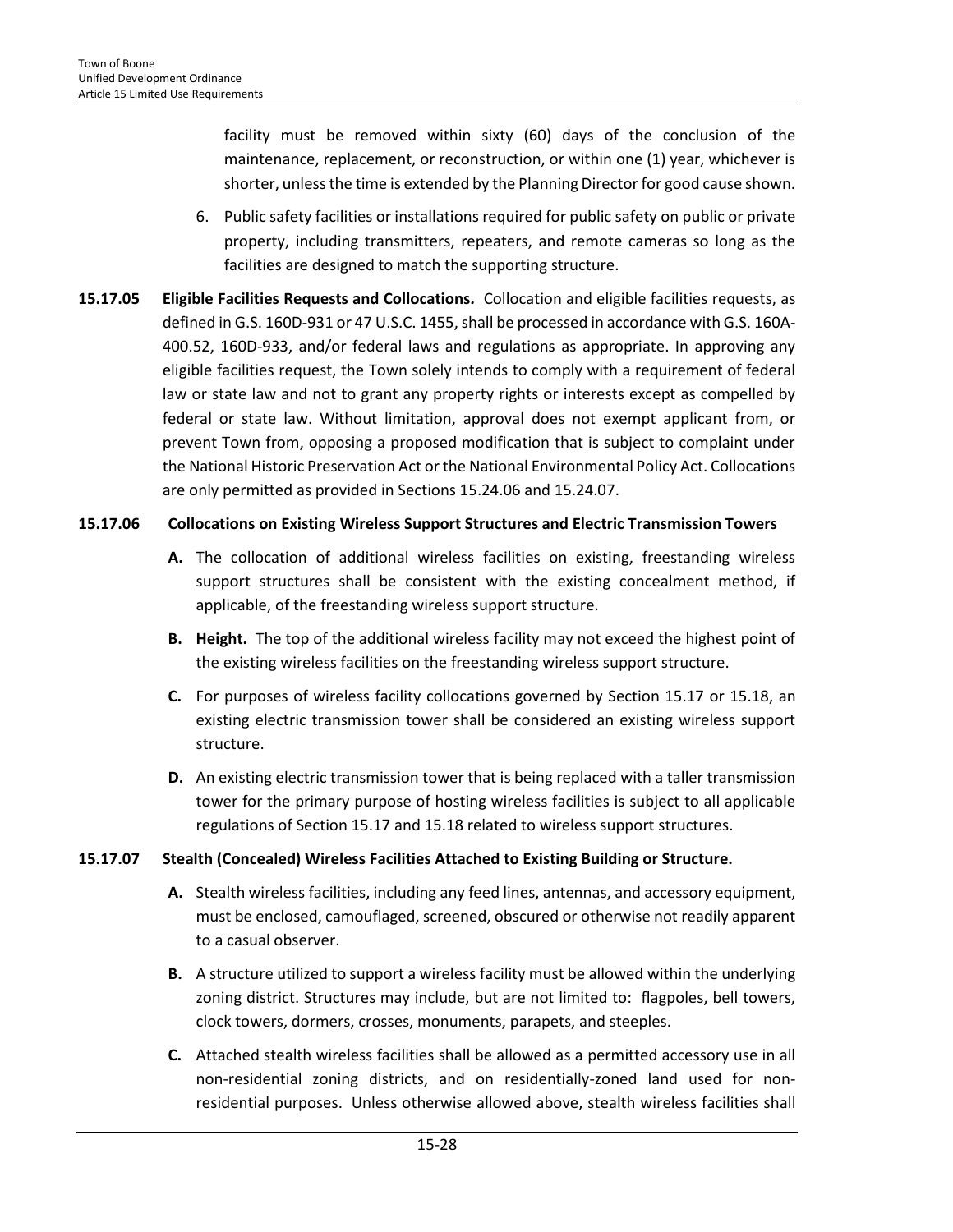facility must be removed within sixty (60) days of the conclusion of the maintenance, replacement, or reconstruction, or within one (1) year, whichever is shorter, unless the time is extended by the Planning Director for good cause shown.

6. Public safety facilities or installations required for public safety on public or private property, including transmitters, repeaters, and remote cameras so long as the facilities are designed to match the supporting structure.

**15.17.05 Eligible Facilities Requests and Collocations.** Collocation and eligible facilities requests, as defined in G.S. 160D-931 or 47 U.S.C. 1455, shall be processed in accordance with G.S. 160A-400.52, 160D-933, and/or federal laws and regulations as appropriate. In approving any eligible facilities request, the Town solely intends to comply with a requirement of federal law or state law and not to grant any property rights or interests except as compelled by federal or state law. Without limitation, approval does not exempt applicant from, or prevent Town from, opposing a proposed modification that is subject to complaint under the National Historic Preservation Act or the National Environmental Policy Act. Collocations are only permitted as provided in Sections 15.24.06 and 15.24.07.

**15.17.06 Collocations on Existing Wireless Support Structures and Electric Transmission Towers**

**A.** The collocation of additional wireless facilities on existing, freestanding wireless support structures shall be consistent with the existing concealment method, if applicable, of the freestanding wireless support structure.

**B. Height.** The top of the additional wireless facility may not exceed the highest point of the existing wireless facilities on the freestanding wireless support structure.

**C.** For purposes of wireless facility collocations governed by Section 15.17 or 15.18, an existing electric transmission tower shall be considered an existing wireless support structure.

**D.** An existing electric transmission tower that is being replaced with a taller transmission tower for the primary purpose of hosting wireless facilities is subject to all applicable regulations of Section 15.17 and 15.18 related to wireless support structures.

**15.17.07 Stealth (Concealed) Wireless Facilities Attached to Existing Building or Structure.**

**A.** Stealth wireless facilities, including any feed lines, antennas, and accessory equipment, must be enclosed, camouflaged, screened, obscured or otherwise not readily apparent to a casual observer.

**B.** A structure utilized to support a wireless facility must be allowed within the underlying zoning district. Structures may include, but are not limited to: flagpoles, bell towers, clock towers, dormers, crosses, monuments, parapets, and steeples.

**C.** Attached stealth wireless facilities shall be allowed as a permitted accessory use in all non-residential zoning districts, and on residentially-zoned land used for non-residential purposes. Unless otherwise allowed above, stealth wireless facilities shall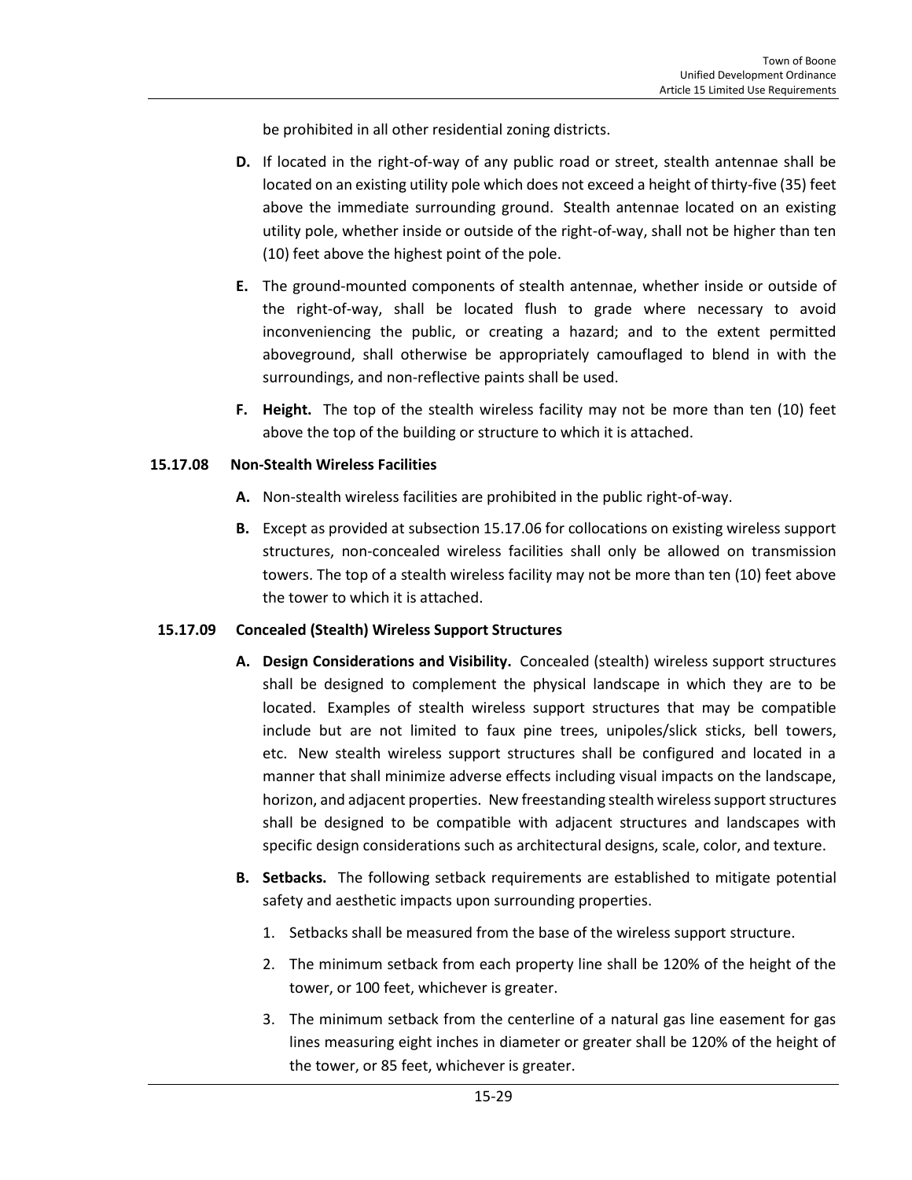be prohibited in all other residential zoning districts.

**D.** If located in the right-of-way of any public road or street, stealth antennae shall be located on an existing utility pole which does not exceed a height of thirty-five (35) feet above the immediate surrounding ground. Stealth antennae located on an existing utility pole, whether inside or outside of the right-of-way, shall not be higher than ten (10) feet above the highest point of the pole.

**E.** The ground-mounted components of stealth antennae, whether inside or outside of the right-of-way, shall be located flush to grade where necessary to avoid inconveniencing the public, or creating a hazard; and to the extent permitted aboveground, shall otherwise be appropriately camouflaged to blend in with the surroundings, and non-reflective paints shall be used.

**F. Height.** The top of the stealth wireless facility may not be more than ten (10) feet above the top of the building or structure to which it is attached.

### 15.17.08 Non-Stealth Wireless Facilities

**A.** Non-stealth wireless facilities are prohibited in the public right-of-way.

**B.** Except as provided at subsection 15.17.06 for collocations on existing wireless support structures, non-concealed wireless facilities shall only be allowed on transmission towers. The top of a stealth wireless facility may not be more than ten (10) feet above the tower to which it is attached.

### 15.17.09 Concealed (Stealth) Wireless Support Structures

**A. Design Considerations and Visibility.** Concealed (stealth) wireless support structures shall be designed to complement the physical landscape in which they are to be located. Examples of stealth wireless support structures that may be compatible include but are not limited to faux pine trees, unipoles/slick sticks, bell towers, etc. New stealth wireless support structures shall be configured and located in a manner that shall minimize adverse effects including visual impacts on the landscape, horizon, and adjacent properties. New freestanding stealth wireless support structures shall be designed to be compatible with adjacent structures and landscapes with specific design considerations such as architectural designs, scale, color, and texture.

**B. Setbacks.** The following setback requirements are established to mitigate potential safety and aesthetic impacts upon surrounding properties.

1. Setbacks shall be measured from the base of the wireless support structure.
2. The minimum setback from each property line shall be 120% of the height of the tower, or 100 feet, whichever is greater.
3. The minimum setback from the centerline of a natural gas line easement for gas lines measuring eight inches in diameter or greater shall be 120% of the height of the tower, or 85 feet, whichever is greater.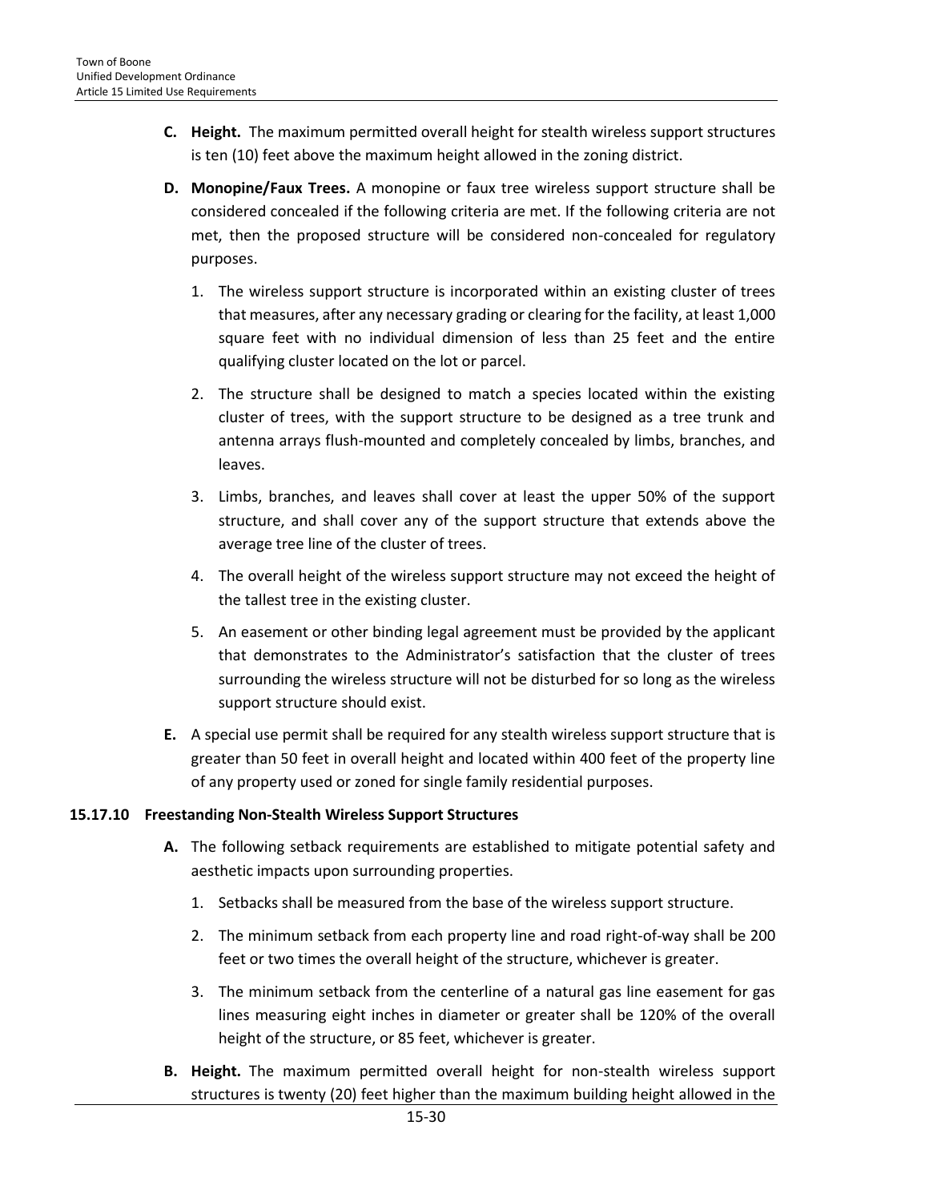**C. Height.** The maximum permitted overall height for stealth wireless support structures is ten (10) feet above the maximum height allowed in the zoning district.

**D. Monopine/Faux Trees.** A monopine or faux tree wireless support structure shall be considered concealed if the following criteria are met. If the following criteria are not met, then the proposed structure will be considered non-concealed for regulatory purposes.

1. The wireless support structure is incorporated within an existing cluster of trees that measures, after any necessary grading or clearing for the facility, at least 1,000 square feet with no individual dimension of less than 25 feet and the entire qualifying cluster located on the lot or parcel.
2. The structure shall be designed to match a species located within the existing cluster of trees, with the support structure to be designed as a tree trunk and antenna arrays flush-mounted and completely concealed by limbs, branches, and leaves.
3. Limbs, branches, and leaves shall cover at least the upper 50% of the support structure, and shall cover any of the support structure that extends above the average tree line of the cluster of trees.
4. The overall height of the wireless support structure may not exceed the height of the tallest tree in the existing cluster.
5. An easement or other binding legal agreement must be provided by the applicant that demonstrates to the Administrator's satisfaction that the cluster of trees surrounding the wireless structure will not be disturbed for so long as the wireless support structure should exist.

**E.** A special use permit shall be required for any stealth wireless support structure that is greater than 50 feet in overall height and located within 400 feet of the property line of any property used or zoned for single family residential purposes.

### 15.17.10 Freestanding Non-Stealth Wireless Support Structures

**A.** The following setback requirements are established to mitigate potential safety and aesthetic impacts upon surrounding properties.

1. Setbacks shall be measured from the base of the wireless support structure.
2. The minimum setback from each property line and road right-of-way shall be 200 feet or two times the overall height of the structure, whichever is greater.
3. The minimum setback from the centerline of a natural gas line easement for gas lines measuring eight inches in diameter or greater shall be 120% of the overall height of the structure, or 85 feet, whichever is greater.

**B. Height.** The maximum permitted overall height for non-stealth wireless support structures is twenty (20) feet higher than the maximum building height allowed in the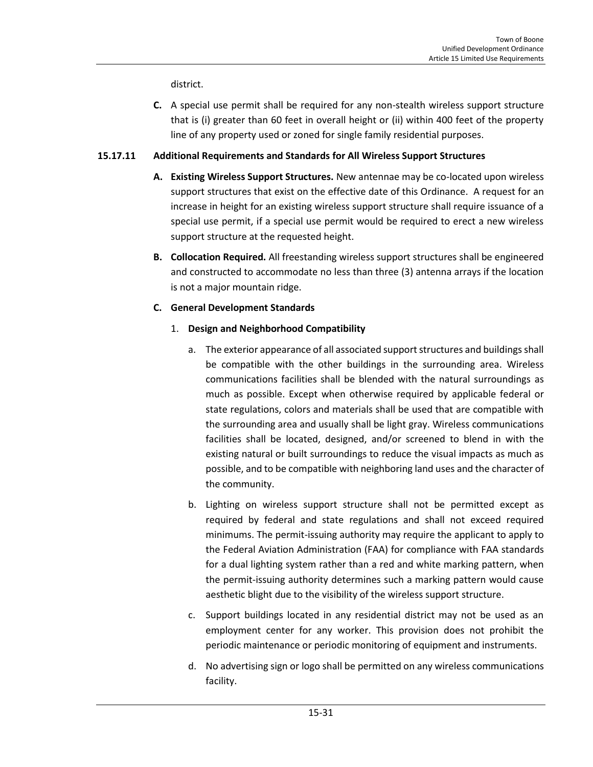district.

**C.** A special use permit shall be required for any non-stealth wireless support structure that is (i) greater than 60 feet in overall height or (ii) within 400 feet of the property line of any property used or zoned for single family residential purposes.

### 15.17.11 Additional Requirements and Standards for All Wireless Support Structures

**A. Existing Wireless Support Structures.** New antennae may be co-located upon wireless support structures that exist on the effective date of this Ordinance. A request for an increase in height for an existing wireless support structure shall require issuance of a special use permit, if a special use permit would be required to erect a new wireless support structure at the requested height.

**B. Collocation Required.** All freestanding wireless support structures shall be engineered and constructed to accommodate no less than three (3) antenna arrays if the location is not a major mountain ridge.

**C. General Development Standards**

1. **Design and Neighborhood Compatibility**

   a. The exterior appearance of all associated support structures and buildings shall be compatible with the other buildings in the surrounding area. Wireless communications facilities shall be blended with the natural surroundings as much as possible. Except when otherwise required by applicable federal or state regulations, colors and materials shall be used that are compatible with the surrounding area and usually shall be light gray. Wireless communications facilities shall be located, designed, and/or screened to blend in with the existing natural or built surroundings to reduce the visual impacts as much as possible, and to be compatible with neighboring land uses and the character of the community.

   b. Lighting on wireless support structure shall not be permitted except as required by federal and state regulations and shall not exceed required minimums. The permit-issuing authority may require the applicant to apply to the Federal Aviation Administration (FAA) for compliance with FAA standards for a dual lighting system rather than a red and white marking pattern, when the permit-issuing authority determines such a marking pattern would cause aesthetic blight due to the visibility of the wireless support structure.

   c. Support buildings located in any residential district may not be used as an employment center for any worker. This provision does not prohibit the periodic maintenance or periodic monitoring of equipment and instruments.

   d. No advertising sign or logo shall be permitted on any wireless communications facility.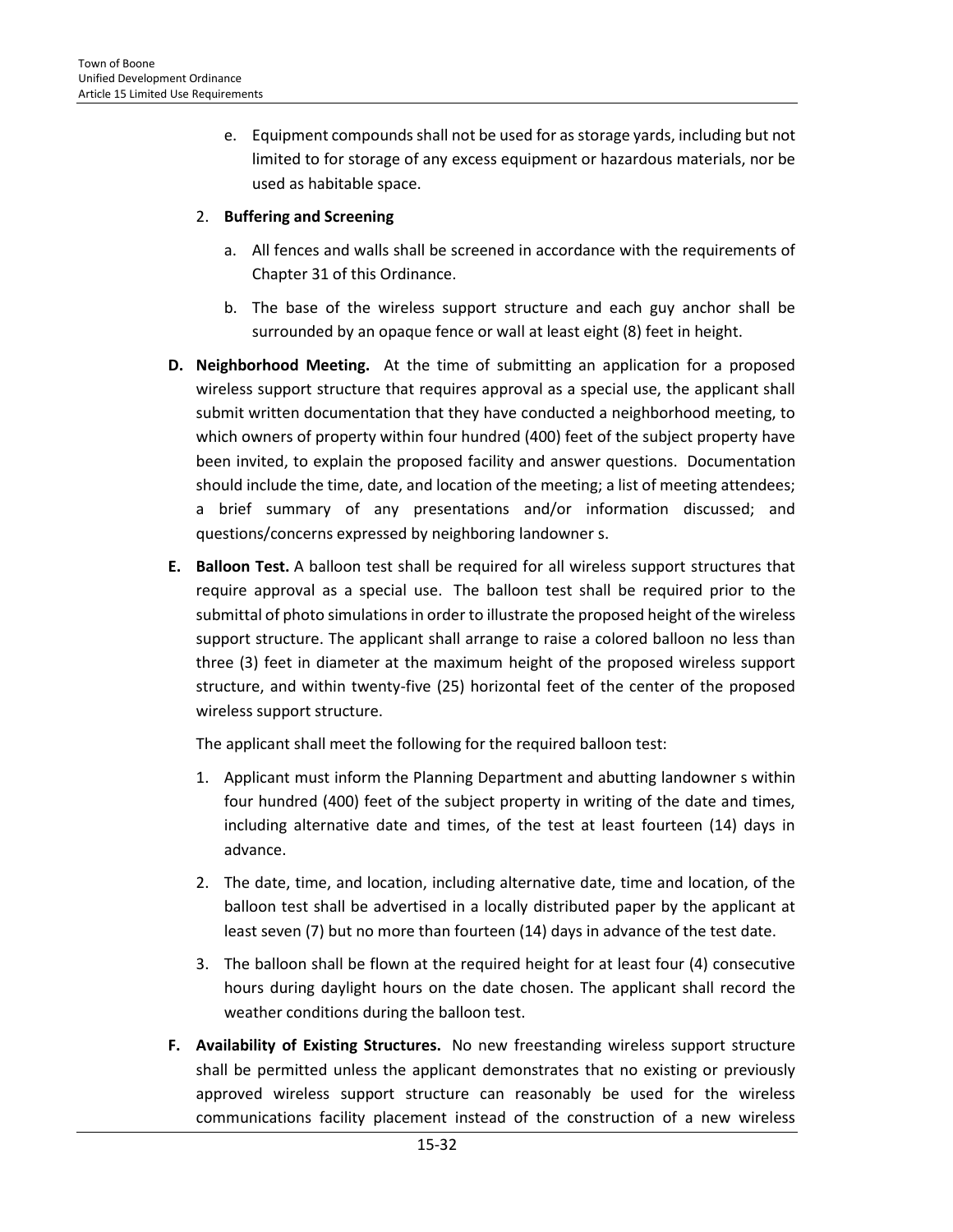e. Equipment compounds shall not be used for as storage yards, including but not limited to for storage of any excess equipment or hazardous materials, nor be used as habitable space.

2. **Buffering and Screening**

   a. All fences and walls shall be screened in accordance with the requirements of Chapter 31 of this Ordinance.

   b. The base of the wireless support structure and each guy anchor shall be surrounded by an opaque fence or wall at least eight (8) feet in height.

**D. Neighborhood Meeting.** At the time of submitting an application for a proposed wireless support structure that requires approval as a special use, the applicant shall submit written documentation that they have conducted a neighborhood meeting, to which owners of property within four hundred (400) feet of the subject property have been invited, to explain the proposed facility and answer questions. Documentation should include the time, date, and location of the meeting; a list of meeting attendees; a brief summary of any presentations and/or information discussed; and questions/concerns expressed by neighboring landowner s.

**E. Balloon Test.** A balloon test shall be required for all wireless support structures that require approval as a special use. The balloon test shall be required prior to the submittal of photo simulations in order to illustrate the proposed height of the wireless support structure. The applicant shall arrange to raise a colored balloon no less than three (3) feet in diameter at the maximum height of the proposed wireless support structure, and within twenty-five (25) horizontal feet of the center of the proposed wireless support structure.

The applicant shall meet the following for the required balloon test:

1. Applicant must inform the Planning Department and abutting landowner s within four hundred (400) feet of the subject property in writing of the date and times, including alternative date and times, of the test at least fourteen (14) days in advance.

2. The date, time, and location, including alternative date, time and location, of the balloon test shall be advertised in a locally distributed paper by the applicant at least seven (7) but no more than fourteen (14) days in advance of the test date.

3. The balloon shall be flown at the required height for at least four (4) consecutive hours during daylight hours on the date chosen. The applicant shall record the weather conditions during the balloon test.

**F. Availability of Existing Structures.** No new freestanding wireless support structure shall be permitted unless the applicant demonstrates that no existing or previously approved wireless support structure can reasonably be used for the wireless communications facility placement instead of the construction of a new wireless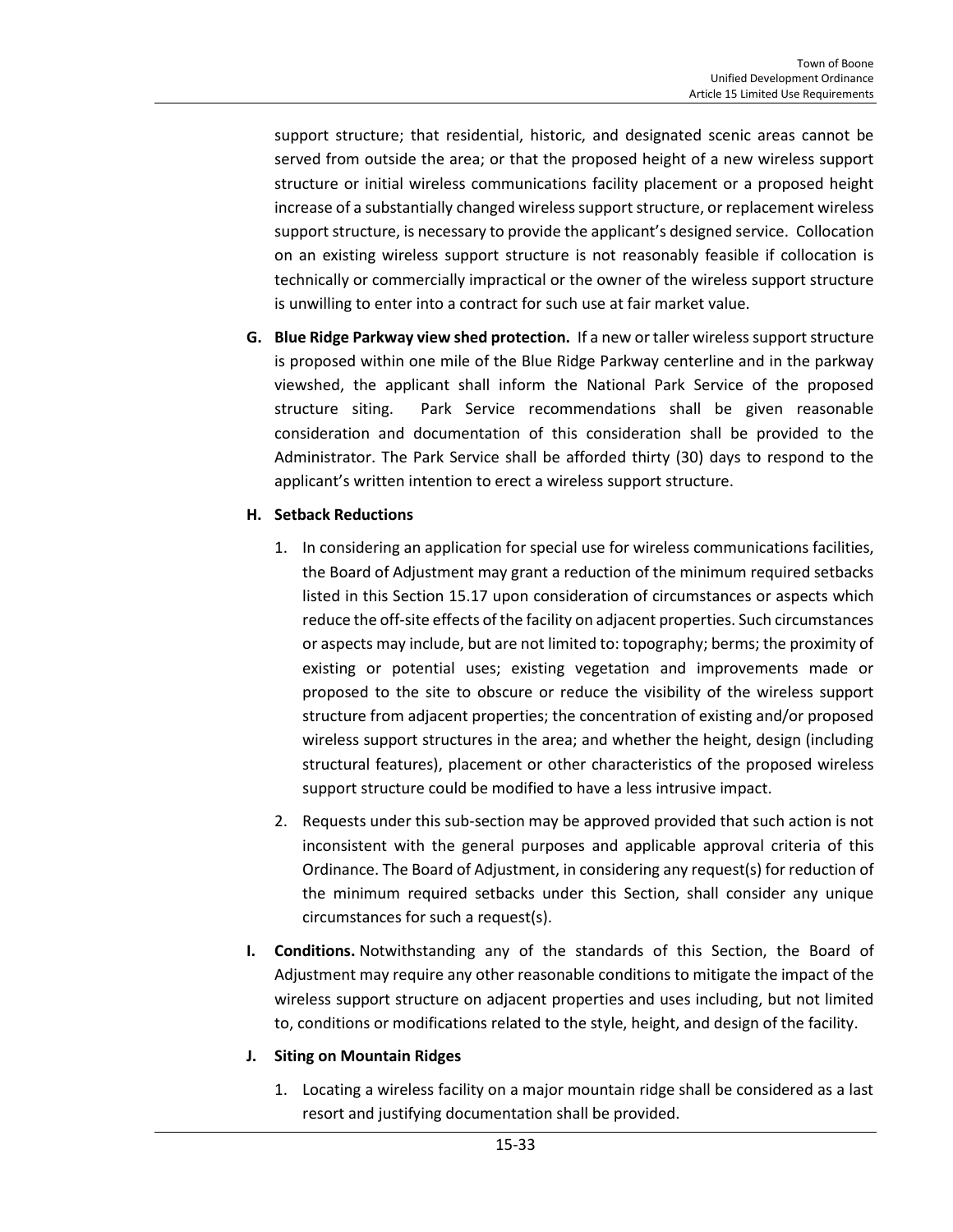support structure; that residential, historic, and designated scenic areas cannot be served from outside the area; or that the proposed height of a new wireless support structure or initial wireless communications facility placement or a proposed height increase of a substantially changed wireless support structure, or replacement wireless support structure, is necessary to provide the applicant's designed service. Collocation on an existing wireless support structure is not reasonably feasible if collocation is technically or commercially impractical or the owner of the wireless support structure is unwilling to enter into a contract for such use at fair market value.

**G. Blue Ridge Parkway view shed protection.** If a new or taller wireless support structure is proposed within one mile of the Blue Ridge Parkway centerline and in the parkway viewshed, the applicant shall inform the National Park Service of the proposed structure siting. Park Service recommendations shall be given reasonable consideration and documentation of this consideration shall be provided to the Administrator. The Park Service shall be afforded thirty (30) days to respond to the applicant's written intention to erect a wireless support structure.

**H. Setback Reductions**

1. In considering an application for special use for wireless communications facilities, the Board of Adjustment may grant a reduction of the minimum required setbacks listed in this Section 15.17 upon consideration of circumstances or aspects which reduce the off-site effects of the facility on adjacent properties. Such circumstances or aspects may include, but are not limited to: topography; berms; the proximity of existing or potential uses; existing vegetation and improvements made or proposed to the site to obscure or reduce the visibility of the wireless support structure from adjacent properties; the concentration of existing and/or proposed wireless support structures in the area; and whether the height, design (including structural features), placement or other characteristics of the proposed wireless support structure could be modified to have a less intrusive impact.

2. Requests under this sub-section may be approved provided that such action is not inconsistent with the general purposes and applicable approval criteria of this Ordinance. The Board of Adjustment, in considering any request(s) for reduction of the minimum required setbacks under this Section, shall consider any unique circumstances for such a request(s).

**I. Conditions.** Notwithstanding any of the standards of this Section, the Board of Adjustment may require any other reasonable conditions to mitigate the impact of the wireless support structure on adjacent properties and uses including, but not limited to, conditions or modifications related to the style, height, and design of the facility.

**J. Siting on Mountain Ridges**

1. Locating a wireless facility on a major mountain ridge shall be considered as a last resort and justifying documentation shall be provided.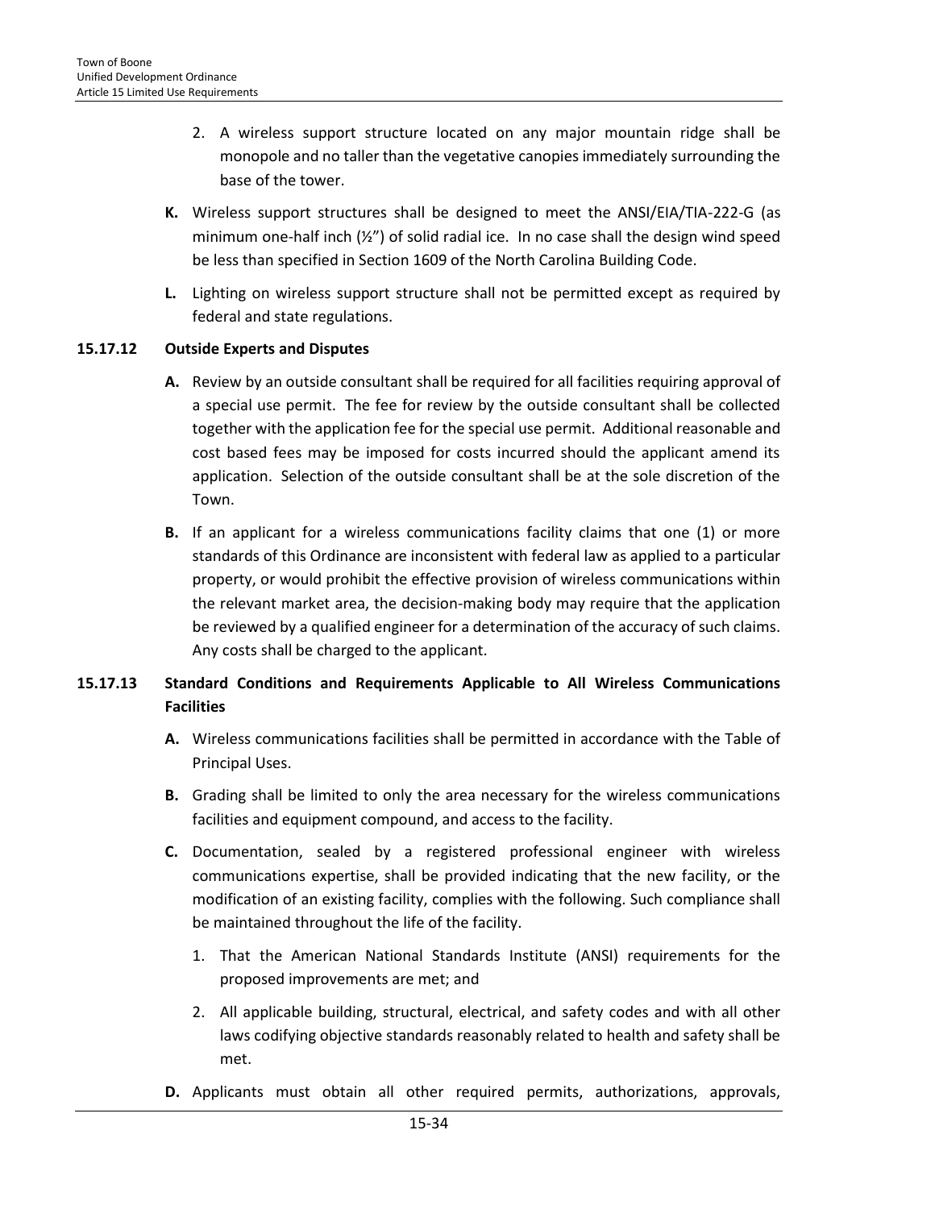2. A wireless support structure located on any major mountain ridge shall be monopole and no taller than the vegetative canopies immediately surrounding the base of the tower.

**K.** Wireless support structures shall be designed to meet the ANSI/EIA/TIA-222-G (as minimum one-half inch (½") of solid radial ice. In no case shall the design wind speed be less than specified in Section 1609 of the North Carolina Building Code.

**L.** Lighting on wireless support structure shall not be permitted except as required by federal and state regulations.

### 15.17.12 Outside Experts and Disputes

**A.** Review by an outside consultant shall be required for all facilities requiring approval of a special use permit. The fee for review by the outside consultant shall be collected together with the application fee for the special use permit. Additional reasonable and cost based fees may be imposed for costs incurred should the applicant amend its application. Selection of the outside consultant shall be at the sole discretion of the Town.

**B.** If an applicant for a wireless communications facility claims that one (1) or more standards of this Ordinance are inconsistent with federal law as applied to a particular property, or would prohibit the effective provision of wireless communications within the relevant market area, the decision-making body may require that the application be reviewed by a qualified engineer for a determination of the accuracy of such claims. Any costs shall be charged to the applicant.

### 15.17.13 Standard Conditions and Requirements Applicable to All Wireless Communications Facilities

**A.** Wireless communications facilities shall be permitted in accordance with the Table of Principal Uses.

**B.** Grading shall be limited to only the area necessary for the wireless communications facilities and equipment compound, and access to the facility.

**C.** Documentation, sealed by a registered professional engineer with wireless communications expertise, shall be provided indicating that the new facility, or the modification of an existing facility, complies with the following. Such compliance shall be maintained throughout the life of the facility.

1. That the American National Standards Institute (ANSI) requirements for the proposed improvements are met; and
2. All applicable building, structural, electrical, and safety codes and with all other laws codifying objective standards reasonably related to health and safety shall be met.

**D.** Applicants must obtain all other required permits, authorizations, approvals,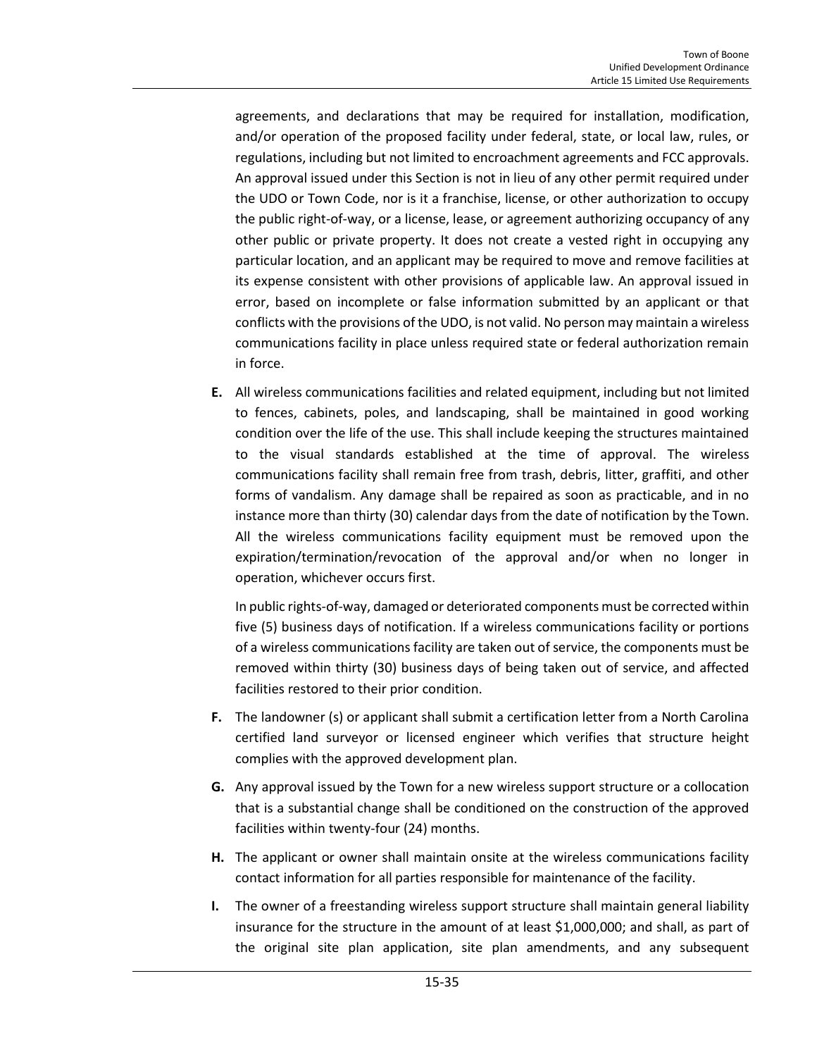agreements, and declarations that may be required for installation, modification, and/or operation of the proposed facility under federal, state, or local law, rules, or regulations, including but not limited to encroachment agreements and FCC approvals. An approval issued under this Section is not in lieu of any other permit required under the UDO or Town Code, nor is it a franchise, license, or other authorization to occupy the public right-of-way, or a license, lease, or agreement authorizing occupancy of any other public or private property. It does not create a vested right in occupying any particular location, and an applicant may be required to move and remove facilities at its expense consistent with other provisions of applicable law. An approval issued in error, based on incomplete or false information submitted by an applicant or that conflicts with the provisions of the UDO, is not valid. No person may maintain a wireless communications facility in place unless required state or federal authorization remain in force.

**E.** All wireless communications facilities and related equipment, including but not limited to fences, cabinets, poles, and landscaping, shall be maintained in good working condition over the life of the use. This shall include keeping the structures maintained to the visual standards established at the time of approval. The wireless communications facility shall remain free from trash, debris, litter, graffiti, and other forms of vandalism. Any damage shall be repaired as soon as practicable, and in no instance more than thirty (30) calendar days from the date of notification by the Town. All the wireless communications facility equipment must be removed upon the expiration/termination/revocation of the approval and/or when no longer in operation, whichever occurs first.

In public rights-of-way, damaged or deteriorated components must be corrected within five (5) business days of notification. If a wireless communications facility or portions of a wireless communications facility are taken out of service, the components must be removed within thirty (30) business days of being taken out of service, and affected facilities restored to their prior condition.

**F.** The landowner (s) or applicant shall submit a certification letter from a North Carolina certified land surveyor or licensed engineer which verifies that structure height complies with the approved development plan.

**G.** Any approval issued by the Town for a new wireless support structure or a collocation that is a substantial change shall be conditioned on the construction of the approved facilities within twenty-four (24) months.

**H.** The applicant or owner shall maintain onsite at the wireless communications facility contact information for all parties responsible for maintenance of the facility.

**I.** The owner of a freestanding wireless support structure shall maintain general liability insurance for the structure in the amount of at least $1,000,000; and shall, as part of the original site plan application, site plan amendments, and any subsequent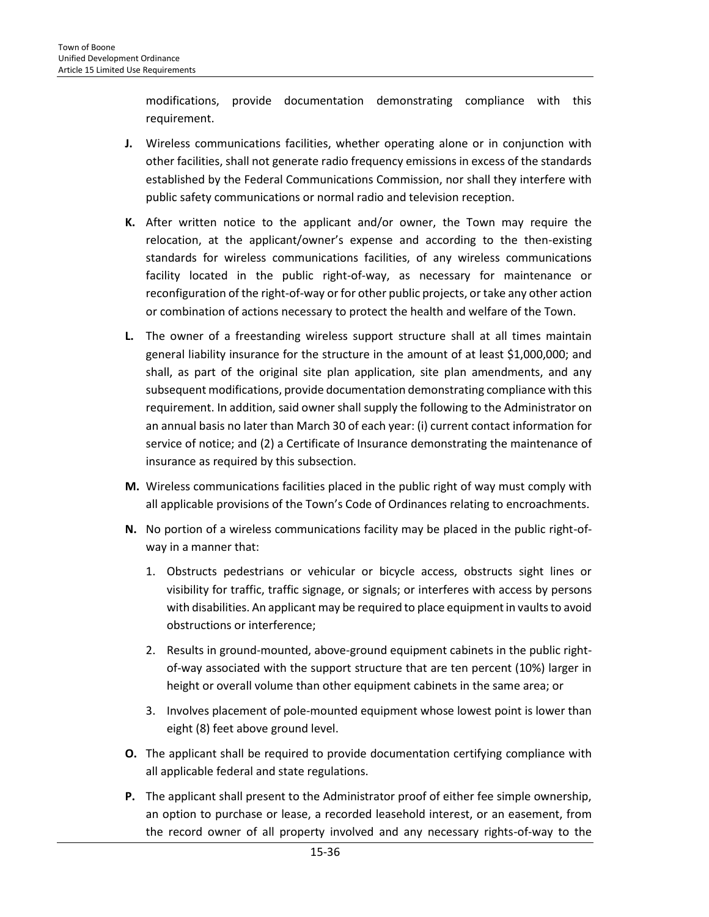modifications, provide documentation demonstrating compliance with this requirement.

**J.** Wireless communications facilities, whether operating alone or in conjunction with other facilities, shall not generate radio frequency emissions in excess of the standards established by the Federal Communications Commission, nor shall they interfere with public safety communications or normal radio and television reception.

**K.** After written notice to the applicant and/or owner, the Town may require the relocation, at the applicant/owner's expense and according to the then-existing standards for wireless communications facilities, of any wireless communications facility located in the public right-of-way, as necessary for maintenance or reconfiguration of the right-of-way or for other public projects, or take any other action or combination of actions necessary to protect the health and welfare of the Town.

**L.** The owner of a freestanding wireless support structure shall at all times maintain general liability insurance for the structure in the amount of at least $1,000,000; and shall, as part of the original site plan application, site plan amendments, and any subsequent modifications, provide documentation demonstrating compliance with this requirement. In addition, said owner shall supply the following to the Administrator on an annual basis no later than March 30 of each year: (i) current contact information for service of notice; and (2) a Certificate of Insurance demonstrating the maintenance of insurance as required by this subsection.

**M.** Wireless communications facilities placed in the public right of way must comply with all applicable provisions of the Town's Code of Ordinances relating to encroachments.

**N.** No portion of a wireless communications facility may be placed in the public right-of-way in a manner that:

1. Obstructs pedestrians or vehicular or bicycle access, obstructs sight lines or visibility for traffic, traffic signage, or signals; or interferes with access by persons with disabilities. An applicant may be required to place equipment in vaults to avoid obstructions or interference;
2. Results in ground-mounted, above-ground equipment cabinets in the public right-of-way associated with the support structure that are ten percent (10%) larger in height or overall volume than other equipment cabinets in the same area; or
3. Involves placement of pole-mounted equipment whose lowest point is lower than eight (8) feet above ground level.

**O.** The applicant shall be required to provide documentation certifying compliance with all applicable federal and state regulations.

**P.** The applicant shall present to the Administrator proof of either fee simple ownership, an option to purchase or lease, a recorded leasehold interest, or an easement, from the record owner of all property involved and any necessary rights-of-way to the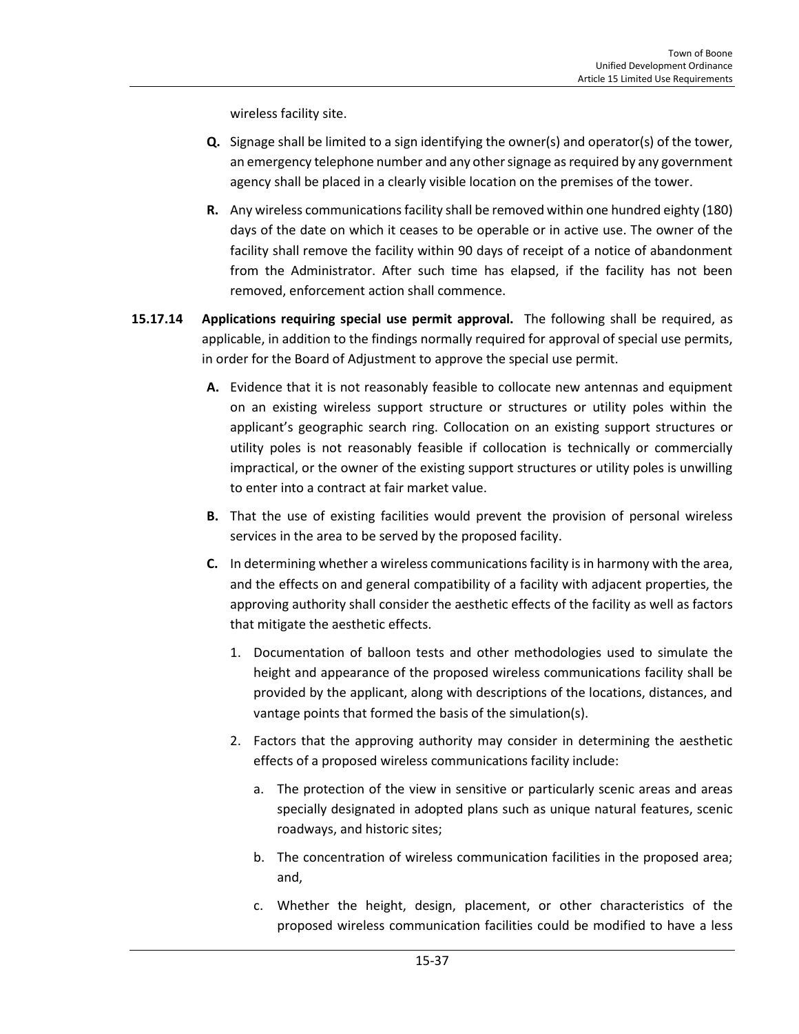wireless facility site.

**Q.** Signage shall be limited to a sign identifying the owner(s) and operator(s) of the tower, an emergency telephone number and any other signage as required by any government agency shall be placed in a clearly visible location on the premises of the tower.

**R.** Any wireless communications facility shall be removed within one hundred eighty (180) days of the date on which it ceases to be operable or in active use. The owner of the facility shall remove the facility within 90 days of receipt of a notice of abandonment from the Administrator. After such time has elapsed, if the facility has not been removed, enforcement action shall commence.

**15.17.14 Applications requiring special use permit approval.** The following shall be required, as applicable, in addition to the findings normally required for approval of special use permits, in order for the Board of Adjustment to approve the special use permit.

**A.** Evidence that it is not reasonably feasible to collocate new antennas and equipment on an existing wireless support structure or structures or utility poles within the applicant's geographic search ring. Collocation on an existing support structures or utility poles is not reasonably feasible if collocation is technically or commercially impractical, or the owner of the existing support structures or utility poles is unwilling to enter into a contract at fair market value.

**B.** That the use of existing facilities would prevent the provision of personal wireless services in the area to be served by the proposed facility.

**C.** In determining whether a wireless communications facility is in harmony with the area, and the effects on and general compatibility of a facility with adjacent properties, the approving authority shall consider the aesthetic effects of the facility as well as factors that mitigate the aesthetic effects.

1. Documentation of balloon tests and other methodologies used to simulate the height and appearance of the proposed wireless communications facility shall be provided by the applicant, along with descriptions of the locations, distances, and vantage points that formed the basis of the simulation(s).

2. Factors that the approving authority may consider in determining the aesthetic effects of a proposed wireless communications facility include:

   a. The protection of the view in sensitive or particularly scenic areas and areas specially designated in adopted plans such as unique natural features, scenic roadways, and historic sites;

   b. The concentration of wireless communication facilities in the proposed area; and,

   c. Whether the height, design, placement, or other characteristics of the proposed wireless communication facilities could be modified to have a less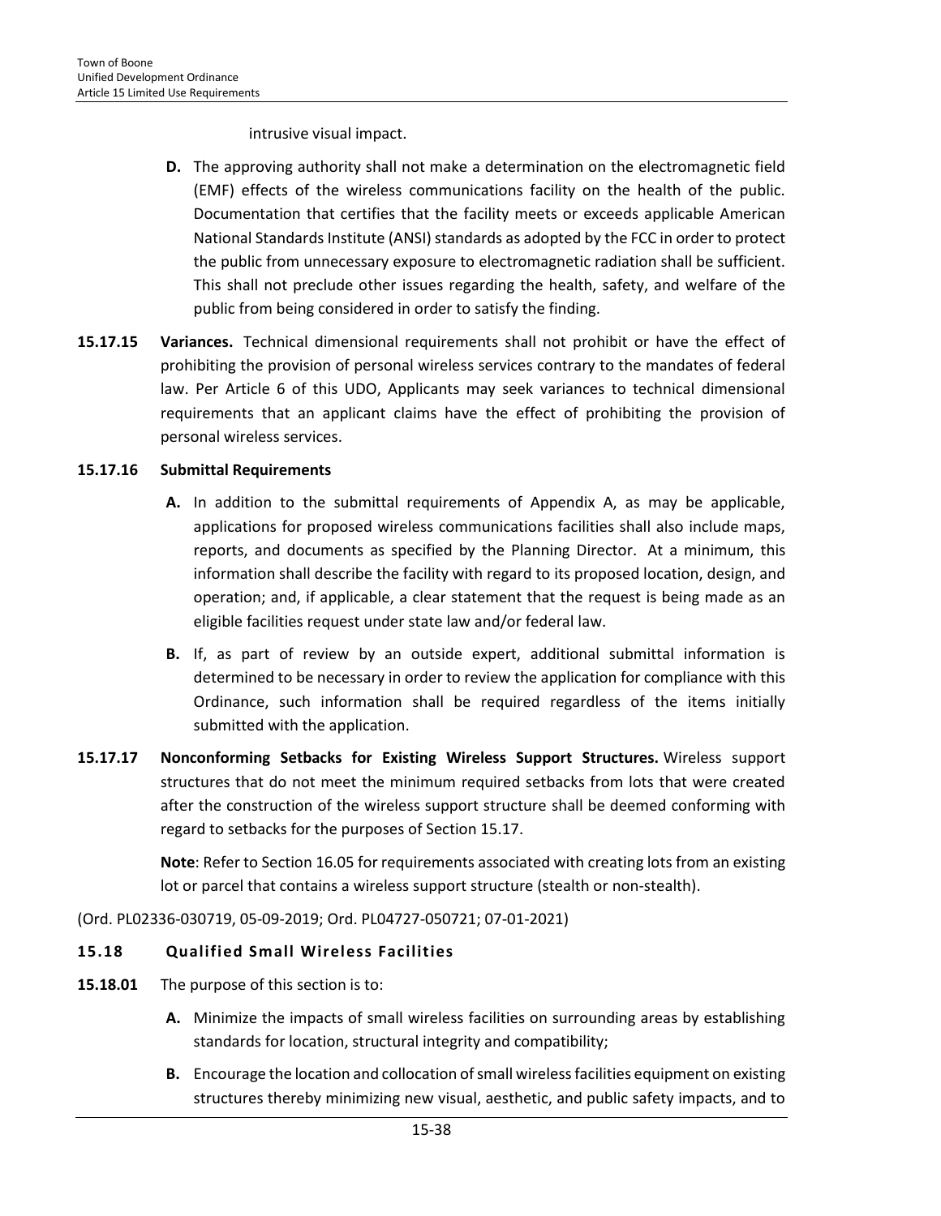intrusive visual impact.

**D.** The approving authority shall not make a determination on the electromagnetic field (EMF) effects of the wireless communications facility on the health of the public. Documentation that certifies that the facility meets or exceeds applicable American National Standards Institute (ANSI) standards as adopted by the FCC in order to protect the public from unnecessary exposure to electromagnetic radiation shall be sufficient. This shall not preclude other issues regarding the health, safety, and welfare of the public from being considered in order to satisfy the finding.

**15.17.15 Variances.** Technical dimensional requirements shall not prohibit or have the effect of prohibiting the provision of personal wireless services contrary to the mandates of federal law. Per Article 6 of this UDO, Applicants may seek variances to technical dimensional requirements that an applicant claims have the effect of prohibiting the provision of personal wireless services.

**15.17.16 Submittal Requirements**

**A.** In addition to the submittal requirements of Appendix A, as may be applicable, applications for proposed wireless communications facilities shall also include maps, reports, and documents as specified by the Planning Director. At a minimum, this information shall describe the facility with regard to its proposed location, design, and operation; and, if applicable, a clear statement that the request is being made as an eligible facilities request under state law and/or federal law.

**B.** If, as part of review by an outside expert, additional submittal information is determined to be necessary in order to review the application for compliance with this Ordinance, such information shall be required regardless of the items initially submitted with the application.

**15.17.17 Nonconforming Setbacks for Existing Wireless Support Structures.** Wireless support structures that do not meet the minimum required setbacks from lots that were created after the construction of the wireless support structure shall be deemed conforming with regard to setbacks for the purposes of Section 15.17.

**Note**: Refer to Section 16.05 for requirements associated with creating lots from an existing lot or parcel that contains a wireless support structure (stealth or non-stealth).

(Ord. PL02336-030719, 05-09-2019; Ord. PL04727-050721; 07-01-2021)

## 15.18 Qualified Small Wireless Facilities

**15.18.01** The purpose of this section is to:

**A.** Minimize the impacts of small wireless facilities on surrounding areas by establishing standards for location, structural integrity and compatibility;

**B.** Encourage the location and collocation of small wireless facilities equipment on existing structures thereby minimizing new visual, aesthetic, and public safety impacts, and to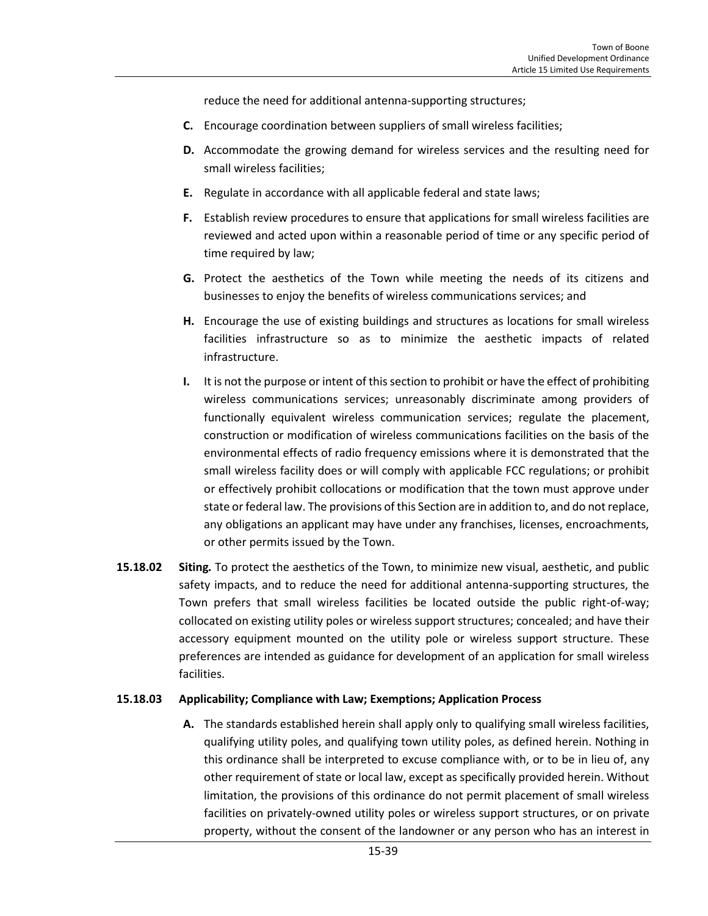reduce the need for additional antenna-supporting structures;

- **C.** Encourage coordination between suppliers of small wireless facilities;
- **D.** Accommodate the growing demand for wireless services and the resulting need for small wireless facilities;
- **E.** Regulate in accordance with all applicable federal and state laws;
- **F.** Establish review procedures to ensure that applications for small wireless facilities are reviewed and acted upon within a reasonable period of time or any specific period of time required by law;
- **G.** Protect the aesthetics of the Town while meeting the needs of its citizens and businesses to enjoy the benefits of wireless communications services; and
- **H.** Encourage the use of existing buildings and structures as locations for small wireless facilities infrastructure so as to minimize the aesthetic impacts of related infrastructure.
- **I.** It is not the purpose or intent of this section to prohibit or have the effect of prohibiting wireless communications services; unreasonably discriminate among providers of functionally equivalent wireless communication services; regulate the placement, construction or modification of wireless communications facilities on the basis of the environmental effects of radio frequency emissions where it is demonstrated that the small wireless facility does or will comply with applicable FCC regulations; or prohibit or effectively prohibit collocations or modification that the town must approve under state or federal law. The provisions of this Section are in addition to, and do not replace, any obligations an applicant may have under any franchises, licenses, encroachments, or other permits issued by the Town.

**15.18.02 Siting.** To protect the aesthetics of the Town, to minimize new visual, aesthetic, and public safety impacts, and to reduce the need for additional antenna-supporting structures, the Town prefers that small wireless facilities be located outside the public right-of-way; collocated on existing utility poles or wireless support structures; concealed; and have their accessory equipment mounted on the utility pole or wireless support structure. These preferences are intended as guidance for development of an application for small wireless facilities.

**15.18.03 Applicability; Compliance with Law; Exemptions; Application Process**

- **A.** The standards established herein shall apply only to qualifying small wireless facilities, qualifying utility poles, and qualifying town utility poles, as defined herein. Nothing in this ordinance shall be interpreted to excuse compliance with, or to be in lieu of, any other requirement of state or local law, except as specifically provided herein. Without limitation, the provisions of this ordinance do not permit placement of small wireless facilities on privately-owned utility poles or wireless support structures, or on private property, without the consent of the landowner or any person who has an interest in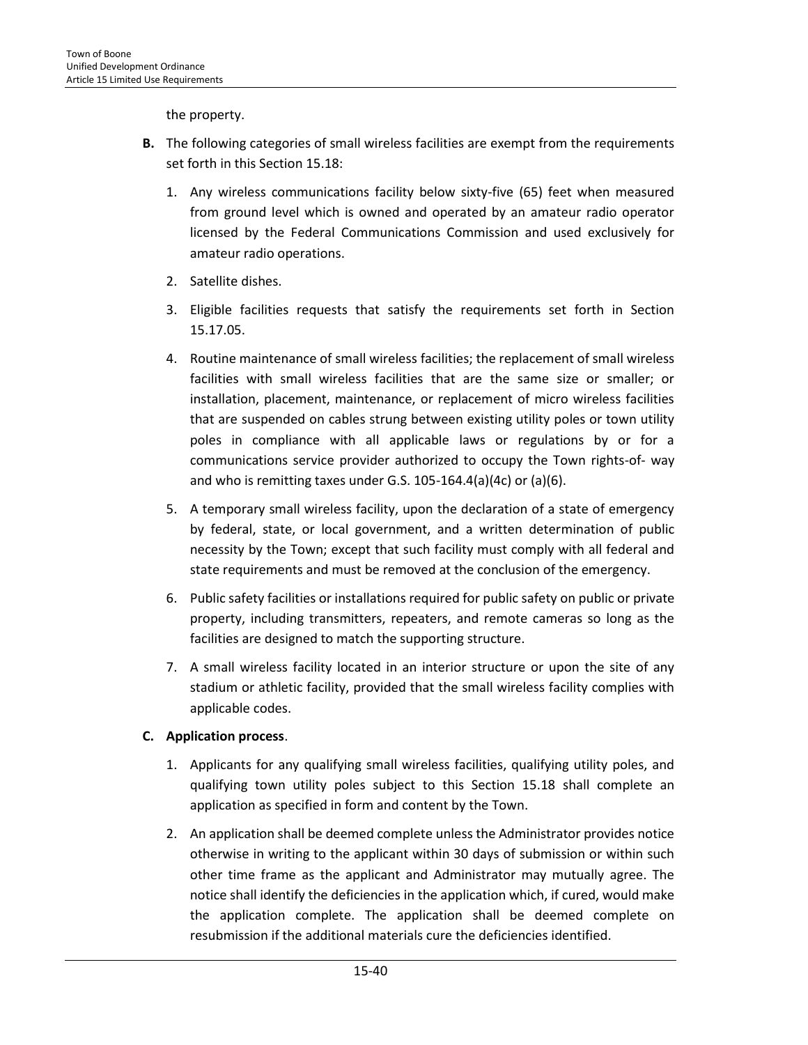the property.

**B.** The following categories of small wireless facilities are exempt from the requirements set forth in this Section 15.18:

1. Any wireless communications facility below sixty-five (65) feet when measured from ground level which is owned and operated by an amateur radio operator licensed by the Federal Communications Commission and used exclusively for amateur radio operations.
2. Satellite dishes.
3. Eligible facilities requests that satisfy the requirements set forth in Section 15.17.05.
4. Routine maintenance of small wireless facilities; the replacement of small wireless facilities with small wireless facilities that are the same size or smaller; or installation, placement, maintenance, or replacement of micro wireless facilities that are suspended on cables strung between existing utility poles or town utility poles in compliance with all applicable laws or regulations by or for a communications service provider authorized to occupy the Town rights-of- way and who is remitting taxes under G.S. 105-164.4(a)(4c) or (a)(6).
5. A temporary small wireless facility, upon the declaration of a state of emergency by federal, state, or local government, and a written determination of public necessity by the Town; except that such facility must comply with all federal and state requirements and must be removed at the conclusion of the emergency.
6. Public safety facilities or installations required for public safety on public or private property, including transmitters, repeaters, and remote cameras so long as the facilities are designed to match the supporting structure.
7. A small wireless facility located in an interior structure or upon the site of any stadium or athletic facility, provided that the small wireless facility complies with applicable codes.

**C. Application process**.

1. Applicants for any qualifying small wireless facilities, qualifying utility poles, and qualifying town utility poles subject to this Section 15.18 shall complete an application as specified in form and content by the Town.
2. An application shall be deemed complete unless the Administrator provides notice otherwise in writing to the applicant within 30 days of submission or within such other time frame as the applicant and Administrator may mutually agree. The notice shall identify the deficiencies in the application which, if cured, would make the application complete. The application shall be deemed complete on resubmission if the additional materials cure the deficiencies identified.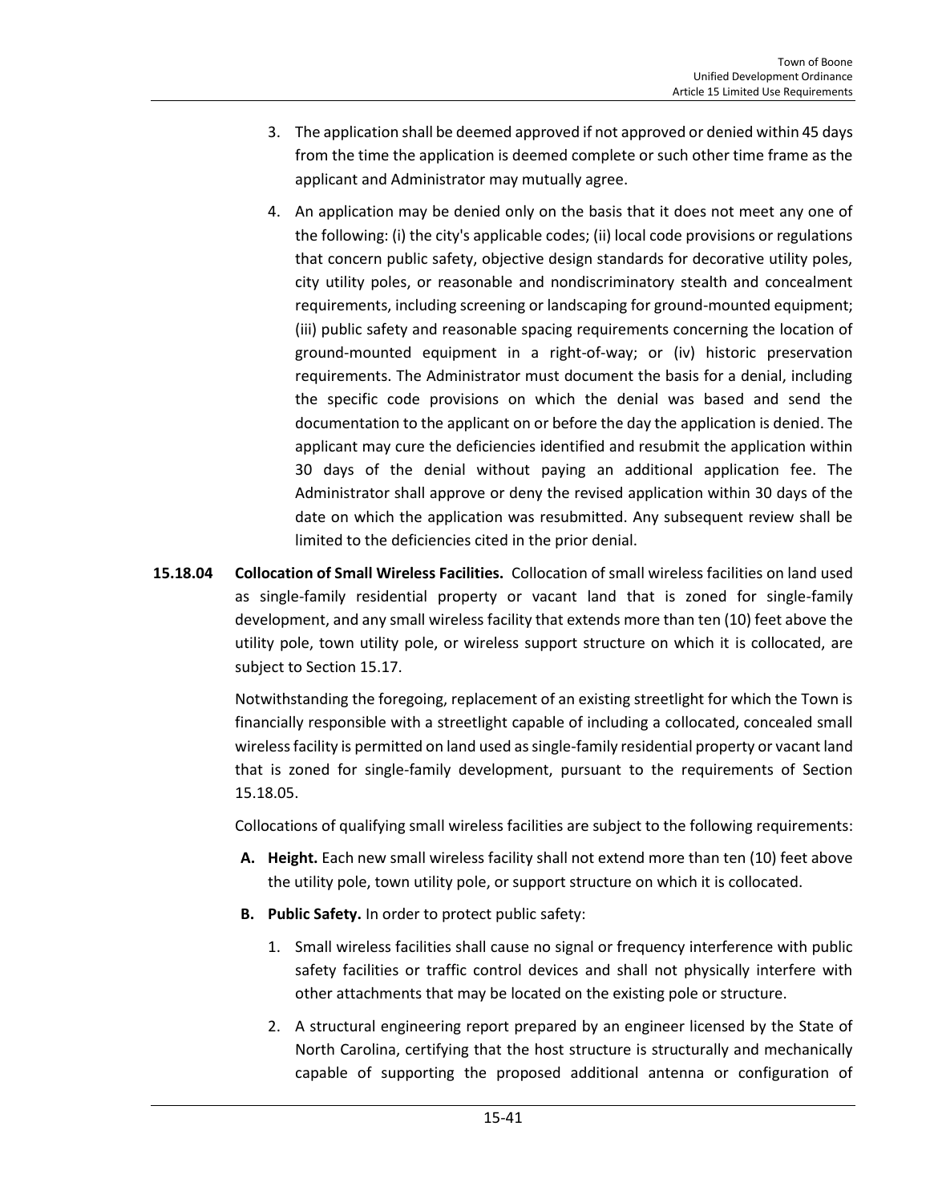3. The application shall be deemed approved if not approved or denied within 45 days from the time the application is deemed complete or such other time frame as the applicant and Administrator may mutually agree.

4. An application may be denied only on the basis that it does not meet any one of the following: (i) the city's applicable codes; (ii) local code provisions or regulations that concern public safety, objective design standards for decorative utility poles, city utility poles, or reasonable and nondiscriminatory stealth and concealment requirements, including screening or landscaping for ground-mounted equipment; (iii) public safety and reasonable spacing requirements concerning the location of ground-mounted equipment in a right-of-way; or (iv) historic preservation requirements. The Administrator must document the basis for a denial, including the specific code provisions on which the denial was based and send the documentation to the applicant on or before the day the application is denied. The applicant may cure the deficiencies identified and resubmit the application within 30 days of the denial without paying an additional application fee. The Administrator shall approve or deny the revised application within 30 days of the date on which the application was resubmitted. Any subsequent review shall be limited to the deficiencies cited in the prior denial.

**15.18.04 Collocation of Small Wireless Facilities.** Collocation of small wireless facilities on land used as single-family residential property or vacant land that is zoned for single-family development, and any small wireless facility that extends more than ten (10) feet above the utility pole, town utility pole, or wireless support structure on which it is collocated, are subject to Section 15.17.

Notwithstanding the foregoing, replacement of an existing streetlight for which the Town is financially responsible with a streetlight capable of including a collocated, concealed small wireless facility is permitted on land used as single-family residential property or vacant land that is zoned for single-family development, pursuant to the requirements of Section 15.18.05.

Collocations of qualifying small wireless facilities are subject to the following requirements:

**A. Height.** Each new small wireless facility shall not extend more than ten (10) feet above the utility pole, town utility pole, or support structure on which it is collocated.

**B. Public Safety.** In order to protect public safety:

1. Small wireless facilities shall cause no signal or frequency interference with public safety facilities or traffic control devices and shall not physically interfere with other attachments that may be located on the existing pole or structure.

2. A structural engineering report prepared by an engineer licensed by the State of North Carolina, certifying that the host structure is structurally and mechanically capable of supporting the proposed additional antenna or configuration of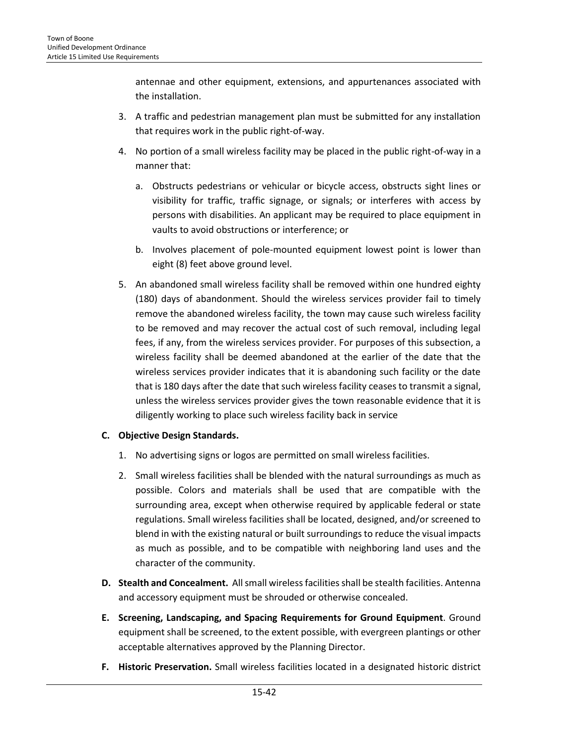antennae and other equipment, extensions, and appurtenances associated with the installation.

3. A traffic and pedestrian management plan must be submitted for any installation that requires work in the public right-of-way.

4. No portion of a small wireless facility may be placed in the public right-of-way in a manner that:

   a. Obstructs pedestrians or vehicular or bicycle access, obstructs sight lines or visibility for traffic, traffic signage, or signals; or interferes with access by persons with disabilities. An applicant may be required to place equipment in vaults to avoid obstructions or interference; or

   b. Involves placement of pole-mounted equipment lowest point is lower than eight (8) feet above ground level.

5. An abandoned small wireless facility shall be removed within one hundred eighty (180) days of abandonment. Should the wireless services provider fail to timely remove the abandoned wireless facility, the town may cause such wireless facility to be removed and may recover the actual cost of such removal, including legal fees, if any, from the wireless services provider. For purposes of this subsection, a wireless facility shall be deemed abandoned at the earlier of the date that the wireless services provider indicates that it is abandoning such facility or the date that is 180 days after the date that such wireless facility ceases to transmit a signal, unless the wireless services provider gives the town reasonable evidence that it is diligently working to place such wireless facility back in service

**C. Objective Design Standards.**

1. No advertising signs or logos are permitted on small wireless facilities.

2. Small wireless facilities shall be blended with the natural surroundings as much as possible. Colors and materials shall be used that are compatible with the surrounding area, except when otherwise required by applicable federal or state regulations. Small wireless facilities shall be located, designed, and/or screened to blend in with the existing natural or built surroundings to reduce the visual impacts as much as possible, and to be compatible with neighboring land uses and the character of the community.

**D. Stealth and Concealment.** All small wireless facilities shall be stealth facilities. Antenna and accessory equipment must be shrouded or otherwise concealed.

**E. Screening, Landscaping, and Spacing Requirements for Ground Equipment**. Ground equipment shall be screened, to the extent possible, with evergreen plantings or other acceptable alternatives approved by the Planning Director.

**F. Historic Preservation.** Small wireless facilities located in a designated historic district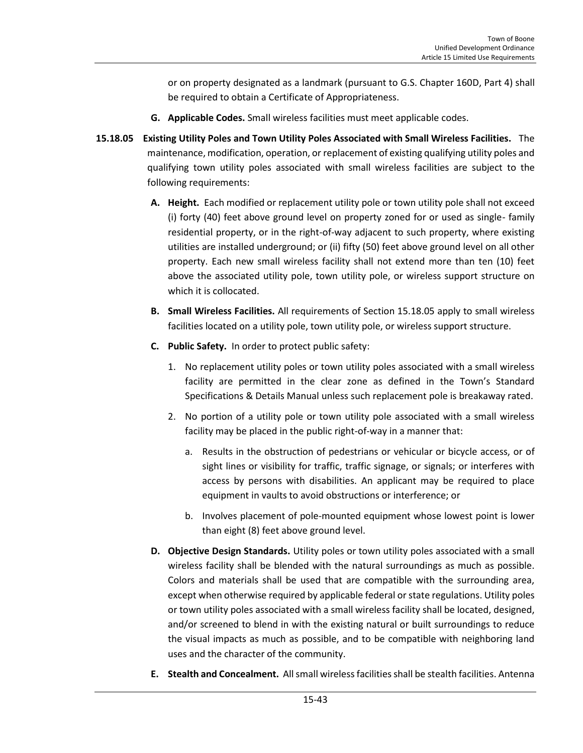or on property designated as a landmark (pursuant to G.S. Chapter 160D, Part 4) shall be required to obtain a Certificate of Appropriateness.

**G. Applicable Codes.** Small wireless facilities must meet applicable codes.

**15.18.05 Existing Utility Poles and Town Utility Poles Associated with Small Wireless Facilities.** The maintenance, modification, operation, or replacement of existing qualifying utility poles and qualifying town utility poles associated with small wireless facilities are subject to the following requirements:

**A. Height.** Each modified or replacement utility pole or town utility pole shall not exceed (i) forty (40) feet above ground level on property zoned for or used as single- family residential property, or in the right-of-way adjacent to such property, where existing utilities are installed underground; or (ii) fifty (50) feet above ground level on all other property. Each new small wireless facility shall not extend more than ten (10) feet above the associated utility pole, town utility pole, or wireless support structure on which it is collocated.

**B. Small Wireless Facilities.** All requirements of Section 15.18.05 apply to small wireless facilities located on a utility pole, town utility pole, or wireless support structure.

**C. Public Safety.** In order to protect public safety:

1. No replacement utility poles or town utility poles associated with a small wireless facility are permitted in the clear zone as defined in the Town's Standard Specifications & Details Manual unless such replacement pole is breakaway rated.

2. No portion of a utility pole or town utility pole associated with a small wireless facility may be placed in the public right-of-way in a manner that:

   a. Results in the obstruction of pedestrians or vehicular or bicycle access, or of sight lines or visibility for traffic, traffic signage, or signals; or interferes with access by persons with disabilities. An applicant may be required to place equipment in vaults to avoid obstructions or interference; or

   b. Involves placement of pole-mounted equipment whose lowest point is lower than eight (8) feet above ground level.

**D. Objective Design Standards.** Utility poles or town utility poles associated with a small wireless facility shall be blended with the natural surroundings as much as possible. Colors and materials shall be used that are compatible with the surrounding area, except when otherwise required by applicable federal or state regulations. Utility poles or town utility poles associated with a small wireless facility shall be located, designed, and/or screened to blend in with the existing natural or built surroundings to reduce the visual impacts as much as possible, and to be compatible with neighboring land uses and the character of the community.

**E. Stealth and Concealment.** All small wireless facilities shall be stealth facilities. Antenna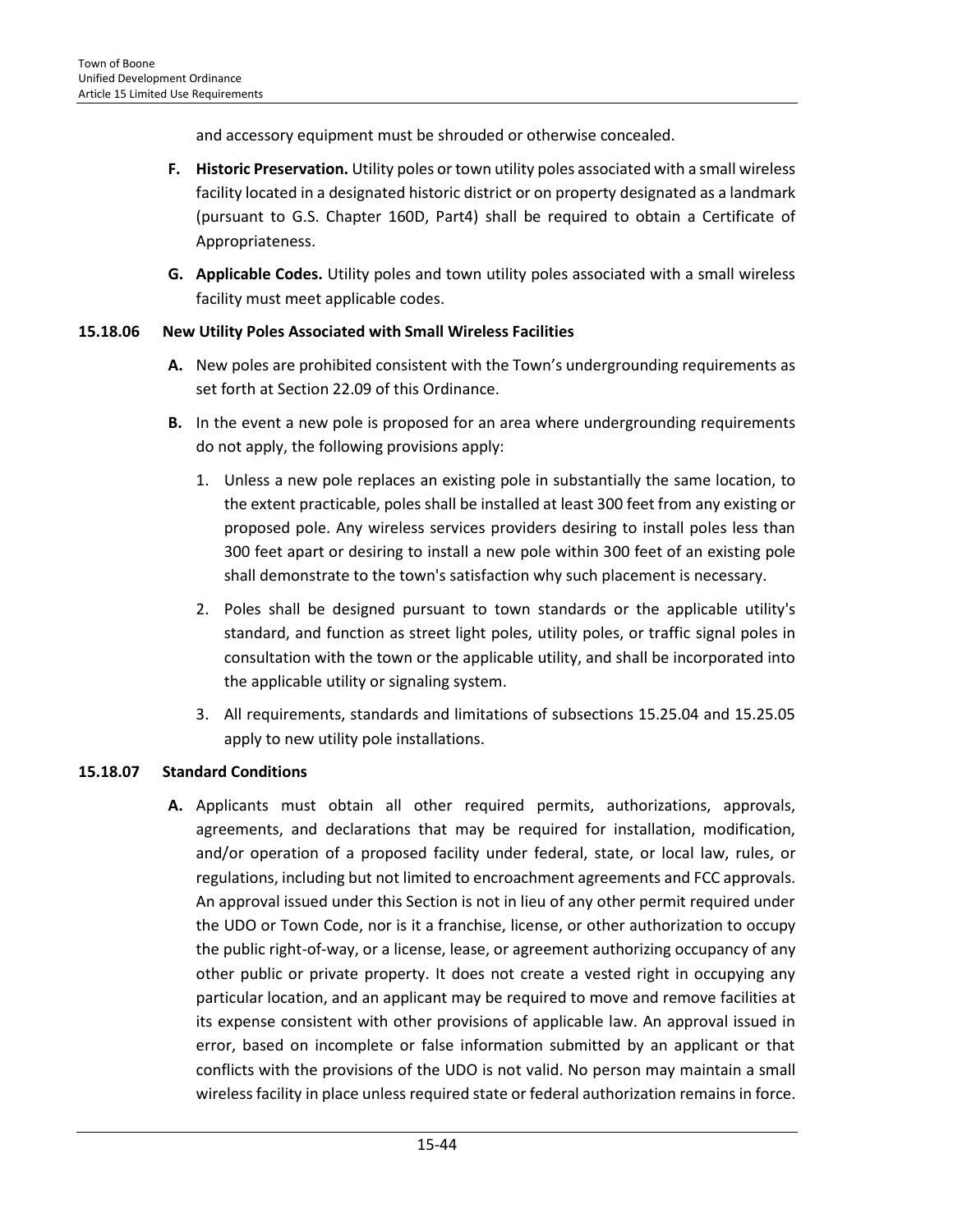and accessory equipment must be shrouded or otherwise concealed.

**F. Historic Preservation.** Utility poles or town utility poles associated with a small wireless facility located in a designated historic district or on property designated as a landmark (pursuant to G.S. Chapter 160D, Part4) shall be required to obtain a Certificate of Appropriateness.

**G. Applicable Codes.** Utility poles and town utility poles associated with a small wireless facility must meet applicable codes.

### 15.18.06 New Utility Poles Associated with Small Wireless Facilities

**A.** New poles are prohibited consistent with the Town's undergrounding requirements as set forth at Section 22.09 of this Ordinance.

**B.** In the event a new pole is proposed for an area where undergrounding requirements do not apply, the following provisions apply:

1. Unless a new pole replaces an existing pole in substantially the same location, to the extent practicable, poles shall be installed at least 300 feet from any existing or proposed pole. Any wireless services providers desiring to install poles less than 300 feet apart or desiring to install a new pole within 300 feet of an existing pole shall demonstrate to the town's satisfaction why such placement is necessary.
2. Poles shall be designed pursuant to town standards or the applicable utility's standard, and function as street light poles, utility poles, or traffic signal poles in consultation with the town or the applicable utility, and shall be incorporated into the applicable utility or signaling system.
3. All requirements, standards and limitations of subsections 15.25.04 and 15.25.05 apply to new utility pole installations.

### 15.18.07 Standard Conditions

**A.** Applicants must obtain all other required permits, authorizations, approvals, agreements, and declarations that may be required for installation, modification, and/or operation of a proposed facility under federal, state, or local law, rules, or regulations, including but not limited to encroachment agreements and FCC approvals. An approval issued under this Section is not in lieu of any other permit required under the UDO or Town Code, nor is it a franchise, license, or other authorization to occupy the public right-of-way, or a license, lease, or agreement authorizing occupancy of any other public or private property. It does not create a vested right in occupying any particular location, and an applicant may be required to move and remove facilities at its expense consistent with other provisions of applicable law. An approval issued in error, based on incomplete or false information submitted by an applicant or that conflicts with the provisions of the UDO is not valid. No person may maintain a small wireless facility in place unless required state or federal authorization remains in force.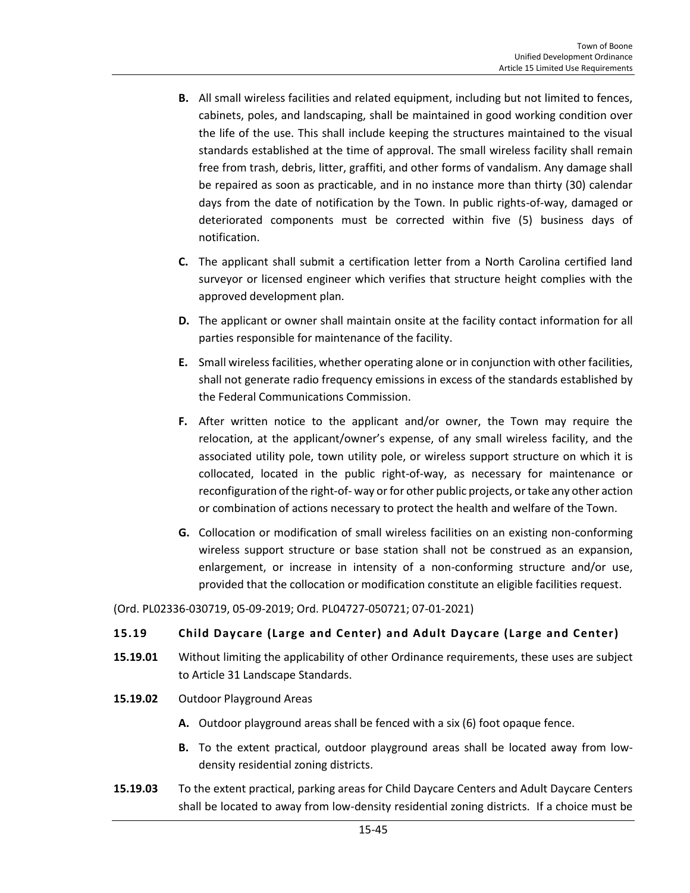**B.** All small wireless facilities and related equipment, including but not limited to fences, cabinets, poles, and landscaping, shall be maintained in good working condition over the life of the use. This shall include keeping the structures maintained to the visual standards established at the time of approval. The small wireless facility shall remain free from trash, debris, litter, graffiti, and other forms of vandalism. Any damage shall be repaired as soon as practicable, and in no instance more than thirty (30) calendar days from the date of notification by the Town. In public rights-of-way, damaged or deteriorated components must be corrected within five (5) business days of notification.

**C.** The applicant shall submit a certification letter from a North Carolina certified land surveyor or licensed engineer which verifies that structure height complies with the approved development plan.

**D.** The applicant or owner shall maintain onsite at the facility contact information for all parties responsible for maintenance of the facility.

**E.** Small wireless facilities, whether operating alone or in conjunction with other facilities, shall not generate radio frequency emissions in excess of the standards established by the Federal Communications Commission.

**F.** After written notice to the applicant and/or owner, the Town may require the relocation, at the applicant/owner's expense, of any small wireless facility, and the associated utility pole, town utility pole, or wireless support structure on which it is collocated, located in the public right-of-way, as necessary for maintenance or reconfiguration of the right-of- way or for other public projects, or take any other action or combination of actions necessary to protect the health and welfare of the Town.

**G.** Collocation or modification of small wireless facilities on an existing non-conforming wireless support structure or base station shall not be construed as an expansion, enlargement, or increase in intensity of a non-conforming structure and/or use, provided that the collocation or modification constitute an eligible facilities request.

(Ord. PL02336-030719, 05-09-2019; Ord. PL04727-050721; 07-01-2021)

## 15.19 Child Daycare (Large and Center) and Adult Daycare (Large and Center)

**15.19.01** Without limiting the applicability of other Ordinance requirements, these uses are subject to Article 31 Landscape Standards.

**15.19.02** Outdoor Playground Areas

**A.** Outdoor playground areas shall be fenced with a six (6) foot opaque fence.

**B.** To the extent practical, outdoor playground areas shall be located away from low-density residential zoning districts.

**15.19.03** To the extent practical, parking areas for Child Daycare Centers and Adult Daycare Centers shall be located to away from low-density residential zoning districts. If a choice must be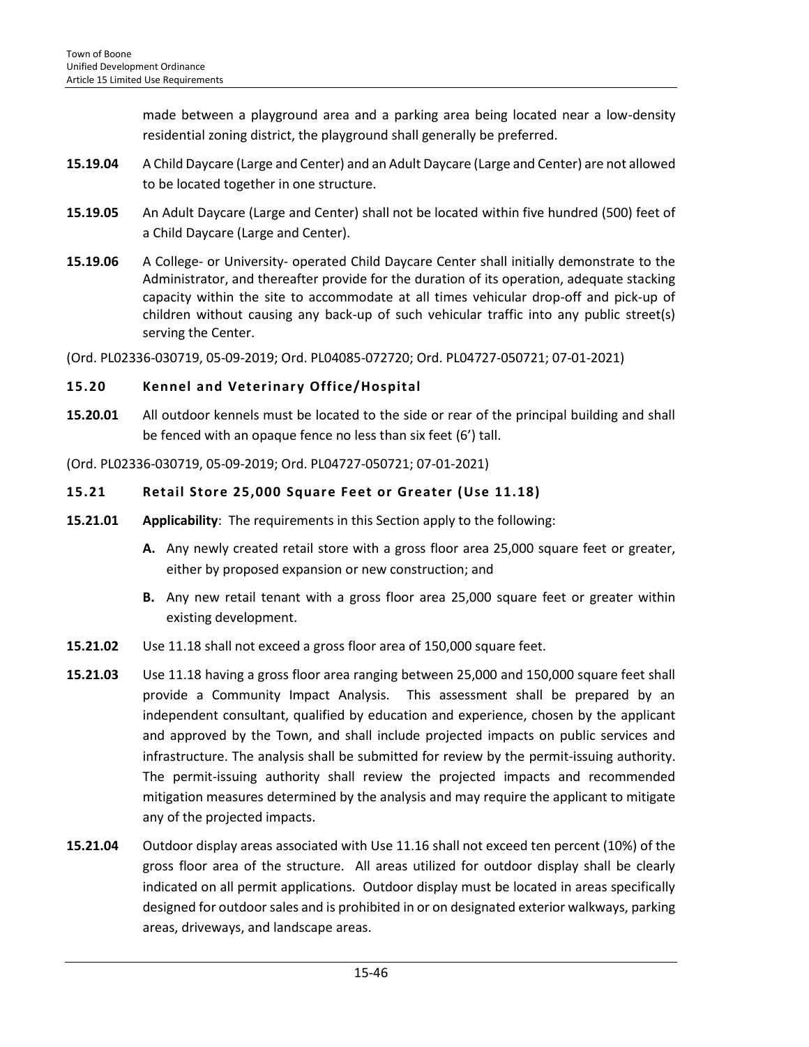made between a playground area and a parking area being located near a low-density residential zoning district, the playground shall generally be preferred.

**15.19.04** A Child Daycare (Large and Center) and an Adult Daycare (Large and Center) are not allowed to be located together in one structure.

**15.19.05** An Adult Daycare (Large and Center) shall not be located within five hundred (500) feet of a Child Daycare (Large and Center).

**15.19.06** A College- or University- operated Child Daycare Center shall initially demonstrate to the Administrator, and thereafter provide for the duration of its operation, adequate stacking capacity within the site to accommodate at all times vehicular drop-off and pick-up of children without causing any back-up of such vehicular traffic into any public street(s) serving the Center.

(Ord. PL02336-030719, 05-09-2019; Ord. PL04085-072720; Ord. PL04727-050721; 07-01-2021)

## 15.20 Kennel and Veterinary Office/Hospital

**15.20.01** All outdoor kennels must be located to the side or rear of the principal building and shall be fenced with an opaque fence no less than six feet (6') tall.

(Ord. PL02336-030719, 05-09-2019; Ord. PL04727-050721; 07-01-2021)

## 15.21 Retail Store 25,000 Square Feet or Greater (Use 11.18)

**15.21.01** **Applicability**: The requirements in this Section apply to the following:

- **A.** Any newly created retail store with a gross floor area 25,000 square feet or greater, either by proposed expansion or new construction; and
- **B.** Any new retail tenant with a gross floor area 25,000 square feet or greater within existing development.

**15.21.02** Use 11.18 shall not exceed a gross floor area of 150,000 square feet.

**15.21.03** Use 11.18 having a gross floor area ranging between 25,000 and 150,000 square feet shall provide a Community Impact Analysis. This assessment shall be prepared by an independent consultant, qualified by education and experience, chosen by the applicant and approved by the Town, and shall include projected impacts on public services and infrastructure. The analysis shall be submitted for review by the permit-issuing authority. The permit-issuing authority shall review the projected impacts and recommended mitigation measures determined by the analysis and may require the applicant to mitigate any of the projected impacts.

**15.21.04** Outdoor display areas associated with Use 11.16 shall not exceed ten percent (10%) of the gross floor area of the structure. All areas utilized for outdoor display shall be clearly indicated on all permit applications. Outdoor display must be located in areas specifically designed for outdoor sales and is prohibited in or on designated exterior walkways, parking areas, driveways, and landscape areas.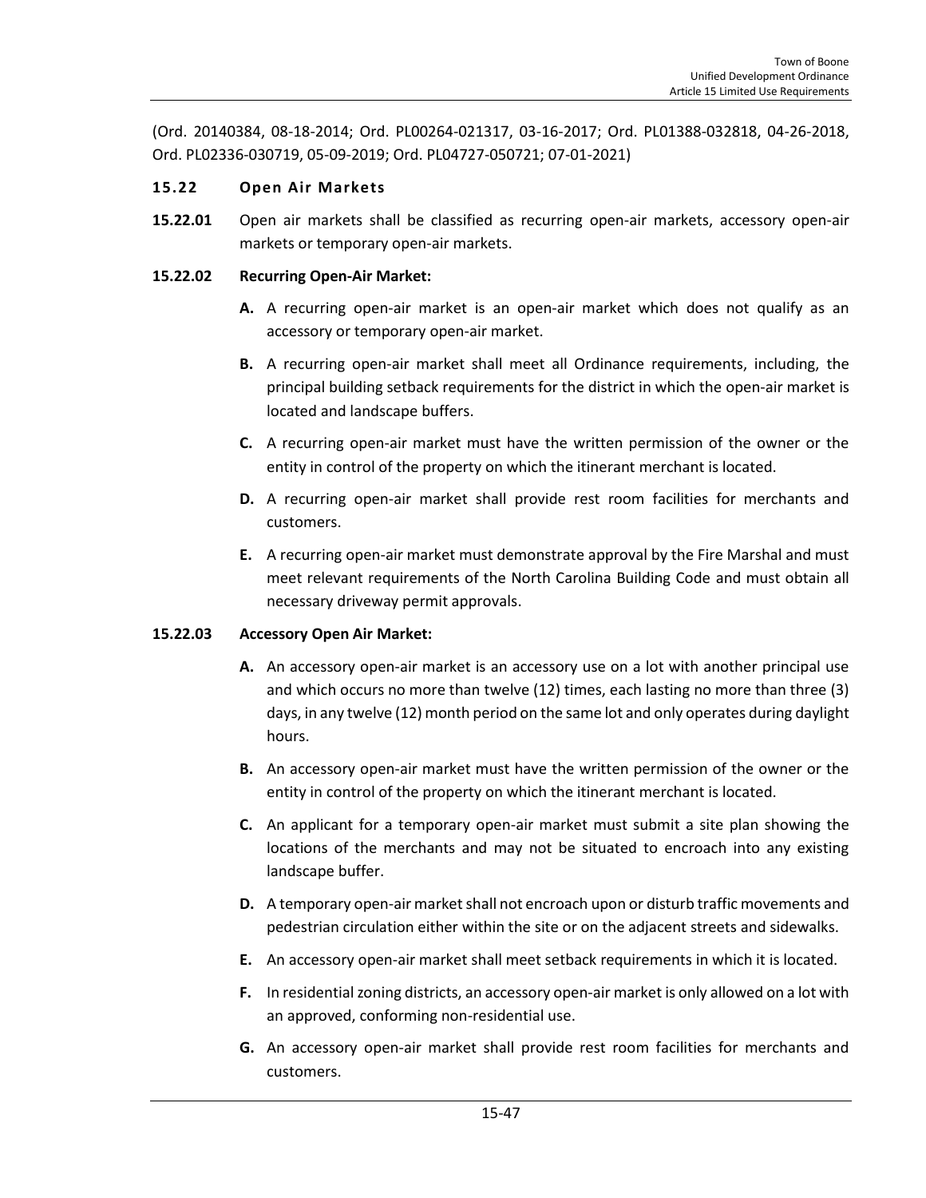(Ord. 20140384, 08-18-2014; Ord. PL00264-021317, 03-16-2017; Ord. PL01388-032818, 04-26-2018, Ord. PL02336-030719, 05-09-2019; Ord. PL04727-050721; 07-01-2021)

### 15.22 Open Air Markets

**15.22.01** Open air markets shall be classified as recurring open-air markets, accessory open-air markets or temporary open-air markets.

**15.22.02 Recurring Open-Air Market:**

**A.** A recurring open-air market is an open-air market which does not qualify as an accessory or temporary open-air market.

**B.** A recurring open-air market shall meet all Ordinance requirements, including, the principal building setback requirements for the district in which the open-air market is located and landscape buffers.

**C.** A recurring open-air market must have the written permission of the owner or the entity in control of the property on which the itinerant merchant is located.

**D.** A recurring open-air market shall provide rest room facilities for merchants and customers.

**E.** A recurring open-air market must demonstrate approval by the Fire Marshal and must meet relevant requirements of the North Carolina Building Code and must obtain all necessary driveway permit approvals.

**15.22.03 Accessory Open Air Market:**

**A.** An accessory open-air market is an accessory use on a lot with another principal use and which occurs no more than twelve (12) times, each lasting no more than three (3) days, in any twelve (12) month period on the same lot and only operates during daylight hours.

**B.** An accessory open-air market must have the written permission of the owner or the entity in control of the property on which the itinerant merchant is located.

**C.** An applicant for a temporary open-air market must submit a site plan showing the locations of the merchants and may not be situated to encroach into any existing landscape buffer.

**D.** A temporary open-air market shall not encroach upon or disturb traffic movements and pedestrian circulation either within the site or on the adjacent streets and sidewalks.

**E.** An accessory open-air market shall meet setback requirements in which it is located.

**F.** In residential zoning districts, an accessory open-air market is only allowed on a lot with an approved, conforming non-residential use.

**G.** An accessory open-air market shall provide rest room facilities for merchants and customers.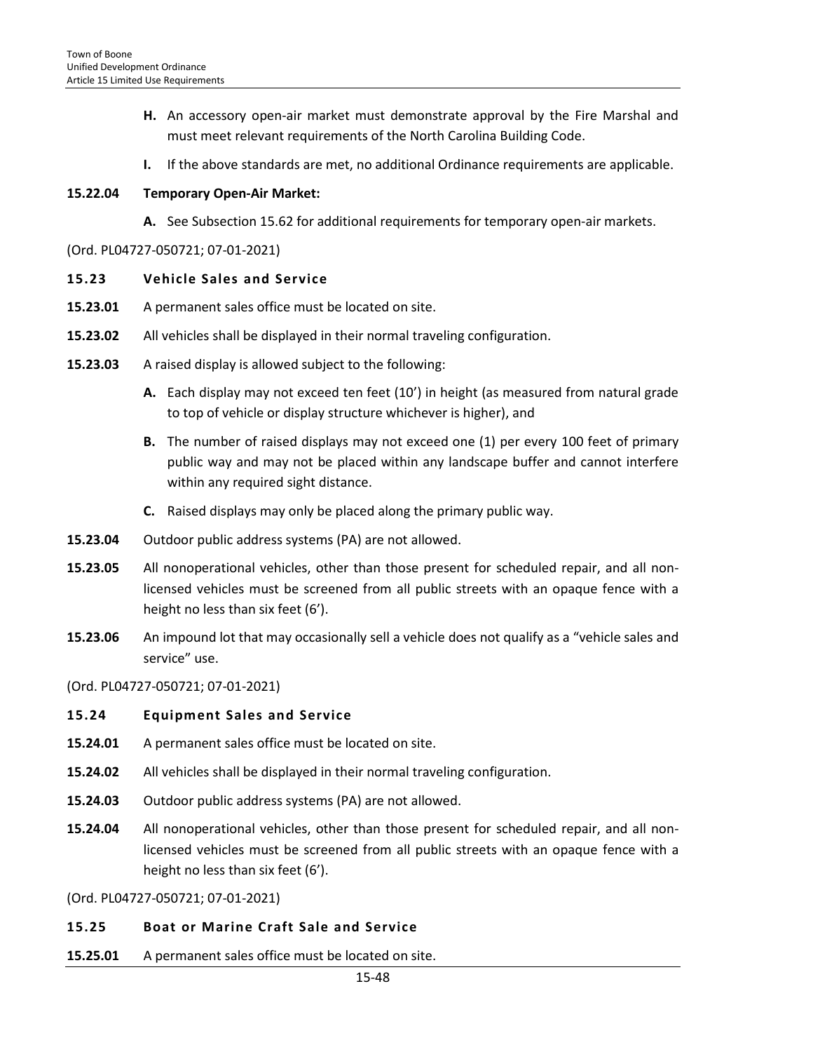**H.** An accessory open-air market must demonstrate approval by the Fire Marshal and must meet relevant requirements of the North Carolina Building Code.

**I.** If the above standards are met, no additional Ordinance requirements are applicable.

**15.22.04 Temporary Open-Air Market:**

**A.** See Subsection 15.62 for additional requirements for temporary open-air markets.

(Ord. PL04727-050721; 07-01-2021)

### 15.23 Vehicle Sales and Service

**15.23.01** A permanent sales office must be located on site.

**15.23.02** All vehicles shall be displayed in their normal traveling configuration.

**15.23.03** A raised display is allowed subject to the following:

**A.** Each display may not exceed ten feet (10') in height (as measured from natural grade to top of vehicle or display structure whichever is higher), and

**B.** The number of raised displays may not exceed one (1) per every 100 feet of primary public way and may not be placed within any landscape buffer and cannot interfere within any required sight distance.

**C.** Raised displays may only be placed along the primary public way.

**15.23.04** Outdoor public address systems (PA) are not allowed.

**15.23.05** All nonoperational vehicles, other than those present for scheduled repair, and all non-licensed vehicles must be screened from all public streets with an opaque fence with a height no less than six feet (6').

**15.23.06** An impound lot that may occasionally sell a vehicle does not qualify as a "vehicle sales and service" use.

(Ord. PL04727-050721; 07-01-2021)

### 15.24 Equipment Sales and Service

**15.24.01** A permanent sales office must be located on site.

**15.24.02** All vehicles shall be displayed in their normal traveling configuration.

**15.24.03** Outdoor public address systems (PA) are not allowed.

**15.24.04** All nonoperational vehicles, other than those present for scheduled repair, and all non-licensed vehicles must be screened from all public streets with an opaque fence with a height no less than six feet (6').

(Ord. PL04727-050721; 07-01-2021)

### 15.25 Boat or Marine Craft Sale and Service

**15.25.01** A permanent sales office must be located on site.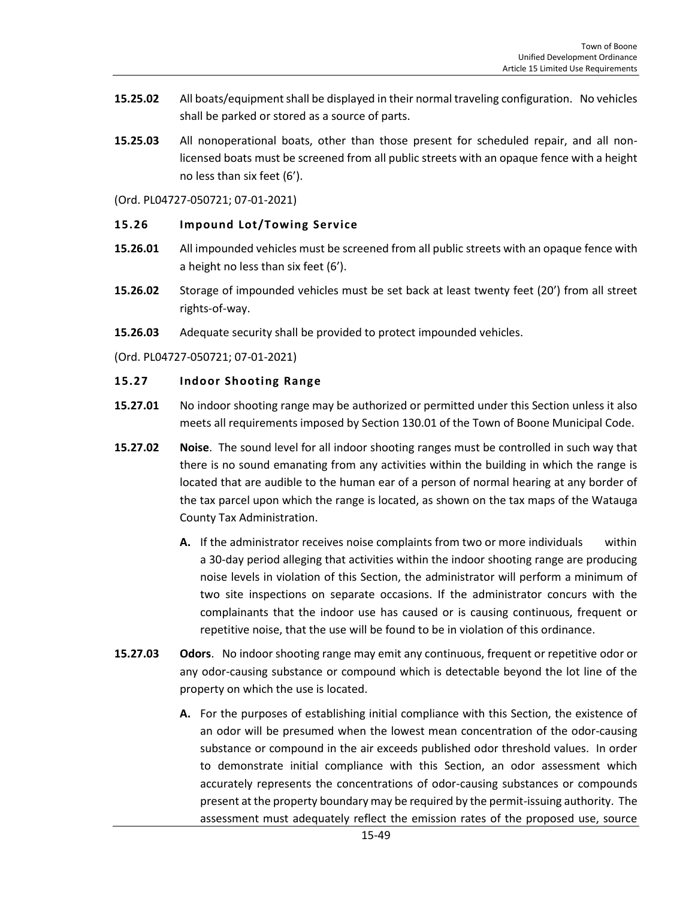**15.25.02** All boats/equipment shall be displayed in their normal traveling configuration. No vehicles shall be parked or stored as a source of parts.

**15.25.03** All nonoperational boats, other than those present for scheduled repair, and all non-licensed boats must be screened from all public streets with an opaque fence with a height no less than six feet (6').

(Ord. PL04727-050721; 07-01-2021)

### 15.26 Impound Lot/Towing Service

**15.26.01** All impounded vehicles must be screened from all public streets with an opaque fence with a height no less than six feet (6').

**15.26.02** Storage of impounded vehicles must be set back at least twenty feet (20') from all street rights-of-way.

**15.26.03** Adequate security shall be provided to protect impounded vehicles.

(Ord. PL04727-050721; 07-01-2021)

### 15.27 Indoor Shooting Range

**15.27.01** No indoor shooting range may be authorized or permitted under this Section unless it also meets all requirements imposed by Section 130.01 of the Town of Boone Municipal Code.

**15.27.02** **Noise**. The sound level for all indoor shooting ranges must be controlled in such way that there is no sound emanating from any activities within the building in which the range is located that are audible to the human ear of a person of normal hearing at any border of the tax parcel upon which the range is located, as shown on the tax maps of the Watauga County Tax Administration.

- **A.** If the administrator receives noise complaints from two or more individuals within a 30-day period alleging that activities within the indoor shooting range are producing noise levels in violation of this Section, the administrator will perform a minimum of two site inspections on separate occasions. If the administrator concurs with the complainants that the indoor use has caused or is causing continuous, frequent or repetitive noise, that the use will be found to be in violation of this ordinance.

**15.27.03** **Odors**. No indoor shooting range may emit any continuous, frequent or repetitive odor or any odor-causing substance or compound which is detectable beyond the lot line of the property on which the use is located.

- **A.** For the purposes of establishing initial compliance with this Section, the existence of an odor will be presumed when the lowest mean concentration of the odor-causing substance or compound in the air exceeds published odor threshold values. In order to demonstrate initial compliance with this Section, an odor assessment which accurately represents the concentrations of odor-causing substances or compounds present at the property boundary may be required by the permit-issuing authority. The assessment must adequately reflect the emission rates of the proposed use, source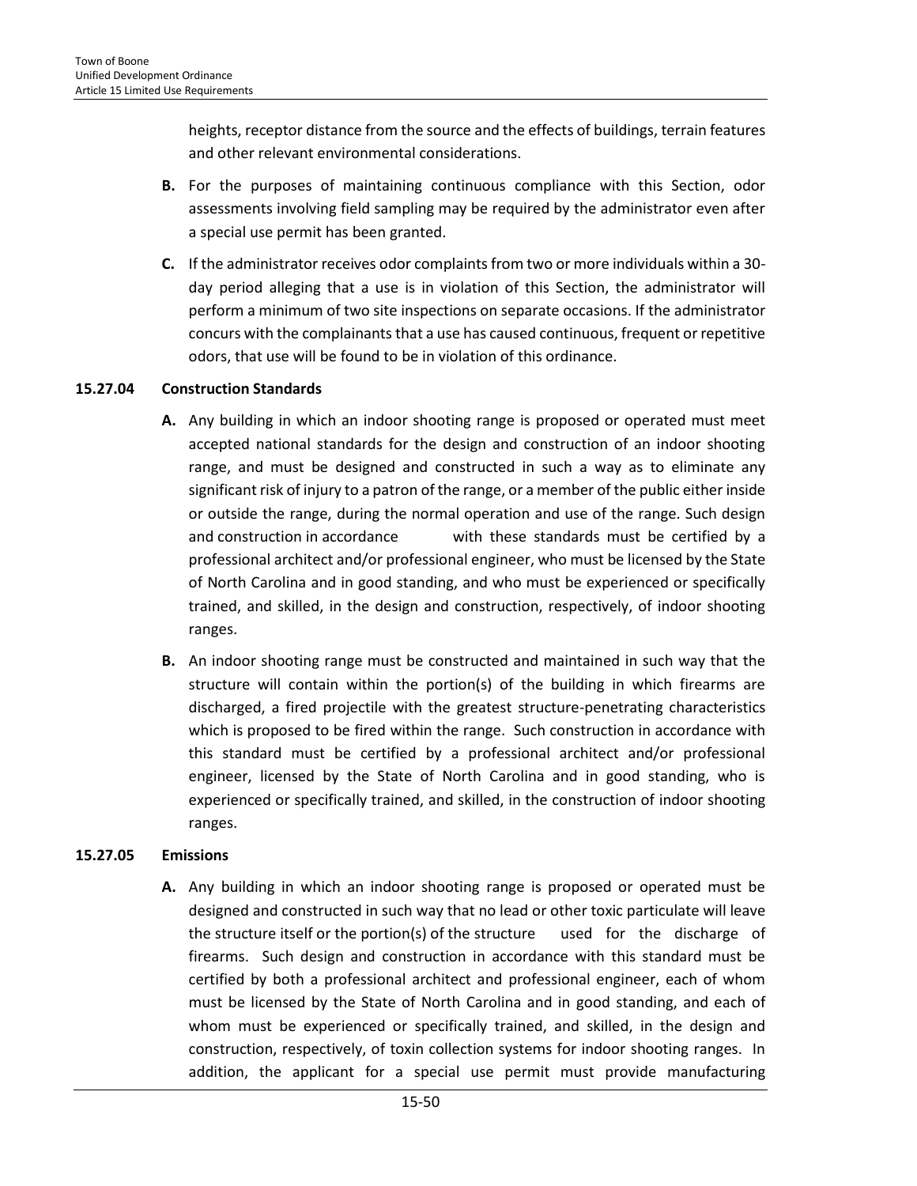heights, receptor distance from the source and the effects of buildings, terrain features and other relevant environmental considerations.

**B.** For the purposes of maintaining continuous compliance with this Section, odor assessments involving field sampling may be required by the administrator even after a special use permit has been granted.

**C.** If the administrator receives odor complaints from two or more individuals within a 30-day period alleging that a use is in violation of this Section, the administrator will perform a minimum of two site inspections on separate occasions. If the administrator concurs with the complainants that a use has caused continuous, frequent or repetitive odors, that use will be found to be in violation of this ordinance.

#### 15.27.04 Construction Standards

**A.** Any building in which an indoor shooting range is proposed or operated must meet accepted national standards for the design and construction of an indoor shooting range, and must be designed and constructed in such a way as to eliminate any significant risk of injury to a patron of the range, or a member of the public either inside or outside the range, during the normal operation and use of the range. Such design and construction in accordance with these standards must be certified by a professional architect and/or professional engineer, who must be licensed by the State of North Carolina and in good standing, and who must be experienced or specifically trained, and skilled, in the design and construction, respectively, of indoor shooting ranges.

**B.** An indoor shooting range must be constructed and maintained in such way that the structure will contain within the portion(s) of the building in which firearms are discharged, a fired projectile with the greatest structure-penetrating characteristics which is proposed to be fired within the range. Such construction in accordance with this standard must be certified by a professional architect and/or professional engineer, licensed by the State of North Carolina and in good standing, who is experienced or specifically trained, and skilled, in the construction of indoor shooting ranges.

#### 15.27.05 Emissions

**A.** Any building in which an indoor shooting range is proposed or operated must be designed and constructed in such way that no lead or other toxic particulate will leave the structure itself or the portion(s) of the structure used for the discharge of firearms. Such design and construction in accordance with this standard must be certified by both a professional architect and professional engineer, each of whom must be licensed by the State of North Carolina and in good standing, and each of whom must be experienced or specifically trained, and skilled, in the design and construction, respectively, of toxin collection systems for indoor shooting ranges. In addition, the applicant for a special use permit must provide manufacturing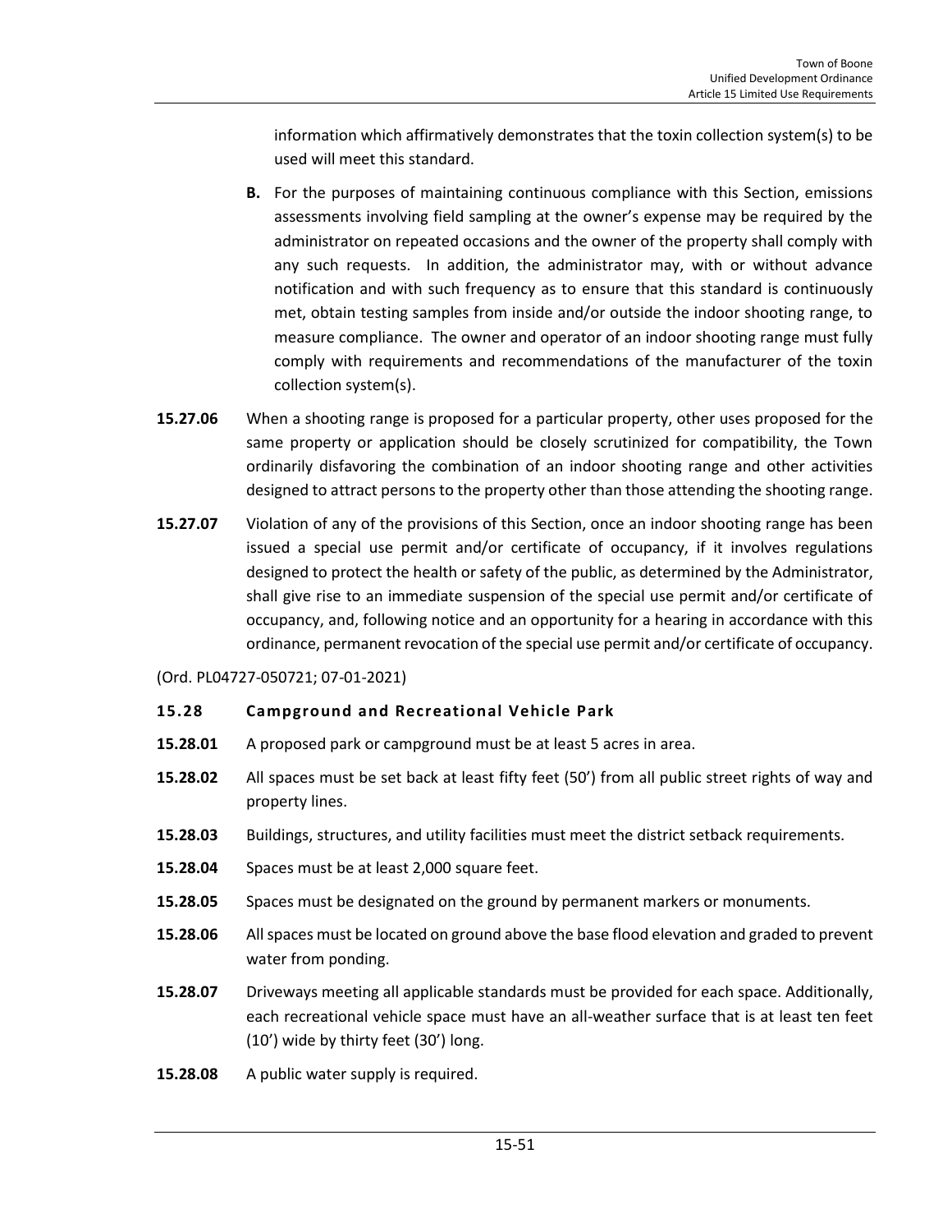information which affirmatively demonstrates that the toxin collection system(s) to be used will meet this standard.

**B.** For the purposes of maintaining continuous compliance with this Section, emissions assessments involving field sampling at the owner's expense may be required by the administrator on repeated occasions and the owner of the property shall comply with any such requests. In addition, the administrator may, with or without advance notification and with such frequency as to ensure that this standard is continuously met, obtain testing samples from inside and/or outside the indoor shooting range, to measure compliance. The owner and operator of an indoor shooting range must fully comply with requirements and recommendations of the manufacturer of the toxin collection system(s).

**15.27.06** When a shooting range is proposed for a particular property, other uses proposed for the same property or application should be closely scrutinized for compatibility, the Town ordinarily disfavoring the combination of an indoor shooting range and other activities designed to attract persons to the property other than those attending the shooting range.

**15.27.07** Violation of any of the provisions of this Section, once an indoor shooting range has been issued a special use permit and/or certificate of occupancy, if it involves regulations designed to protect the health or safety of the public, as determined by the Administrator, shall give rise to an immediate suspension of the special use permit and/or certificate of occupancy, and, following notice and an opportunity for a hearing in accordance with this ordinance, permanent revocation of the special use permit and/or certificate of occupancy.

(Ord. PL04727-050721; 07-01-2021)

## 15.28 Campground and Recreational Vehicle Park

**15.28.01** A proposed park or campground must be at least 5 acres in area.

**15.28.02** All spaces must be set back at least fifty feet (50') from all public street rights of way and property lines.

**15.28.03** Buildings, structures, and utility facilities must meet the district setback requirements.

**15.28.04** Spaces must be at least 2,000 square feet.

**15.28.05** Spaces must be designated on the ground by permanent markers or monuments.

**15.28.06** All spaces must be located on ground above the base flood elevation and graded to prevent water from ponding.

**15.28.07** Driveways meeting all applicable standards must be provided for each space. Additionally, each recreational vehicle space must have an all-weather surface that is at least ten feet (10') wide by thirty feet (30') long.

**15.28.08** A public water supply is required.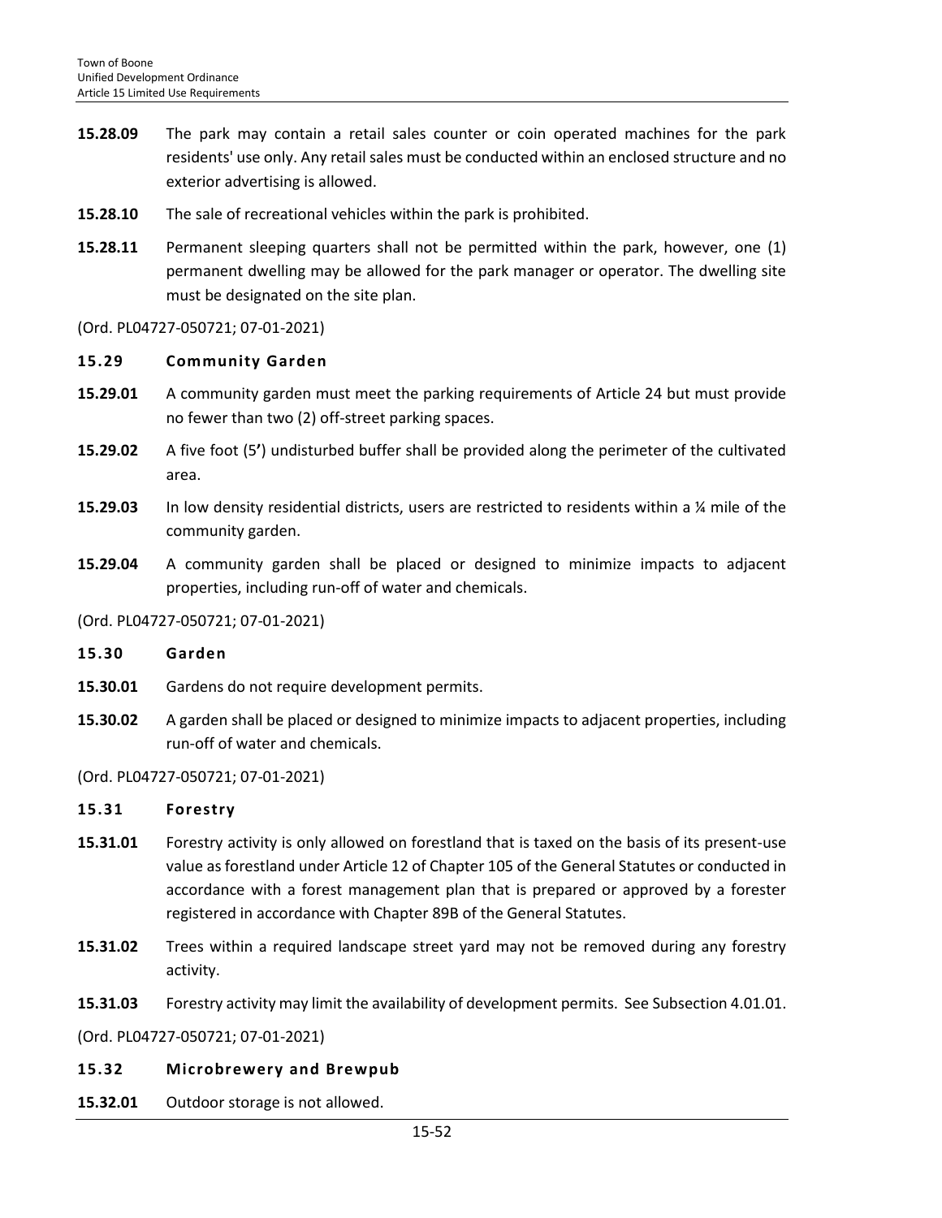**15.28.09** The park may contain a retail sales counter or coin operated machines for the park residents' use only. Any retail sales must be conducted within an enclosed structure and no exterior advertising is allowed.

**15.28.10** The sale of recreational vehicles within the park is prohibited.

**15.28.11** Permanent sleeping quarters shall not be permitted within the park, however, one (1) permanent dwelling may be allowed for the park manager or operator. The dwelling site must be designated on the site plan.

(Ord. PL04727-050721; 07-01-2021)

### 15.29 Community Garden

**15.29.01** A community garden must meet the parking requirements of Article 24 but must provide no fewer than two (2) off-street parking spaces.

**15.29.02** A five foot (5**'**) undisturbed buffer shall be provided along the perimeter of the cultivated area.

**15.29.03** In low density residential districts, users are restricted to residents within a ¼ mile of the community garden.

**15.29.04** A community garden shall be placed or designed to minimize impacts to adjacent properties, including run-off of water and chemicals.

(Ord. PL04727-050721; 07-01-2021)

### 15.30 Garden

**15.30.01** Gardens do not require development permits.

**15.30.02** A garden shall be placed or designed to minimize impacts to adjacent properties, including run-off of water and chemicals.

(Ord. PL04727-050721; 07-01-2021)

### 15.31 Forestry

**15.31.01** Forestry activity is only allowed on forestland that is taxed on the basis of its present-use value as forestland under Article 12 of Chapter 105 of the General Statutes or conducted in accordance with a forest management plan that is prepared or approved by a forester registered in accordance with Chapter 89B of the General Statutes.

**15.31.02** Trees within a required landscape street yard may not be removed during any forestry activity.

**15.31.03** Forestry activity may limit the availability of development permits. See Subsection 4.01.01.

(Ord. PL04727-050721; 07-01-2021)

### 15.32 Microbrewery and Brewpub

**15.32.01** Outdoor storage is not allowed.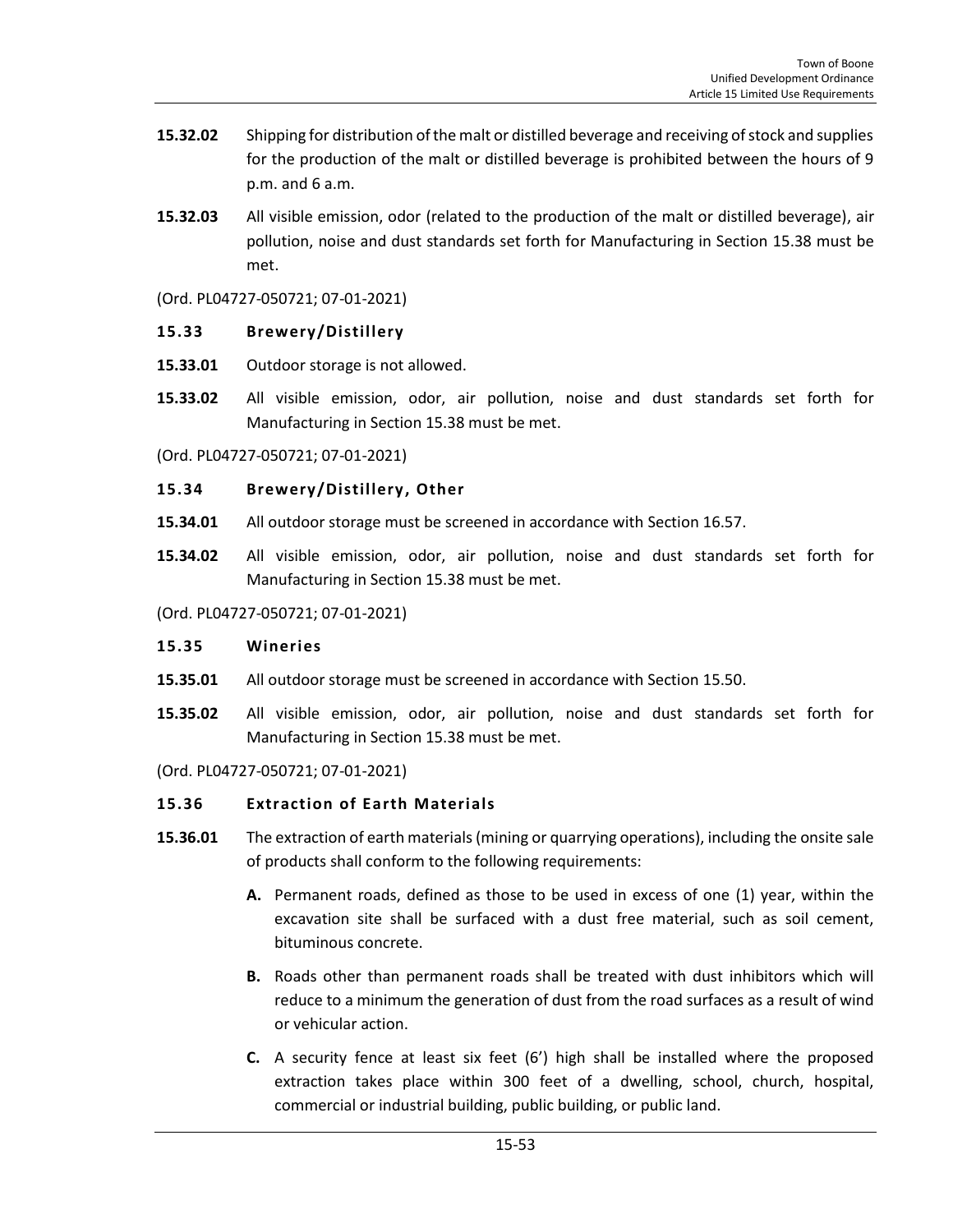**15.32.02** Shipping for distribution of the malt or distilled beverage and receiving of stock and supplies for the production of the malt or distilled beverage is prohibited between the hours of 9 p.m. and 6 a.m.

**15.32.03** All visible emission, odor (related to the production of the malt or distilled beverage), air pollution, noise and dust standards set forth for Manufacturing in Section 15.38 must be met.

(Ord. PL04727-050721; 07-01-2021)

### 15.33 Brewery/Distillery

**15.33.01** Outdoor storage is not allowed.

**15.33.02** All visible emission, odor, air pollution, noise and dust standards set forth for Manufacturing in Section 15.38 must be met.

(Ord. PL04727-050721; 07-01-2021)

### 15.34 Brewery/Distillery, Other

**15.34.01** All outdoor storage must be screened in accordance with Section 16.57.

**15.34.02** All visible emission, odor, air pollution, noise and dust standards set forth for Manufacturing in Section 15.38 must be met.

(Ord. PL04727-050721; 07-01-2021)

### 15.35 Wineries

**15.35.01** All outdoor storage must be screened in accordance with Section 15.50.

**15.35.02** All visible emission, odor, air pollution, noise and dust standards set forth for Manufacturing in Section 15.38 must be met.

(Ord. PL04727-050721; 07-01-2021)

### 15.36 Extraction of Earth Materials

**15.36.01** The extraction of earth materials (mining or quarrying operations), including the onsite sale of products shall conform to the following requirements:

**A.** Permanent roads, defined as those to be used in excess of one (1) year, within the excavation site shall be surfaced with a dust free material, such as soil cement, bituminous concrete.

**B.** Roads other than permanent roads shall be treated with dust inhibitors which will reduce to a minimum the generation of dust from the road surfaces as a result of wind or vehicular action.

**C.** A security fence at least six feet (6') high shall be installed where the proposed extraction takes place within 300 feet of a dwelling, school, church, hospital, commercial or industrial building, public building, or public land.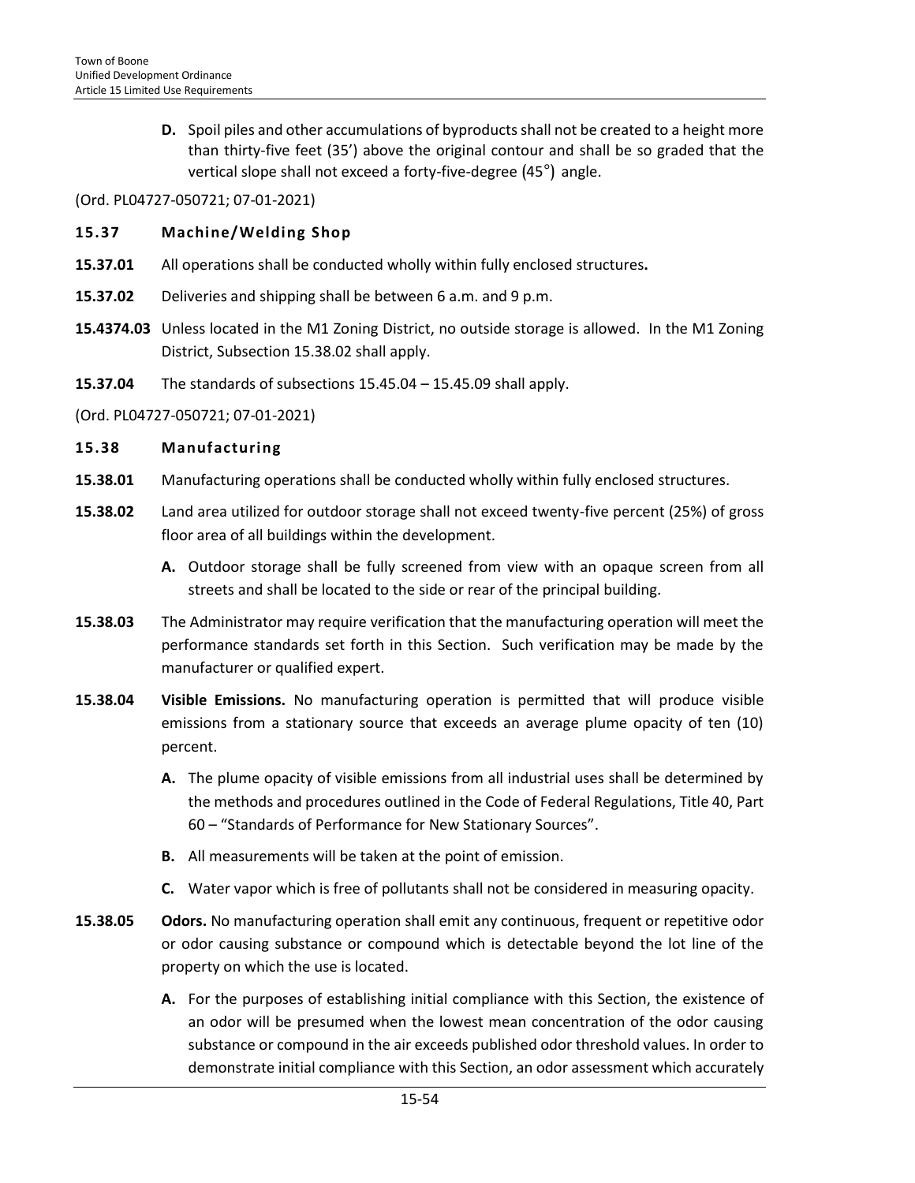**D.** Spoil piles and other accumulations of byproducts shall not be created to a height more than thirty-five feet (35') above the original contour and shall be so graded that the vertical slope shall not exceed a forty-five-degree (45°) angle.

(Ord. PL04727-050721; 07-01-2021)

### 15.37 Machine/Welding Shop

**15.37.01** All operations shall be conducted wholly within fully enclosed structures**.**

**15.37.02** Deliveries and shipping shall be between 6 a.m. and 9 p.m.

**15.4374.03** Unless located in the M1 Zoning District, no outside storage is allowed. In the M1 Zoning District, Subsection 15.38.02 shall apply.

**15.37.04** The standards of subsections 15.45.04 – 15.45.09 shall apply.

(Ord. PL04727-050721; 07-01-2021)

### 15.38 Manufacturing

**15.38.01** Manufacturing operations shall be conducted wholly within fully enclosed structures.

**15.38.02** Land area utilized for outdoor storage shall not exceed twenty-five percent (25%) of gross floor area of all buildings within the development.

**A.** Outdoor storage shall be fully screened from view with an opaque screen from all streets and shall be located to the side or rear of the principal building.

**15.38.03** The Administrator may require verification that the manufacturing operation will meet the performance standards set forth in this Section. Such verification may be made by the manufacturer or qualified expert.

**15.38.04** **Visible Emissions.** No manufacturing operation is permitted that will produce visible emissions from a stationary source that exceeds an average plume opacity of ten (10) percent.

**A.** The plume opacity of visible emissions from all industrial uses shall be determined by the methods and procedures outlined in the Code of Federal Regulations, Title 40, Part 60 – "Standards of Performance for New Stationary Sources".

**B.** All measurements will be taken at the point of emission.

**C.** Water vapor which is free of pollutants shall not be considered in measuring opacity.

**15.38.05** **Odors.** No manufacturing operation shall emit any continuous, frequent or repetitive odor or odor causing substance or compound which is detectable beyond the lot line of the property on which the use is located.

**A.** For the purposes of establishing initial compliance with this Section, the existence of an odor will be presumed when the lowest mean concentration of the odor causing substance or compound in the air exceeds published odor threshold values. In order to demonstrate initial compliance with this Section, an odor assessment which accurately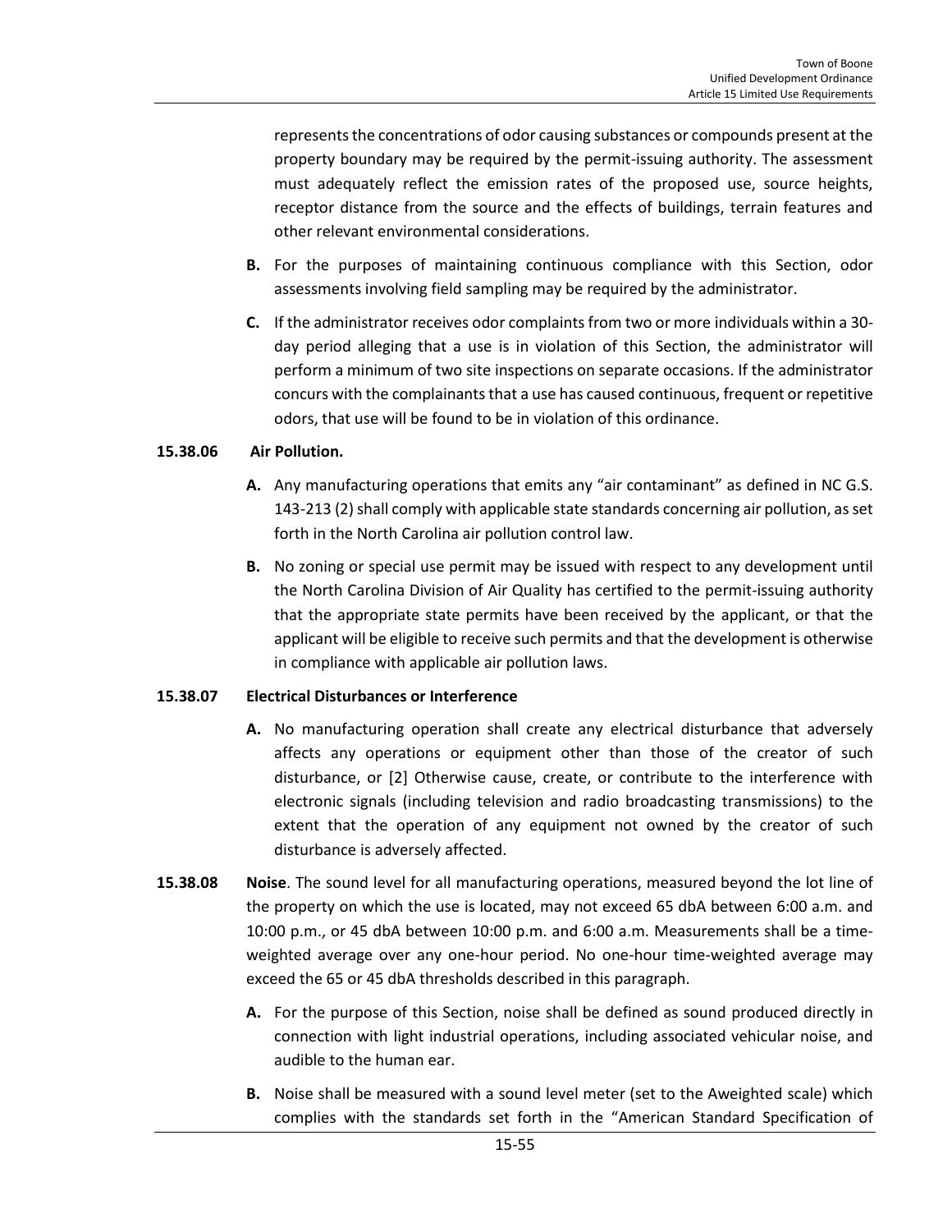represents the concentrations of odor causing substances or compounds present at the property boundary may be required by the permit-issuing authority. The assessment must adequately reflect the emission rates of the proposed use, source heights, receptor distance from the source and the effects of buildings, terrain features and other relevant environmental considerations.

**B.** For the purposes of maintaining continuous compliance with this Section, odor assessments involving field sampling may be required by the administrator.

**C.** If the administrator receives odor complaints from two or more individuals within a 30-day period alleging that a use is in violation of this Section, the administrator will perform a minimum of two site inspections on separate occasions. If the administrator concurs with the complainants that a use has caused continuous, frequent or repetitive odors, that use will be found to be in violation of this ordinance.

**15.38.06 Air Pollution.**

**A.** Any manufacturing operations that emits any "air contaminant" as defined in NC G.S. 143-213 (2) shall comply with applicable state standards concerning air pollution, as set forth in the North Carolina air pollution control law.

**B.** No zoning or special use permit may be issued with respect to any development until the North Carolina Division of Air Quality has certified to the permit-issuing authority that the appropriate state permits have been received by the applicant, or that the applicant will be eligible to receive such permits and that the development is otherwise in compliance with applicable air pollution laws.

**15.38.07 Electrical Disturbances or Interference**

**A.** No manufacturing operation shall create any electrical disturbance that adversely affects any operations or equipment other than those of the creator of such disturbance, or [2] Otherwise cause, create, or contribute to the interference with electronic signals (including television and radio broadcasting transmissions) to the extent that the operation of any equipment not owned by the creator of such disturbance is adversely affected.

**15.38.08 Noise**. The sound level for all manufacturing operations, measured beyond the lot line of the property on which the use is located, may not exceed 65 dbA between 6:00 a.m. and 10:00 p.m., or 45 dbA between 10:00 p.m. and 6:00 a.m. Measurements shall be a time-weighted average over any one-hour period. No one-hour time-weighted average may exceed the 65 or 45 dbA thresholds described in this paragraph.

**A.** For the purpose of this Section, noise shall be defined as sound produced directly in connection with light industrial operations, including associated vehicular noise, and audible to the human ear.

**B.** Noise shall be measured with a sound level meter (set to the Aweighted scale) which complies with the standards set forth in the "American Standard Specification of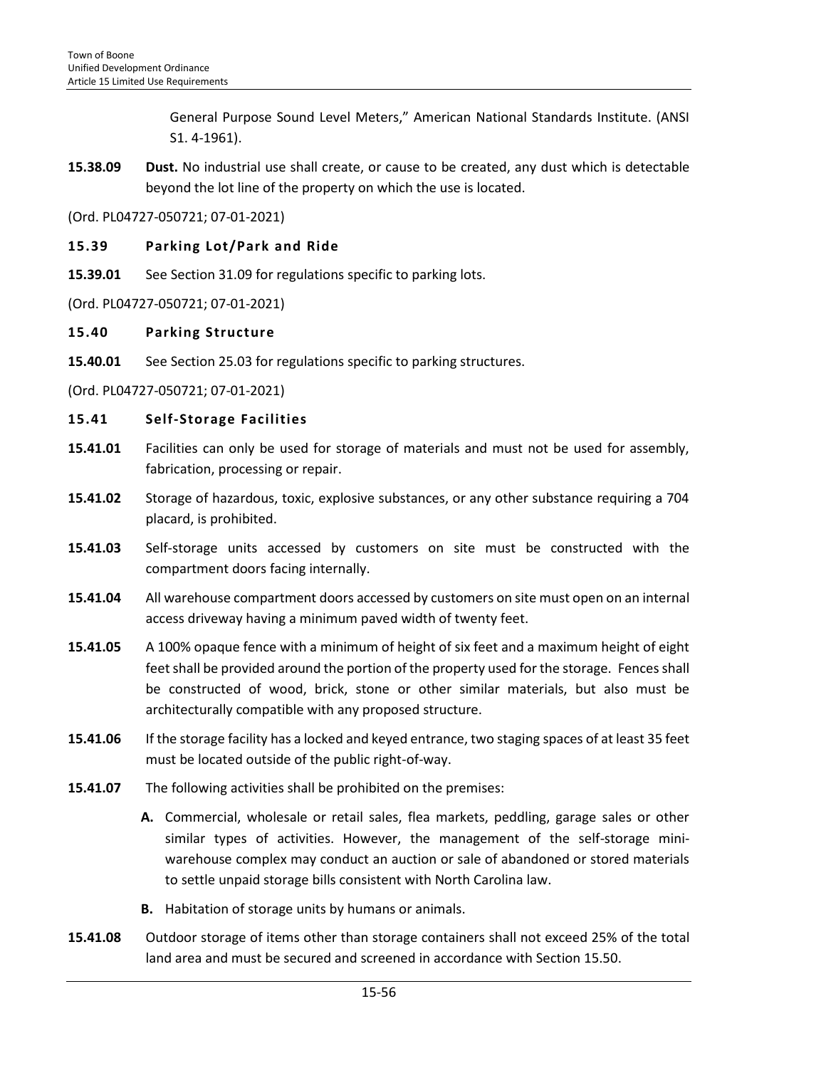General Purpose Sound Level Meters," American National Standards Institute. (ANSI S1. 4-1961).

**15.38.09** **Dust.** No industrial use shall create, or cause to be created, any dust which is detectable beyond the lot line of the property on which the use is located.

(Ord. PL04727-050721; 07-01-2021)

### 15.39 Parking Lot/Park and Ride

**15.39.01** See Section 31.09 for regulations specific to parking lots.

(Ord. PL04727-050721; 07-01-2021)

### 15.40 Parking Structure

**15.40.01** See Section 25.03 for regulations specific to parking structures.

(Ord. PL04727-050721; 07-01-2021)

### 15.41 Self-Storage Facilities

**15.41.01** Facilities can only be used for storage of materials and must not be used for assembly, fabrication, processing or repair.

**15.41.02** Storage of hazardous, toxic, explosive substances, or any other substance requiring a 704 placard, is prohibited.

**15.41.03** Self-storage units accessed by customers on site must be constructed with the compartment doors facing internally.

**15.41.04** All warehouse compartment doors accessed by customers on site must open on an internal access driveway having a minimum paved width of twenty feet.

**15.41.05** A 100% opaque fence with a minimum of height of six feet and a maximum height of eight feet shall be provided around the portion of the property used for the storage. Fences shall be constructed of wood, brick, stone or other similar materials, but also must be architecturally compatible with any proposed structure.

**15.41.06** If the storage facility has a locked and keyed entrance, two staging spaces of at least 35 feet must be located outside of the public right-of-way.

**15.41.07** The following activities shall be prohibited on the premises:

- **A.** Commercial, wholesale or retail sales, flea markets, peddling, garage sales or other similar types of activities. However, the management of the self-storage mini-warehouse complex may conduct an auction or sale of abandoned or stored materials to settle unpaid storage bills consistent with North Carolina law.
- **B.** Habitation of storage units by humans or animals.

**15.41.08** Outdoor storage of items other than storage containers shall not exceed 25% of the total land area and must be secured and screened in accordance with Section 15.50.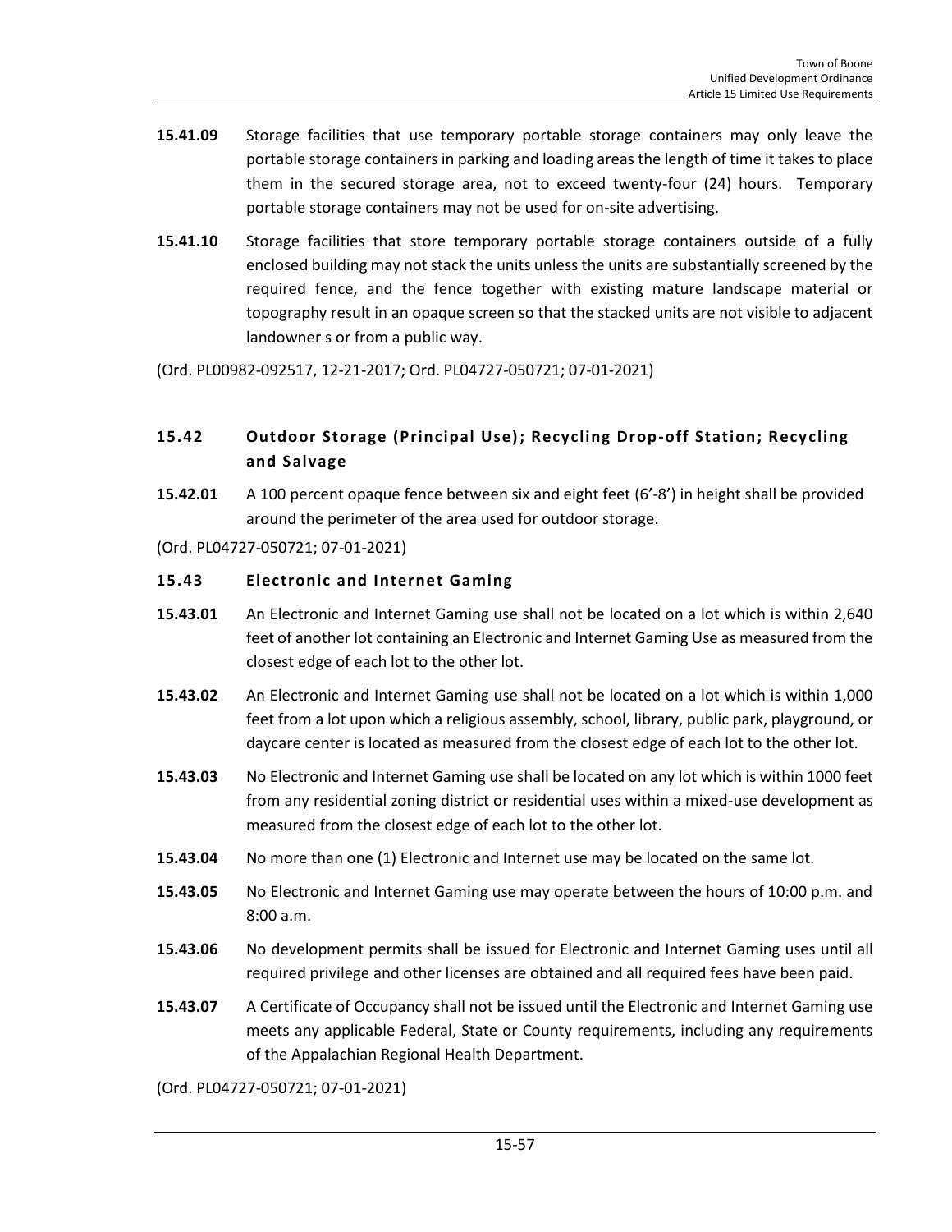**15.41.09** Storage facilities that use temporary portable storage containers may only leave the portable storage containers in parking and loading areas the length of time it takes to place them in the secured storage area, not to exceed twenty-four (24) hours. Temporary portable storage containers may not be used for on-site advertising.

**15.41.10** Storage facilities that store temporary portable storage containers outside of a fully enclosed building may not stack the units unless the units are substantially screened by the required fence, and the fence together with existing mature landscape material or topography result in an opaque screen so that the stacked units are not visible to adjacent landowner s or from a public way.

(Ord. PL00982-092517, 12-21-2017; Ord. PL04727-050721; 07-01-2021)

## 15.42 Outdoor Storage (Principal Use); Recycling Drop-off Station; Recycling and Salvage

**15.42.01** A 100 percent opaque fence between six and eight feet (6'-8') in height shall be provided around the perimeter of the area used for outdoor storage.

(Ord. PL04727-050721; 07-01-2021)

## 15.43 Electronic and Internet Gaming

**15.43.01** An Electronic and Internet Gaming use shall not be located on a lot which is within 2,640 feet of another lot containing an Electronic and Internet Gaming Use as measured from the closest edge of each lot to the other lot.

**15.43.02** An Electronic and Internet Gaming use shall not be located on a lot which is within 1,000 feet from a lot upon which a religious assembly, school, library, public park, playground, or daycare center is located as measured from the closest edge of each lot to the other lot.

**15.43.03** No Electronic and Internet Gaming use shall be located on any lot which is within 1000 feet from any residential zoning district or residential uses within a mixed-use development as measured from the closest edge of each lot to the other lot.

**15.43.04** No more than one (1) Electronic and Internet use may be located on the same lot.

**15.43.05** No Electronic and Internet Gaming use may operate between the hours of 10:00 p.m. and 8:00 a.m.

**15.43.06** No development permits shall be issued for Electronic and Internet Gaming uses until all required privilege and other licenses are obtained and all required fees have been paid.

**15.43.07** A Certificate of Occupancy shall not be issued until the Electronic and Internet Gaming use meets any applicable Federal, State or County requirements, including any requirements of the Appalachian Regional Health Department.

(Ord. PL04727-050721; 07-01-2021)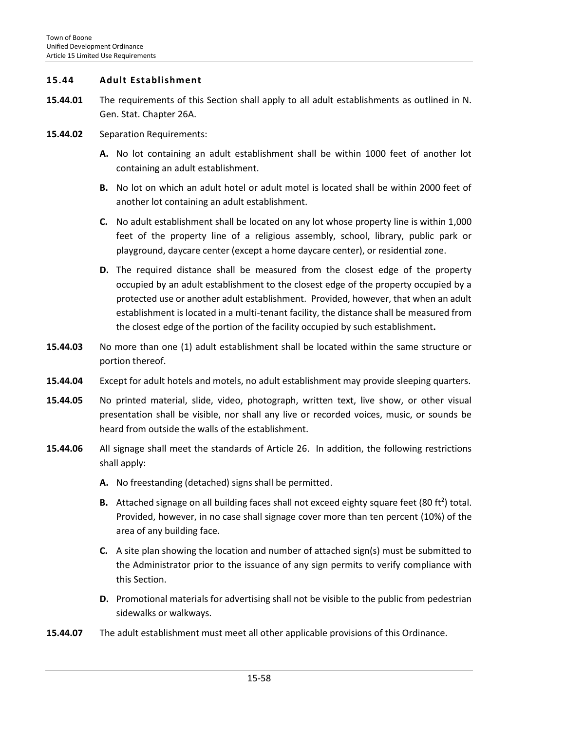### 15.44 Adult Establishment

**15.44.01** The requirements of this Section shall apply to all adult establishments as outlined in N. Gen. Stat. Chapter 26A.

**15.44.02** Separation Requirements:

**A.** No lot containing an adult establishment shall be within 1000 feet of another lot containing an adult establishment.

**B.** No lot on which an adult hotel or adult motel is located shall be within 2000 feet of another lot containing an adult establishment.

**C.** No adult establishment shall be located on any lot whose property line is within 1,000 feet of the property line of a religious assembly, school, library, public park or playground, daycare center (except a home daycare center), or residential zone.

**D.** The required distance shall be measured from the closest edge of the property occupied by an adult establishment to the closest edge of the property occupied by a protected use or another adult establishment. Provided, however, that when an adult establishment is located in a multi-tenant facility, the distance shall be measured from the closest edge of the portion of the facility occupied by such establishment**.**

**15.44.03** No more than one (1) adult establishment shall be located within the same structure or portion thereof.

**15.44.04** Except for adult hotels and motels, no adult establishment may provide sleeping quarters.

**15.44.05** No printed material, slide, video, photograph, written text, live show, or other visual presentation shall be visible, nor shall any live or recorded voices, music, or sounds be heard from outside the walls of the establishment.

**15.44.06** All signage shall meet the standards of Article 26. In addition, the following restrictions shall apply:

**A.** No freestanding (detached) signs shall be permitted.

**B.** Attached signage on all building faces shall not exceed eighty square feet (80 $ft^2$) total. Provided, however, in no case shall signage cover more than ten percent (10%) of the area of any building face.

**C.** A site plan showing the location and number of attached sign(s) must be submitted to the Administrator prior to the issuance of any sign permits to verify compliance with this Section.

**D.** Promotional materials for advertising shall not be visible to the public from pedestrian sidewalks or walkways.

**15.44.07** The adult establishment must meet all other applicable provisions of this Ordinance.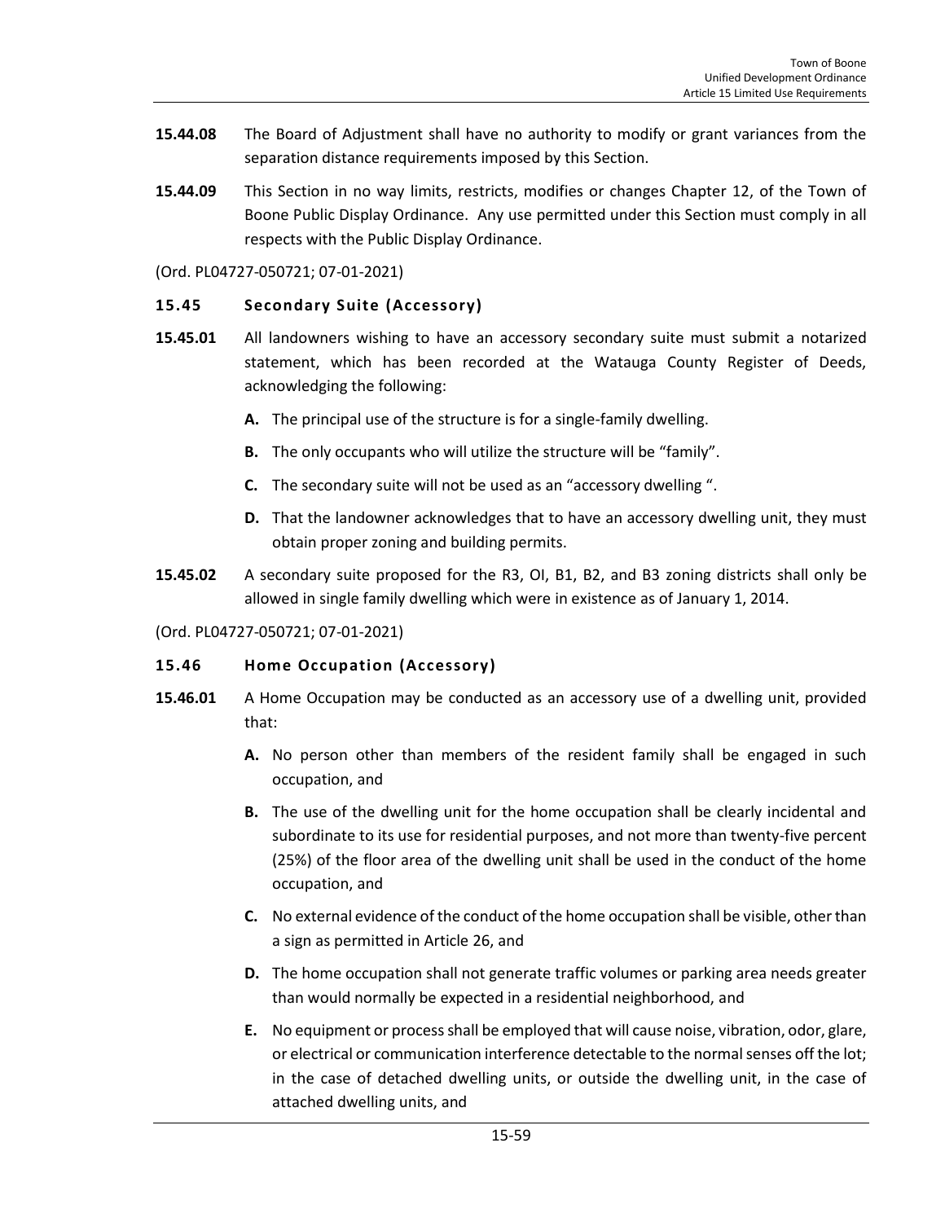**15.44.08** The Board of Adjustment shall have no authority to modify or grant variances from the separation distance requirements imposed by this Section.

**15.44.09** This Section in no way limits, restricts, modifies or changes Chapter 12, of the Town of Boone Public Display Ordinance. Any use permitted under this Section must comply in all respects with the Public Display Ordinance.

(Ord. PL04727-050721; 07-01-2021)

### 15.45 Secondary Suite (Accessory)

**15.45.01** All landowners wishing to have an accessory secondary suite must submit a notarized statement, which has been recorded at the Watauga County Register of Deeds, acknowledging the following:

- **A.** The principal use of the structure is for a single-family dwelling.
- **B.** The only occupants who will utilize the structure will be "family".
- **C.** The secondary suite will not be used as an "accessory dwelling ".
- **D.** That the landowner acknowledges that to have an accessory dwelling unit, they must obtain proper zoning and building permits.

**15.45.02** A secondary suite proposed for the R3, OI, B1, B2, and B3 zoning districts shall only be allowed in single family dwelling which were in existence as of January 1, 2014.

(Ord. PL04727-050721; 07-01-2021)

### 15.46 Home Occupation (Accessory)

**15.46.01** A Home Occupation may be conducted as an accessory use of a dwelling unit, provided that:

- **A.** No person other than members of the resident family shall be engaged in such occupation, and
- **B.** The use of the dwelling unit for the home occupation shall be clearly incidental and subordinate to its use for residential purposes, and not more than twenty-five percent (25%) of the floor area of the dwelling unit shall be used in the conduct of the home occupation, and
- **C.** No external evidence of the conduct of the home occupation shall be visible, other than a sign as permitted in Article 26, and
- **D.** The home occupation shall not generate traffic volumes or parking area needs greater than would normally be expected in a residential neighborhood, and
- **E.** No equipment or process shall be employed that will cause noise, vibration, odor, glare, or electrical or communication interference detectable to the normal senses off the lot; in the case of detached dwelling units, or outside the dwelling unit, in the case of attached dwelling units, and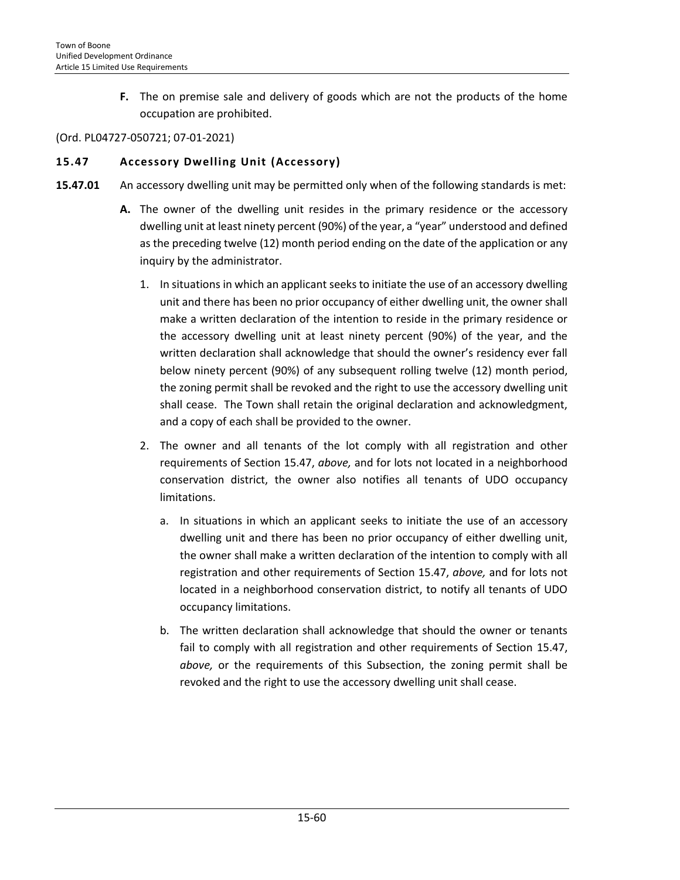**F.** The on premise sale and delivery of goods which are not the products of the home occupation are prohibited.

(Ord. PL04727-050721; 07-01-2021)

### 15.47 Accessory Dwelling Unit (Accessory)

**15.47.01** An accessory dwelling unit may be permitted only when of the following standards is met:

**A.** The owner of the dwelling unit resides in the primary residence or the accessory dwelling unit at least ninety percent (90%) of the year, a "year" understood and defined as the preceding twelve (12) month period ending on the date of the application or any inquiry by the administrator.

1. In situations in which an applicant seeks to initiate the use of an accessory dwelling unit and there has been no prior occupancy of either dwelling unit, the owner shall make a written declaration of the intention to reside in the primary residence or the accessory dwelling unit at least ninety percent (90%) of the year, and the written declaration shall acknowledge that should the owner's residency ever fall below ninety percent (90%) of any subsequent rolling twelve (12) month period, the zoning permit shall be revoked and the right to use the accessory dwelling unit shall cease. The Town shall retain the original declaration and acknowledgment, and a copy of each shall be provided to the owner.

2. The owner and all tenants of the lot comply with all registration and other requirements of Section 15.47, *above,* and for lots not located in a neighborhood conservation district, the owner also notifies all tenants of UDO occupancy limitations.

   a. In situations in which an applicant seeks to initiate the use of an accessory dwelling unit and there has been no prior occupancy of either dwelling unit, the owner shall make a written declaration of the intention to comply with all registration and other requirements of Section 15.47, *above,* and for lots not located in a neighborhood conservation district, to notify all tenants of UDO occupancy limitations.

   b. The written declaration shall acknowledge that should the owner or tenants fail to comply with all registration and other requirements of Section 15.47, *above,* or the requirements of this Subsection, the zoning permit shall be revoked and the right to use the accessory dwelling unit shall cease.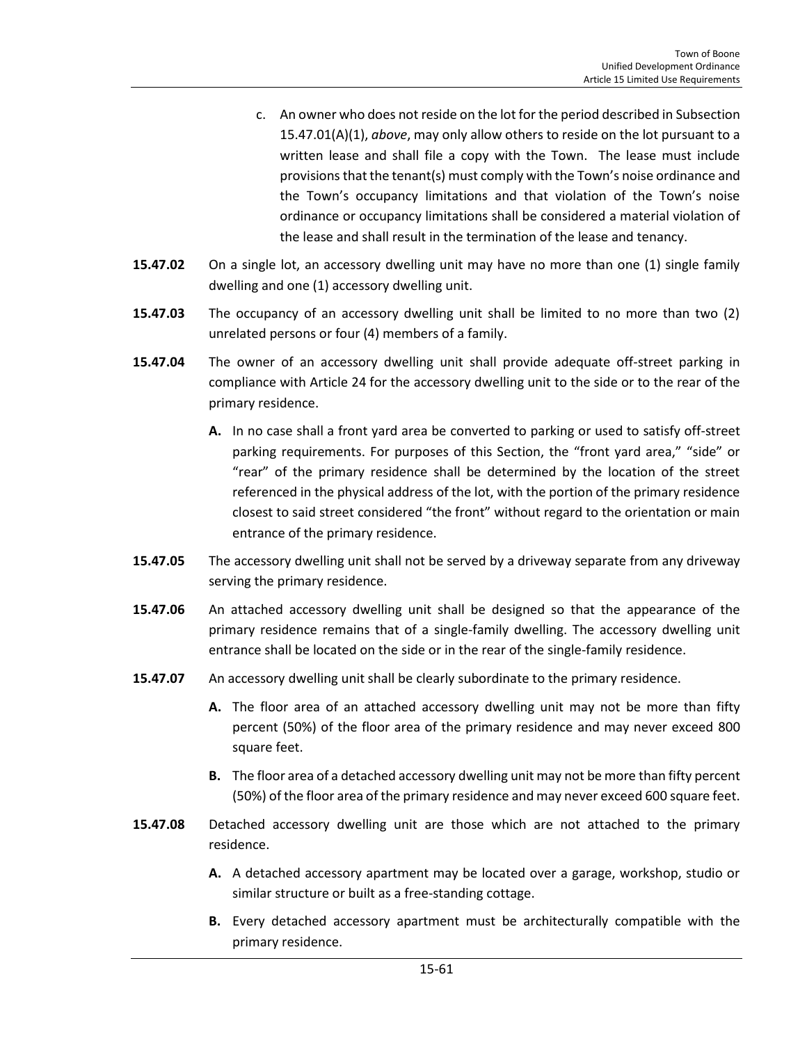c. An owner who does not reside on the lot for the period described in Subsection 15.47.01(A)(1), *above*, may only allow others to reside on the lot pursuant to a written lease and shall file a copy with the Town. The lease must include provisions that the tenant(s) must comply with the Town's noise ordinance and the Town's occupancy limitations and that violation of the Town's noise ordinance or occupancy limitations shall be considered a material violation of the lease and shall result in the termination of the lease and tenancy.

**15.47.02** On a single lot, an accessory dwelling unit may have no more than one (1) single family dwelling and one (1) accessory dwelling unit.

**15.47.03** The occupancy of an accessory dwelling unit shall be limited to no more than two (2) unrelated persons or four (4) members of a family.

**15.47.04** The owner of an accessory dwelling unit shall provide adequate off-street parking in compliance with Article 24 for the accessory dwelling unit to the side or to the rear of the primary residence.

**A.** In no case shall a front yard area be converted to parking or used to satisfy off-street parking requirements. For purposes of this Section, the "front yard area," "side" or "rear" of the primary residence shall be determined by the location of the street referenced in the physical address of the lot, with the portion of the primary residence closest to said street considered "the front" without regard to the orientation or main entrance of the primary residence.

**15.47.05** The accessory dwelling unit shall not be served by a driveway separate from any driveway serving the primary residence.

**15.47.06** An attached accessory dwelling unit shall be designed so that the appearance of the primary residence remains that of a single-family dwelling. The accessory dwelling unit entrance shall be located on the side or in the rear of the single-family residence.

**15.47.07** An accessory dwelling unit shall be clearly subordinate to the primary residence.

**A.** The floor area of an attached accessory dwelling unit may not be more than fifty percent (50%) of the floor area of the primary residence and may never exceed 800 square feet.

**B.** The floor area of a detached accessory dwelling unit may not be more than fifty percent (50%) of the floor area of the primary residence and may never exceed 600 square feet.

**15.47.08** Detached accessory dwelling unit are those which are not attached to the primary residence.

**A.** A detached accessory apartment may be located over a garage, workshop, studio or similar structure or built as a free-standing cottage.

**B.** Every detached accessory apartment must be architecturally compatible with the primary residence.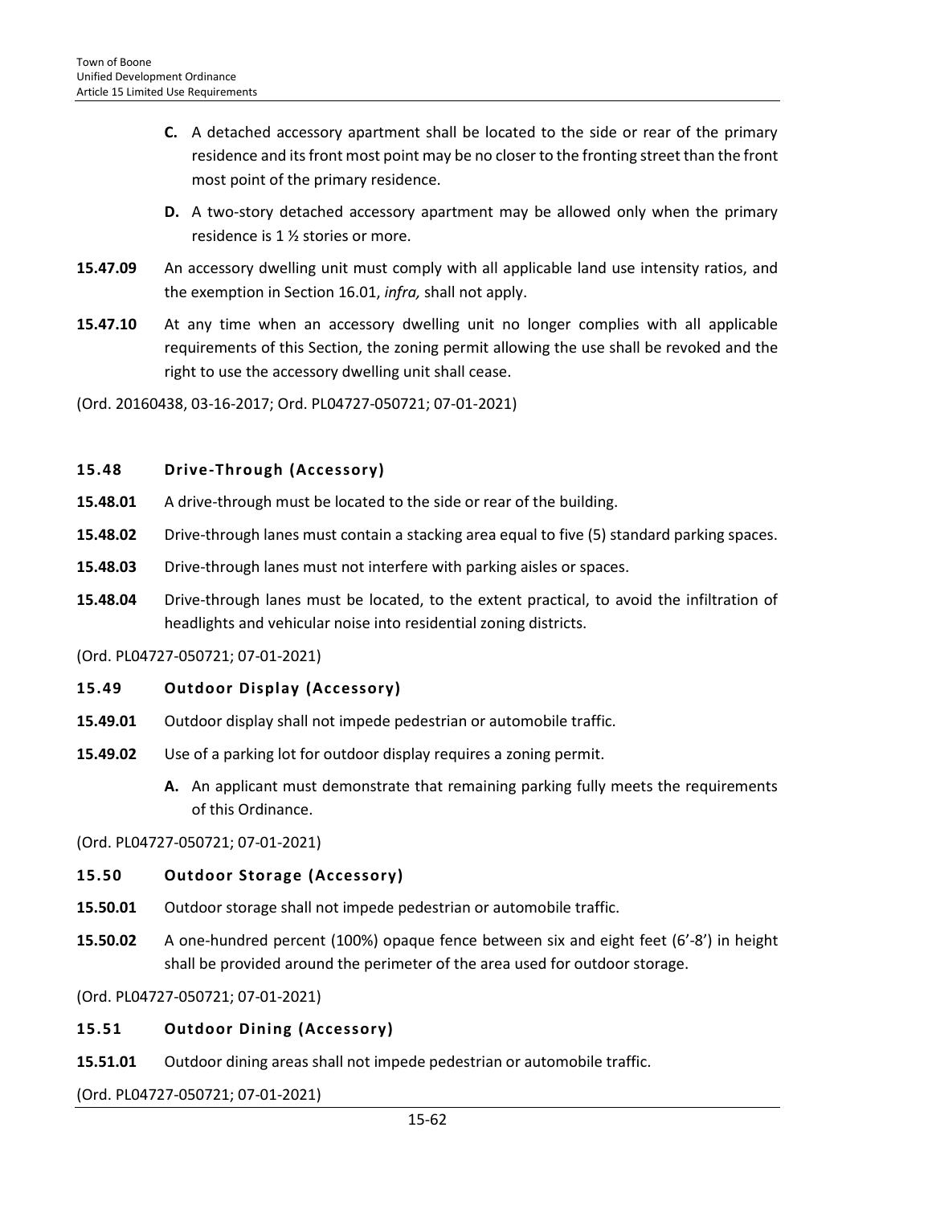**C.** A detached accessory apartment shall be located to the side or rear of the primary residence and its front most point may be no closer to the fronting street than the front most point of the primary residence.

**D.** A two-story detached accessory apartment may be allowed only when the primary residence is 1 ½ stories or more.

**15.47.09** An accessory dwelling unit must comply with all applicable land use intensity ratios, and the exemption in Section 16.01, *infra,* shall not apply.

**15.47.10** At any time when an accessory dwelling unit no longer complies with all applicable requirements of this Section, the zoning permit allowing the use shall be revoked and the right to use the accessory dwelling unit shall cease.

(Ord. 20160438, 03-16-2017; Ord. PL04727-050721; 07-01-2021)

## 15.48 Drive-Through (Accessory)

**15.48.01** A drive-through must be located to the side or rear of the building.

**15.48.02** Drive-through lanes must contain a stacking area equal to five (5) standard parking spaces.

**15.48.03** Drive-through lanes must not interfere with parking aisles or spaces.

**15.48.04** Drive-through lanes must be located, to the extent practical, to avoid the infiltration of headlights and vehicular noise into residential zoning districts.

(Ord. PL04727-050721; 07-01-2021)

## 15.49 Outdoor Display (Accessory)

**15.49.01** Outdoor display shall not impede pedestrian or automobile traffic.

**15.49.02** Use of a parking lot for outdoor display requires a zoning permit.

**A.** An applicant must demonstrate that remaining parking fully meets the requirements of this Ordinance.

(Ord. PL04727-050721; 07-01-2021)

## 15.50 Outdoor Storage (Accessory)

**15.50.01** Outdoor storage shall not impede pedestrian or automobile traffic.

**15.50.02** A one-hundred percent (100%) opaque fence between six and eight feet (6'-8') in height shall be provided around the perimeter of the area used for outdoor storage.

(Ord. PL04727-050721; 07-01-2021)

## 15.51 Outdoor Dining (Accessory)

**15.51.01** Outdoor dining areas shall not impede pedestrian or automobile traffic.

(Ord. PL04727-050721; 07-01-2021)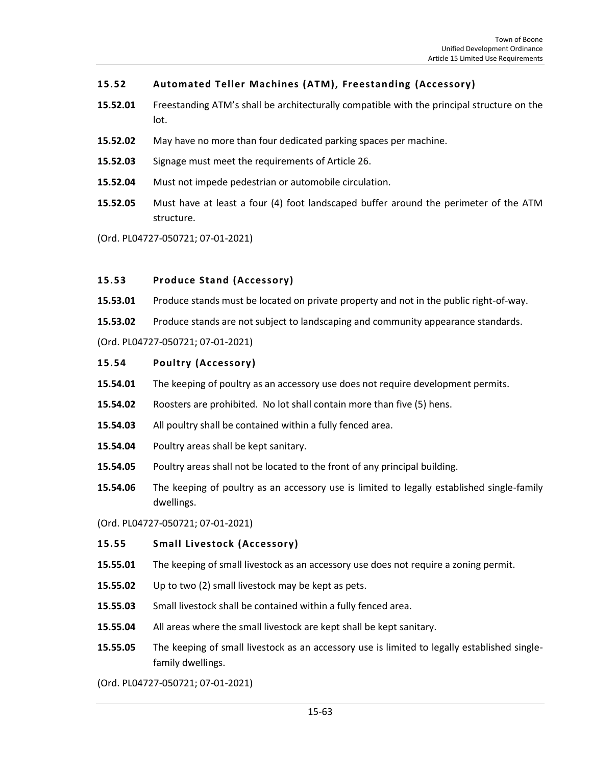## 15.52 Automated Teller Machines (ATM), Freestanding (Accessory)

**15.52.01** Freestanding ATM's shall be architecturally compatible with the principal structure on the lot.

**15.52.02** May have no more than four dedicated parking spaces per machine.

**15.52.03** Signage must meet the requirements of Article 26.

**15.52.04** Must not impede pedestrian or automobile circulation.

**15.52.05** Must have at least a four (4) foot landscaped buffer around the perimeter of the ATM structure.

(Ord. PL04727-050721; 07-01-2021)

## 15.53 Produce Stand (Accessory)

**15.53.01** Produce stands must be located on private property and not in the public right-of-way.

**15.53.02** Produce stands are not subject to landscaping and community appearance standards.

(Ord. PL04727-050721; 07-01-2021)

## 15.54 Poultry (Accessory)

**15.54.01** The keeping of poultry as an accessory use does not require development permits.

**15.54.02** Roosters are prohibited. No lot shall contain more than five (5) hens.

**15.54.03** All poultry shall be contained within a fully fenced area.

**15.54.04** Poultry areas shall be kept sanitary.

**15.54.05** Poultry areas shall not be located to the front of any principal building.

**15.54.06** The keeping of poultry as an accessory use is limited to legally established single-family dwellings.

(Ord. PL04727-050721; 07-01-2021)

## 15.55 Small Livestock (Accessory)

**15.55.01** The keeping of small livestock as an accessory use does not require a zoning permit.

**15.55.02** Up to two (2) small livestock may be kept as pets.

**15.55.03** Small livestock shall be contained within a fully fenced area.

**15.55.04** All areas where the small livestock are kept shall be kept sanitary.

**15.55.05** The keeping of small livestock as an accessory use is limited to legally established single-family dwellings.

(Ord. PL04727-050721; 07-01-2021)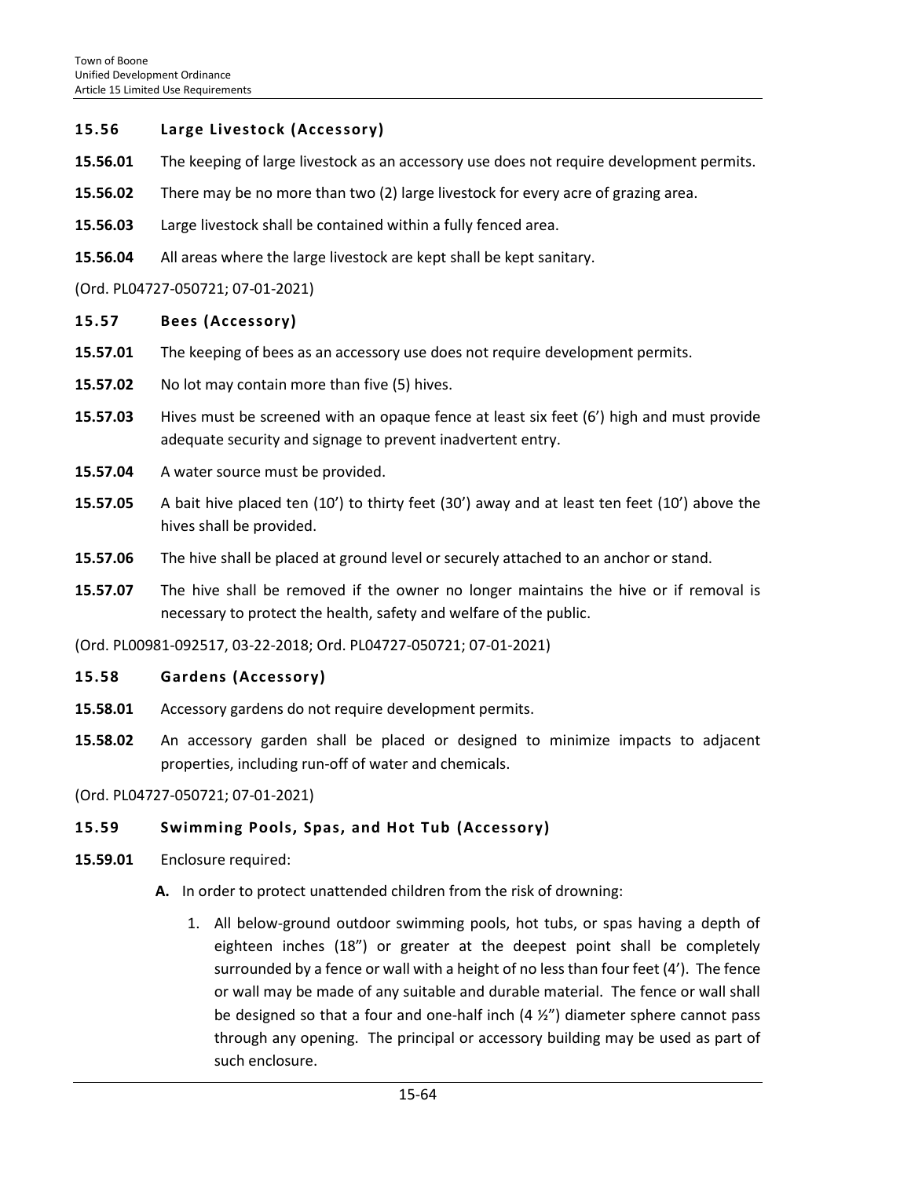## 15.56 Large Livestock (Accessory)

**15.56.01** The keeping of large livestock as an accessory use does not require development permits.

**15.56.02** There may be no more than two (2) large livestock for every acre of grazing area.

**15.56.03** Large livestock shall be contained within a fully fenced area.

**15.56.04** All areas where the large livestock are kept shall be kept sanitary.

(Ord. PL04727-050721; 07-01-2021)

## 15.57 Bees (Accessory)

**15.57.01** The keeping of bees as an accessory use does not require development permits.

**15.57.02** No lot may contain more than five (5) hives.

**15.57.03** Hives must be screened with an opaque fence at least six feet (6') high and must provide adequate security and signage to prevent inadvertent entry.

**15.57.04** A water source must be provided.

**15.57.05** A bait hive placed ten (10') to thirty feet (30') away and at least ten feet (10') above the hives shall be provided.

**15.57.06** The hive shall be placed at ground level or securely attached to an anchor or stand.

**15.57.07** The hive shall be removed if the owner no longer maintains the hive or if removal is necessary to protect the health, safety and welfare of the public.

(Ord. PL00981-092517, 03-22-2018; Ord. PL04727-050721; 07-01-2021)

## 15.58 Gardens (Accessory)

**15.58.01** Accessory gardens do not require development permits.

**15.58.02** An accessory garden shall be placed or designed to minimize impacts to adjacent properties, including run-off of water and chemicals.

(Ord. PL04727-050721; 07-01-2021)

## 15.59 Swimming Pools, Spas, and Hot Tub (Accessory)

**15.59.01** Enclosure required:

- **A.** In order to protect unattended children from the risk of drowning:
  1. All below-ground outdoor swimming pools, hot tubs, or spas having a depth of eighteen inches (18") or greater at the deepest point shall be completely surrounded by a fence or wall with a height of no less than four feet (4'). The fence or wall may be made of any suitable and durable material. The fence or wall shall be designed so that a four and one-half inch (4 ½") diameter sphere cannot pass through any opening. The principal or accessory building may be used as part of such enclosure.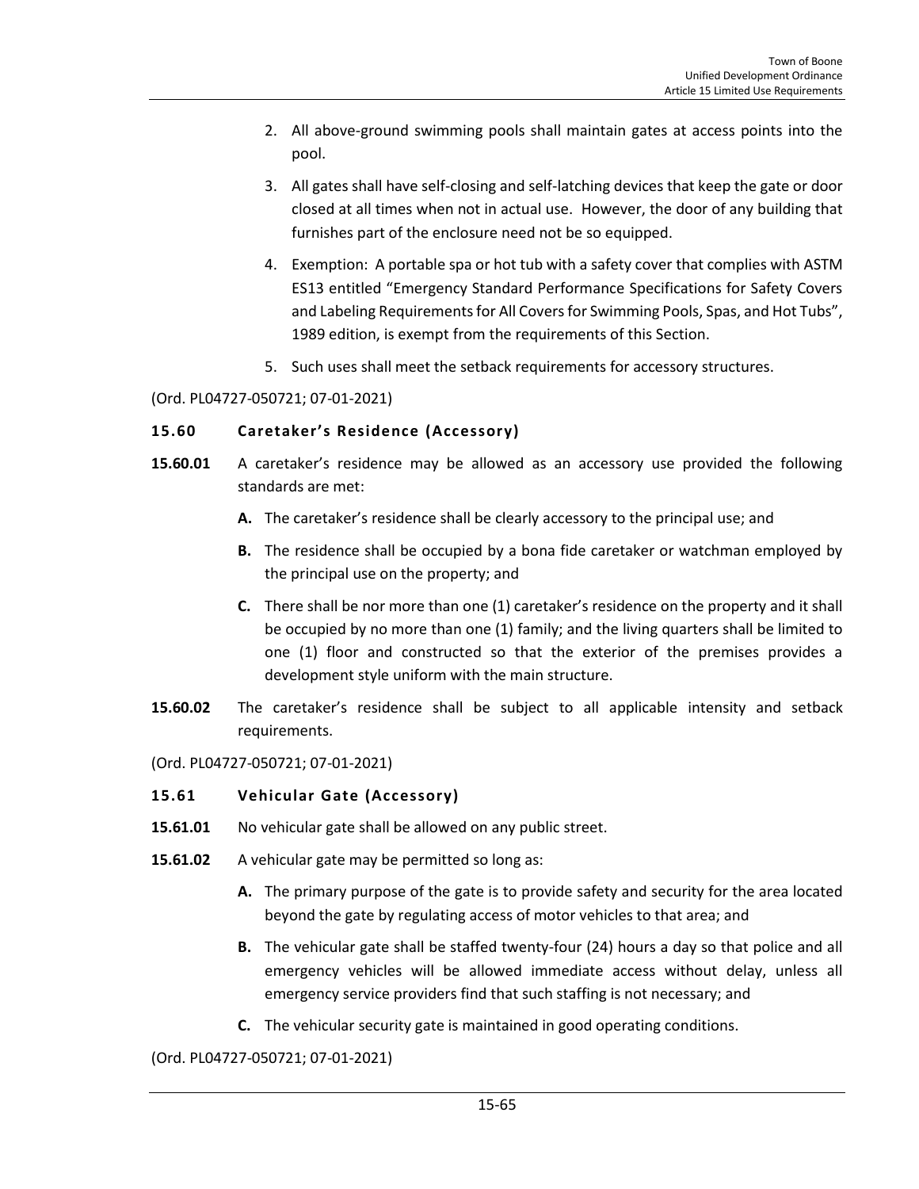2. All above-ground swimming pools shall maintain gates at access points into the pool.

3. All gates shall have self-closing and self-latching devices that keep the gate or door closed at all times when not in actual use. However, the door of any building that furnishes part of the enclosure need not be so equipped.

4. Exemption: A portable spa or hot tub with a safety cover that complies with ASTM ES13 entitled "Emergency Standard Performance Specifications for Safety Covers and Labeling Requirements for All Covers for Swimming Pools, Spas, and Hot Tubs", 1989 edition, is exempt from the requirements of this Section.

5. Such uses shall meet the setback requirements for accessory structures.

(Ord. PL04727-050721; 07-01-2021)

### 15.60 Caretaker's Residence (Accessory)

**15.60.01** A caretaker's residence may be allowed as an accessory use provided the following standards are met:

- **A.** The caretaker's residence shall be clearly accessory to the principal use; and
- **B.** The residence shall be occupied by a bona fide caretaker or watchman employed by the principal use on the property; and
- **C.** There shall be nor more than one (1) caretaker's residence on the property and it shall be occupied by no more than one (1) family; and the living quarters shall be limited to one (1) floor and constructed so that the exterior of the premises provides a development style uniform with the main structure.

**15.60.02** The caretaker's residence shall be subject to all applicable intensity and setback requirements.

(Ord. PL04727-050721; 07-01-2021)

### 15.61 Vehicular Gate (Accessory)

**15.61.01** No vehicular gate shall be allowed on any public street.

**15.61.02** A vehicular gate may be permitted so long as:

- **A.** The primary purpose of the gate is to provide safety and security for the area located beyond the gate by regulating access of motor vehicles to that area; and
- **B.** The vehicular gate shall be staffed twenty-four (24) hours a day so that police and all emergency vehicles will be allowed immediate access without delay, unless all emergency service providers find that such staffing is not necessary; and
- **C.** The vehicular security gate is maintained in good operating conditions.

(Ord. PL04727-050721; 07-01-2021)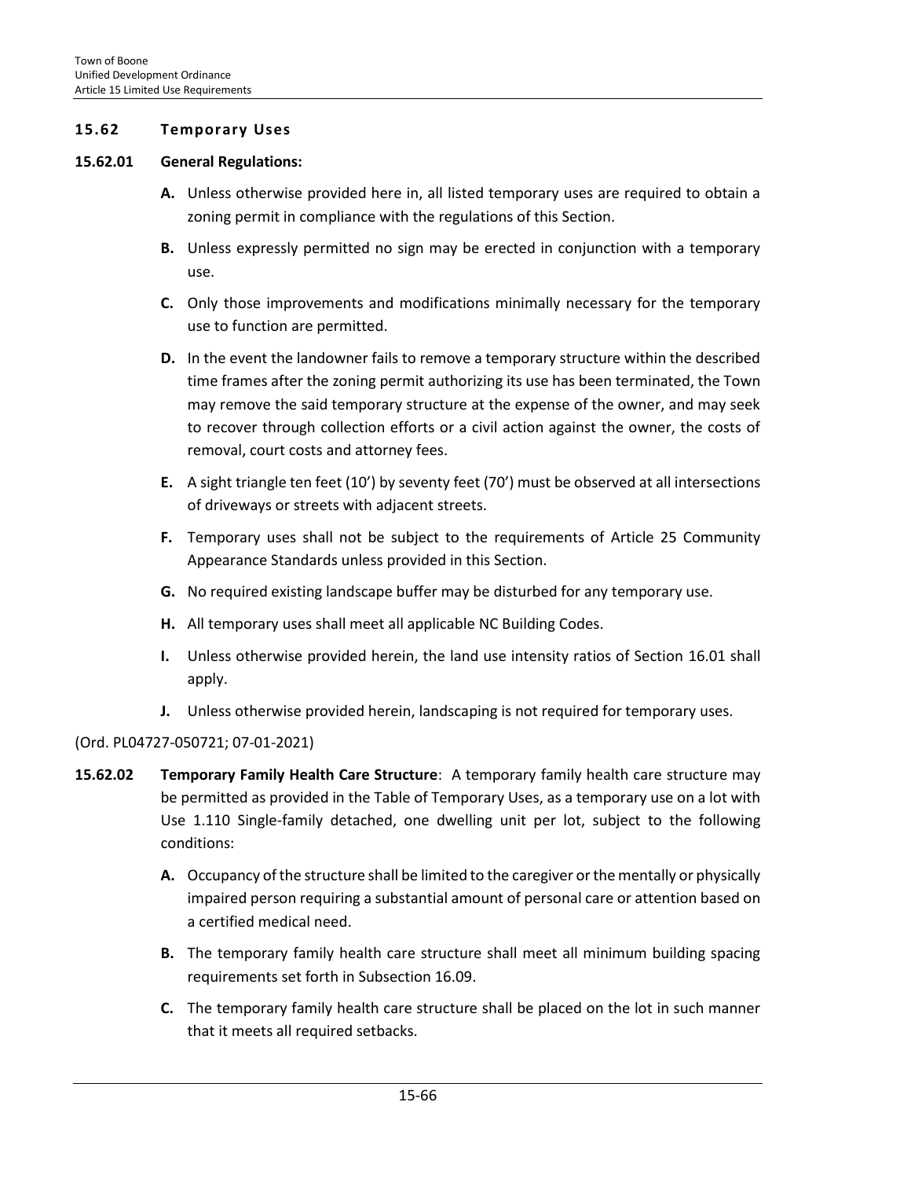## 15.62 Temporary Uses

**15.62.01 General Regulations:**

- **A.** Unless otherwise provided here in, all listed temporary uses are required to obtain a zoning permit in compliance with the regulations of this Section.
- **B.** Unless expressly permitted no sign may be erected in conjunction with a temporary use.
- **C.** Only those improvements and modifications minimally necessary for the temporary use to function are permitted.
- **D.** In the event the landowner fails to remove a temporary structure within the described time frames after the zoning permit authorizing its use has been terminated, the Town may remove the said temporary structure at the expense of the owner, and may seek to recover through collection efforts or a civil action against the owner, the costs of removal, court costs and attorney fees.
- **E.** A sight triangle ten feet (10') by seventy feet (70') must be observed at all intersections of driveways or streets with adjacent streets.
- **F.** Temporary uses shall not be subject to the requirements of Article 25 Community Appearance Standards unless provided in this Section.
- **G.** No required existing landscape buffer may be disturbed for any temporary use.
- **H.** All temporary uses shall meet all applicable NC Building Codes.
- **I.** Unless otherwise provided herein, the land use intensity ratios of Section 16.01 shall apply.
- **J.** Unless otherwise provided herein, landscaping is not required for temporary uses.

(Ord. PL04727-050721; 07-01-2021)

**15.62.02 Temporary Family Health Care Structure**: A temporary family health care structure may be permitted as provided in the Table of Temporary Uses, as a temporary use on a lot with Use 1.110 Single-family detached, one dwelling unit per lot, subject to the following conditions:

- **A.** Occupancy of the structure shall be limited to the caregiver or the mentally or physically impaired person requiring a substantial amount of personal care or attention based on a certified medical need.
- **B.** The temporary family health care structure shall meet all minimum building spacing requirements set forth in Subsection 16.09.
- **C.** The temporary family health care structure shall be placed on the lot in such manner that it meets all required setbacks.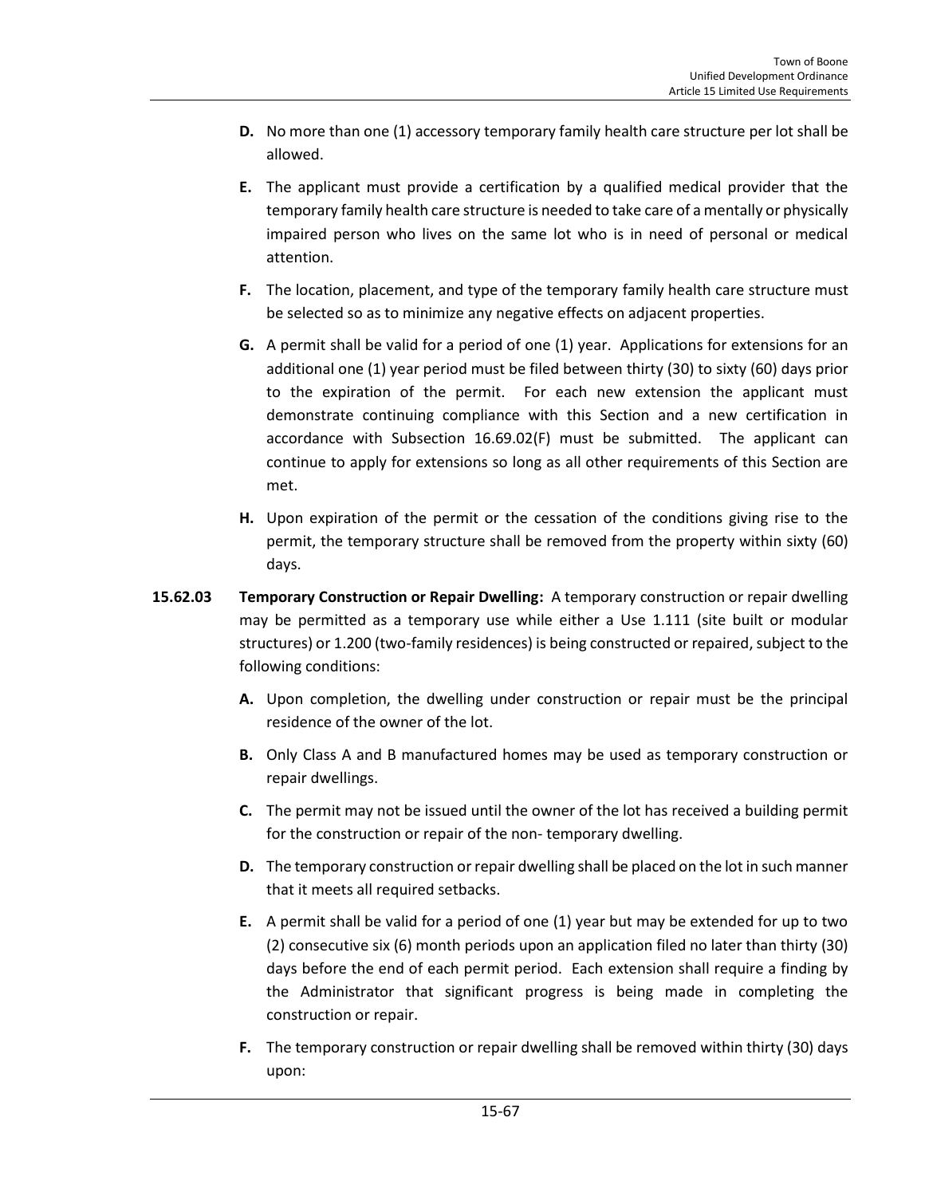**D.** No more than one (1) accessory temporary family health care structure per lot shall be allowed.

**E.** The applicant must provide a certification by a qualified medical provider that the temporary family health care structure is needed to take care of a mentally or physically impaired person who lives on the same lot who is in need of personal or medical attention.

**F.** The location, placement, and type of the temporary family health care structure must be selected so as to minimize any negative effects on adjacent properties.

**G.** A permit shall be valid for a period of one (1) year. Applications for extensions for an additional one (1) year period must be filed between thirty (30) to sixty (60) days prior to the expiration of the permit. For each new extension the applicant must demonstrate continuing compliance with this Section and a new certification in accordance with Subsection 16.69.02(F) must be submitted. The applicant can continue to apply for extensions so long as all other requirements of this Section are met.

**H.** Upon expiration of the permit or the cessation of the conditions giving rise to the permit, the temporary structure shall be removed from the property within sixty (60) days.

**15.62.03 Temporary Construction or Repair Dwelling:** A temporary construction or repair dwelling may be permitted as a temporary use while either a Use 1.111 (site built or modular structures) or 1.200 (two-family residences) is being constructed or repaired, subject to the following conditions:

**A.** Upon completion, the dwelling under construction or repair must be the principal residence of the owner of the lot.

**B.** Only Class A and B manufactured homes may be used as temporary construction or repair dwellings.

**C.** The permit may not be issued until the owner of the lot has received a building permit for the construction or repair of the non- temporary dwelling.

**D.** The temporary construction or repair dwelling shall be placed on the lot in such manner that it meets all required setbacks.

**E.** A permit shall be valid for a period of one (1) year but may be extended for up to two (2) consecutive six (6) month periods upon an application filed no later than thirty (30) days before the end of each permit period. Each extension shall require a finding by the Administrator that significant progress is being made in completing the construction or repair.

**F.** The temporary construction or repair dwelling shall be removed within thirty (30) days upon: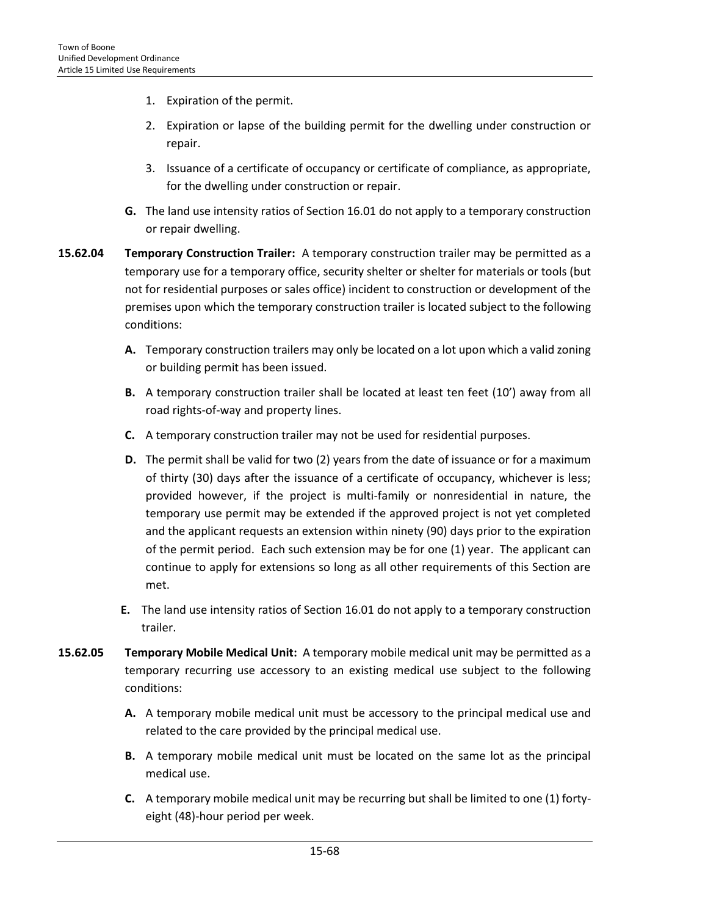1. Expiration of the permit.
2. Expiration or lapse of the building permit for the dwelling under construction or repair.
3. Issuance of a certificate of occupancy or certificate of compliance, as appropriate, for the dwelling under construction or repair.

**G.** The land use intensity ratios of Section 16.01 do not apply to a temporary construction or repair dwelling.

**15.62.04 Temporary Construction Trailer:** A temporary construction trailer may be permitted as a temporary use for a temporary office, security shelter or shelter for materials or tools (but not for residential purposes or sales office) incident to construction or development of the premises upon which the temporary construction trailer is located subject to the following conditions:

**A.** Temporary construction trailers may only be located on a lot upon which a valid zoning or building permit has been issued.

**B.** A temporary construction trailer shall be located at least ten feet (10') away from all road rights-of-way and property lines.

**C.** A temporary construction trailer may not be used for residential purposes.

**D.** The permit shall be valid for two (2) years from the date of issuance or for a maximum of thirty (30) days after the issuance of a certificate of occupancy, whichever is less; provided however, if the project is multi-family or nonresidential in nature, the temporary use permit may be extended if the approved project is not yet completed and the applicant requests an extension within ninety (90) days prior to the expiration of the permit period. Each such extension may be for one (1) year. The applicant can continue to apply for extensions so long as all other requirements of this Section are met.

**E.** The land use intensity ratios of Section 16.01 do not apply to a temporary construction trailer.

**15.62.05 Temporary Mobile Medical Unit:** A temporary mobile medical unit may be permitted as a temporary recurring use accessory to an existing medical use subject to the following conditions:

**A.** A temporary mobile medical unit must be accessory to the principal medical use and related to the care provided by the principal medical use.

**B.** A temporary mobile medical unit must be located on the same lot as the principal medical use.

**C.** A temporary mobile medical unit may be recurring but shall be limited to one (1) forty-eight (48)-hour period per week.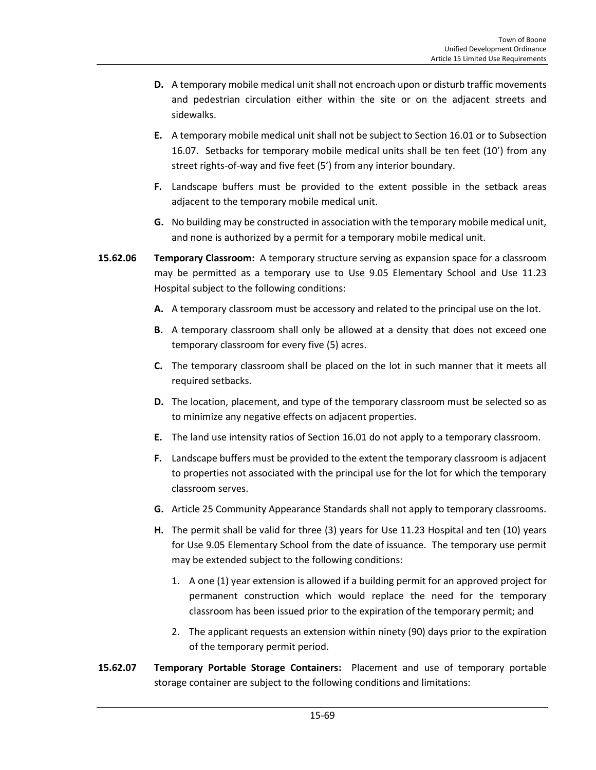**D.** A temporary mobile medical unit shall not encroach upon or disturb traffic movements and pedestrian circulation either within the site or on the adjacent streets and sidewalks.

**E.** A temporary mobile medical unit shall not be subject to Section 16.01 or to Subsection 16.07. Setbacks for temporary mobile medical units shall be ten feet (10') from any street rights-of-way and five feet (5') from any interior boundary.

**F.** Landscape buffers must be provided to the extent possible in the setback areas adjacent to the temporary mobile medical unit.

**G.** No building may be constructed in association with the temporary mobile medical unit, and none is authorized by a permit for a temporary mobile medical unit.

**15.62.06 Temporary Classroom:** A temporary structure serving as expansion space for a classroom may be permitted as a temporary use to Use 9.05 Elementary School and Use 11.23 Hospital subject to the following conditions:

**A.** A temporary classroom must be accessory and related to the principal use on the lot.

**B.** A temporary classroom shall only be allowed at a density that does not exceed one temporary classroom for every five (5) acres.

**C.** The temporary classroom shall be placed on the lot in such manner that it meets all required setbacks.

**D.** The location, placement, and type of the temporary classroom must be selected so as to minimize any negative effects on adjacent properties.

**E.** The land use intensity ratios of Section 16.01 do not apply to a temporary classroom.

**F.** Landscape buffers must be provided to the extent the temporary classroom is adjacent to properties not associated with the principal use for the lot for which the temporary classroom serves.

**G.** Article 25 Community Appearance Standards shall not apply to temporary classrooms.

**H.** The permit shall be valid for three (3) years for Use 11.23 Hospital and ten (10) years for Use 9.05 Elementary School from the date of issuance. The temporary use permit may be extended subject to the following conditions:

1. A one (1) year extension is allowed if a building permit for an approved project for permanent construction which would replace the need for the temporary classroom has been issued prior to the expiration of the temporary permit; and
2. The applicant requests an extension within ninety (90) days prior to the expiration of the temporary permit period.

**15.62.07 Temporary Portable Storage Containers:** Placement and use of temporary portable storage container are subject to the following conditions and limitations: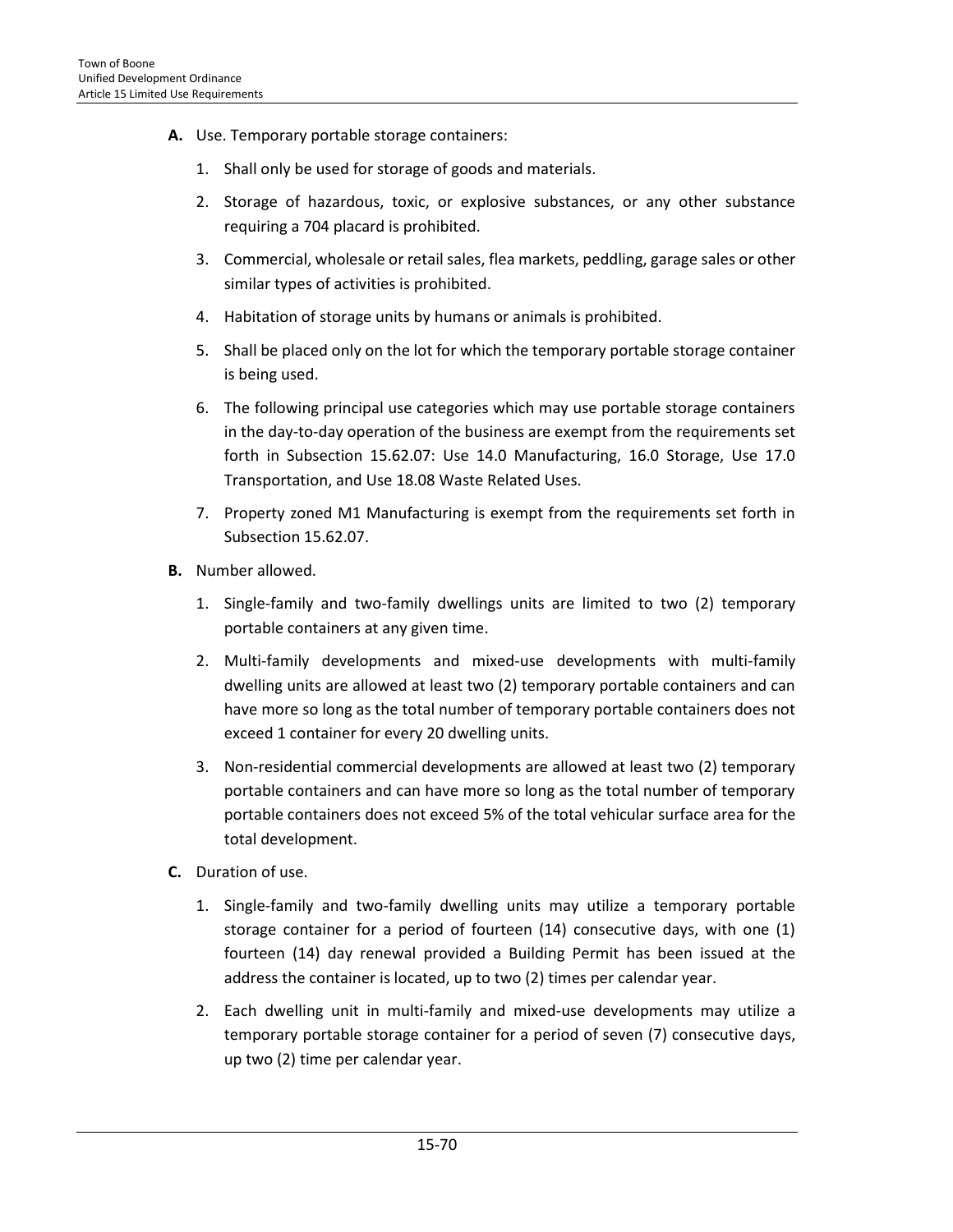**A.** Use. Temporary portable storage containers:

1. Shall only be used for storage of goods and materials.
2. Storage of hazardous, toxic, or explosive substances, or any other substance requiring a 704 placard is prohibited.
3. Commercial, wholesale or retail sales, flea markets, peddling, garage sales or other similar types of activities is prohibited.
4. Habitation of storage units by humans or animals is prohibited.
5. Shall be placed only on the lot for which the temporary portable storage container is being used.
6. The following principal use categories which may use portable storage containers in the day-to-day operation of the business are exempt from the requirements set forth in Subsection 15.62.07: Use 14.0 Manufacturing, 16.0 Storage, Use 17.0 Transportation, and Use 18.08 Waste Related Uses.
7. Property zoned M1 Manufacturing is exempt from the requirements set forth in Subsection 15.62.07.

**B.** Number allowed.

1. Single-family and two-family dwellings units are limited to two (2) temporary portable containers at any given time.
2. Multi-family developments and mixed-use developments with multi-family dwelling units are allowed at least two (2) temporary portable containers and can have more so long as the total number of temporary portable containers does not exceed 1 container for every 20 dwelling units.
3. Non-residential commercial developments are allowed at least two (2) temporary portable containers and can have more so long as the total number of temporary portable containers does not exceed 5% of the total vehicular surface area for the total development.

**C.** Duration of use.

1. Single-family and two-family dwelling units may utilize a temporary portable storage container for a period of fourteen (14) consecutive days, with one (1) fourteen (14) day renewal provided a Building Permit has been issued at the address the container is located, up to two (2) times per calendar year.
2. Each dwelling unit in multi-family and mixed-use developments may utilize a temporary portable storage container for a period of seven (7) consecutive days, up two (2) time per calendar year.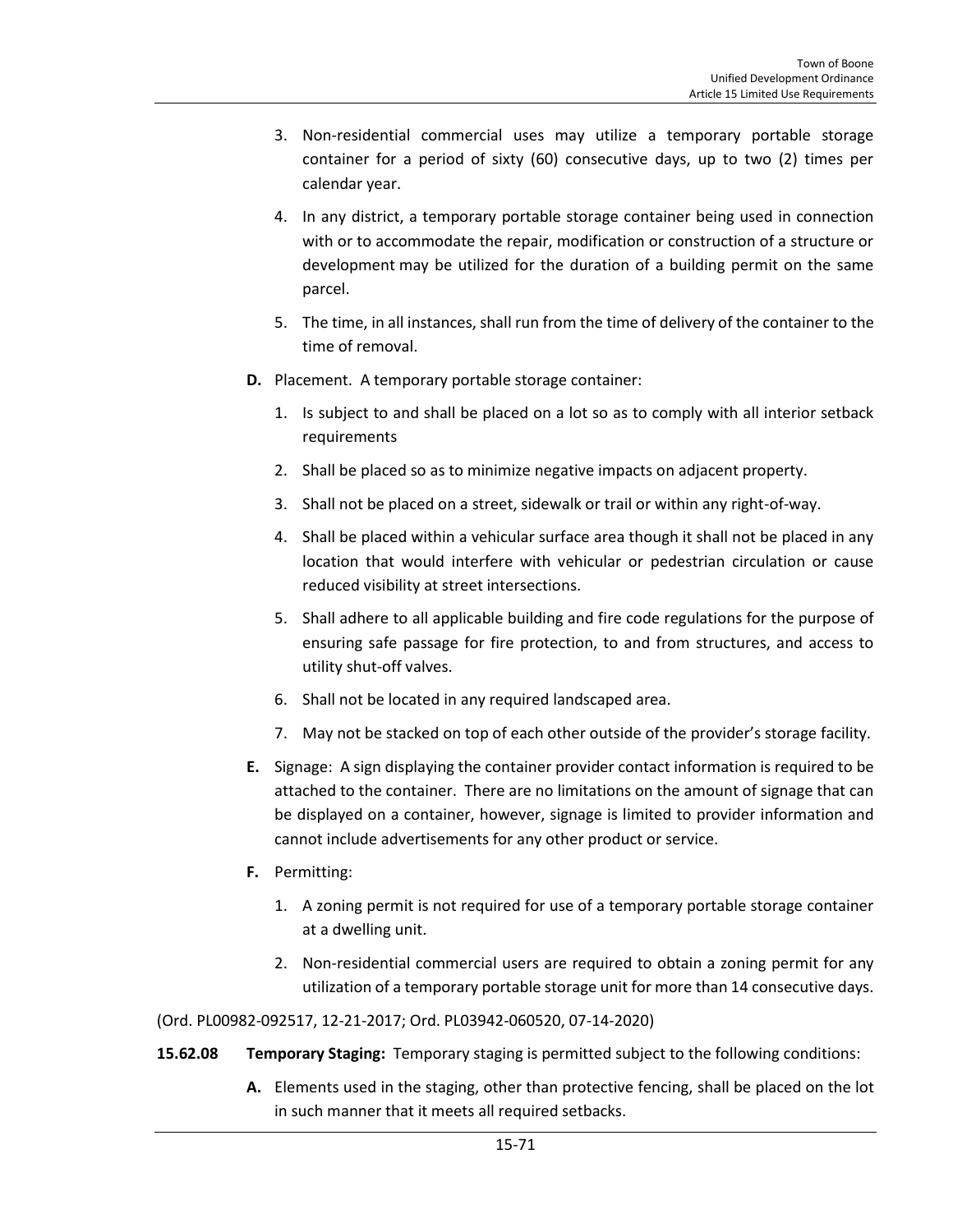3. Non-residential commercial uses may utilize a temporary portable storage container for a period of sixty (60) consecutive days, up to two (2) times per calendar year.

4. In any district, a temporary portable storage container being used in connection with or to accommodate the repair, modification or construction of a structure or development may be utilized for the duration of a building permit on the same parcel.

5. The time, in all instances, shall run from the time of delivery of the container to the time of removal.

**D.** Placement. A temporary portable storage container:

1. Is subject to and shall be placed on a lot so as to comply with all interior setback requirements

2. Shall be placed so as to minimize negative impacts on adjacent property.

3. Shall not be placed on a street, sidewalk or trail or within any right-of-way.

4. Shall be placed within a vehicular surface area though it shall not be placed in any location that would interfere with vehicular or pedestrian circulation or cause reduced visibility at street intersections.

5. Shall adhere to all applicable building and fire code regulations for the purpose of ensuring safe passage for fire protection, to and from structures, and access to utility shut-off valves.

6. Shall not be located in any required landscaped area.

7. May not be stacked on top of each other outside of the provider's storage facility.

**E.** Signage: A sign displaying the container provider contact information is required to be attached to the container. There are no limitations on the amount of signage that can be displayed on a container, however, signage is limited to provider information and cannot include advertisements for any other product or service.

**F.** Permitting:

1. A zoning permit is not required for use of a temporary portable storage container at a dwelling unit.

2. Non-residential commercial users are required to obtain a zoning permit for any utilization of a temporary portable storage unit for more than 14 consecutive days.

(Ord. PL00982-092517, 12-21-2017; Ord. PL03942-060520, 07-14-2020)

**15.62.08 Temporary Staging:** Temporary staging is permitted subject to the following conditions:

**A.** Elements used in the staging, other than protective fencing, shall be placed on the lot in such manner that it meets all required setbacks.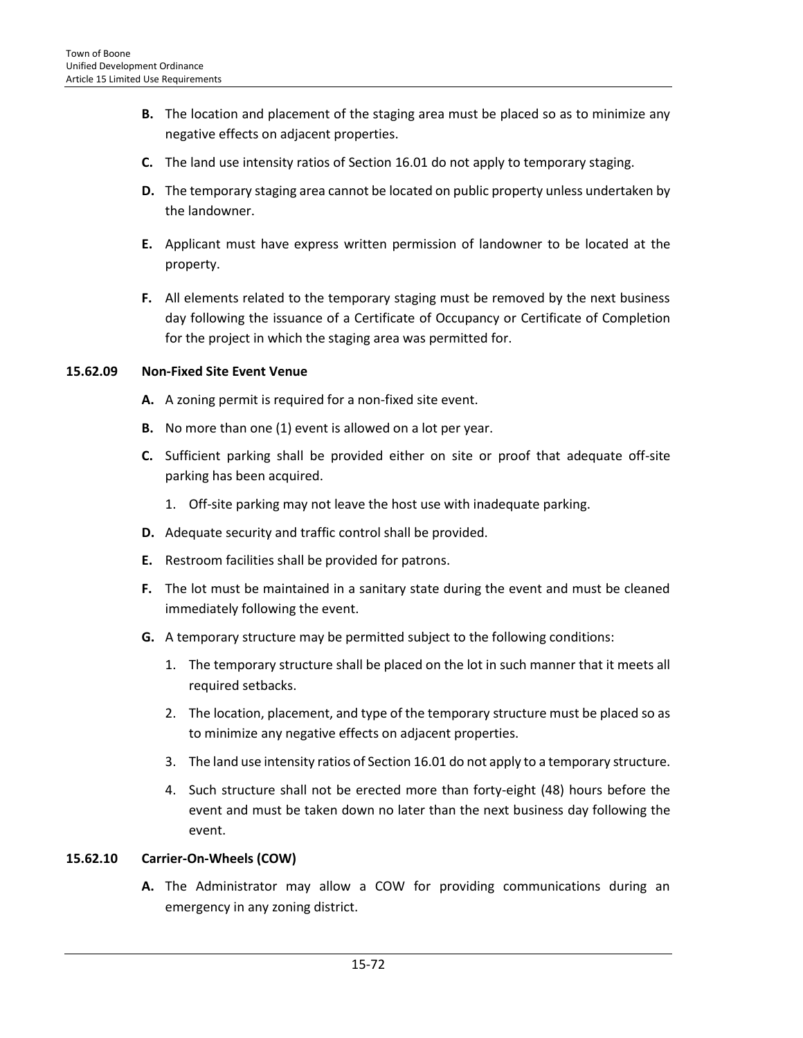**B.** The location and placement of the staging area must be placed so as to minimize any negative effects on adjacent properties.

**C.** The land use intensity ratios of Section 16.01 do not apply to temporary staging.

**D.** The temporary staging area cannot be located on public property unless undertaken by the landowner.

**E.** Applicant must have express written permission of landowner to be located at the property.

**F.** All elements related to the temporary staging must be removed by the next business day following the issuance of a Certificate of Occupancy or Certificate of Completion for the project in which the staging area was permitted for.

### 15.62.09 Non-Fixed Site Event Venue

**A.** A zoning permit is required for a non-fixed site event.

**B.** No more than one (1) event is allowed on a lot per year.

**C.** Sufficient parking shall be provided either on site or proof that adequate off-site parking has been acquired.

1. Off-site parking may not leave the host use with inadequate parking.

**D.** Adequate security and traffic control shall be provided.

**E.** Restroom facilities shall be provided for patrons.

**F.** The lot must be maintained in a sanitary state during the event and must be cleaned immediately following the event.

**G.** A temporary structure may be permitted subject to the following conditions:

1. The temporary structure shall be placed on the lot in such manner that it meets all required setbacks.
2. The location, placement, and type of the temporary structure must be placed so as to minimize any negative effects on adjacent properties.
3. The land use intensity ratios of Section 16.01 do not apply to a temporary structure.
4. Such structure shall not be erected more than forty-eight (48) hours before the event and must be taken down no later than the next business day following the event.

### 15.62.10 Carrier-On-Wheels (COW)

**A.** The Administrator may allow a COW for providing communications during an emergency in any zoning district.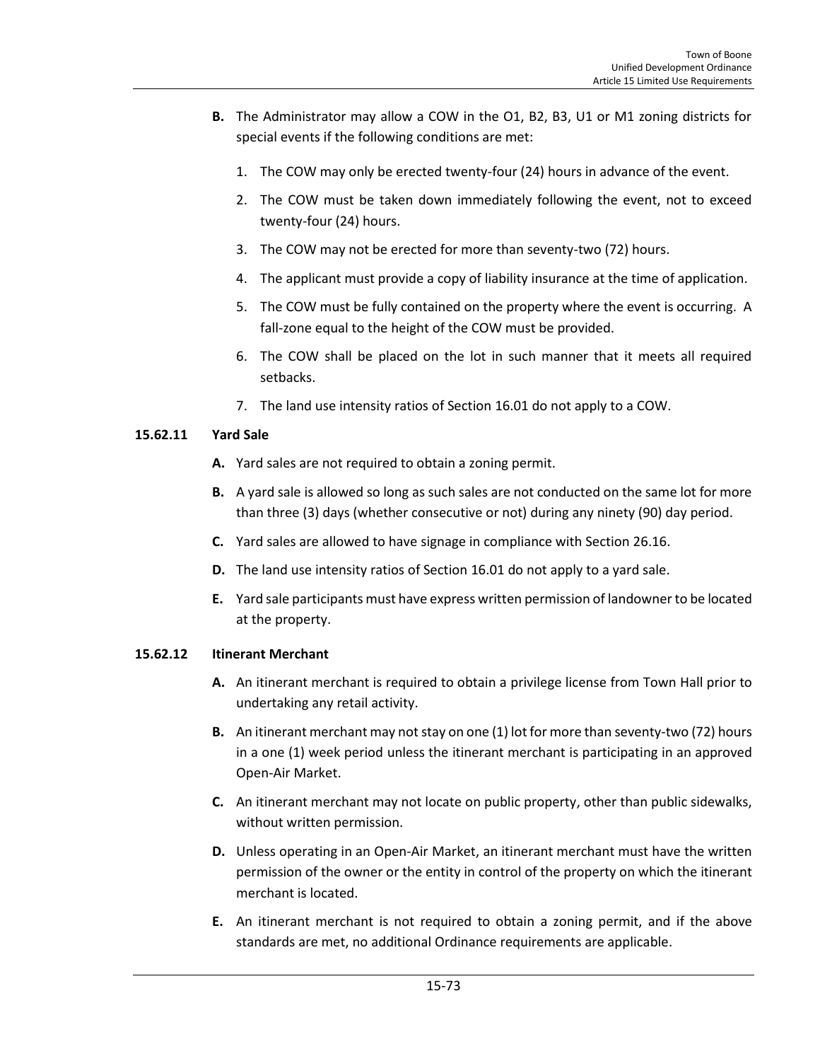**B.** The Administrator may allow a COW in the O1, B2, B3, U1 or M1 zoning districts for special events if the following conditions are met:

1. The COW may only be erected twenty-four (24) hours in advance of the event.
2. The COW must be taken down immediately following the event, not to exceed twenty-four (24) hours.
3. The COW may not be erected for more than seventy-two (72) hours.
4. The applicant must provide a copy of liability insurance at the time of application.
5. The COW must be fully contained on the property where the event is occurring. A fall-zone equal to the height of the COW must be provided.
6. The COW shall be placed on the lot in such manner that it meets all required setbacks.
7. The land use intensity ratios of Section 16.01 do not apply to a COW.

### 15.62.11 Yard Sale

**A.** Yard sales are not required to obtain a zoning permit.

**B.** A yard sale is allowed so long as such sales are not conducted on the same lot for more than three (3) days (whether consecutive or not) during any ninety (90) day period.

**C.** Yard sales are allowed to have signage in compliance with Section 26.16.

**D.** The land use intensity ratios of Section 16.01 do not apply to a yard sale.

**E.** Yard sale participants must have express written permission of landowner to be located at the property.

### 15.62.12 Itinerant Merchant

**A.** An itinerant merchant is required to obtain a privilege license from Town Hall prior to undertaking any retail activity.

**B.** An itinerant merchant may not stay on one (1) lot for more than seventy-two (72) hours in a one (1) week period unless the itinerant merchant is participating in an approved Open-Air Market.

**C.** An itinerant merchant may not locate on public property, other than public sidewalks, without written permission.

**D.** Unless operating in an Open-Air Market, an itinerant merchant must have the written permission of the owner or the entity in control of the property on which the itinerant merchant is located.

**E.** An itinerant merchant is not required to obtain a zoning permit, and if the above standards are met, no additional Ordinance requirements are applicable.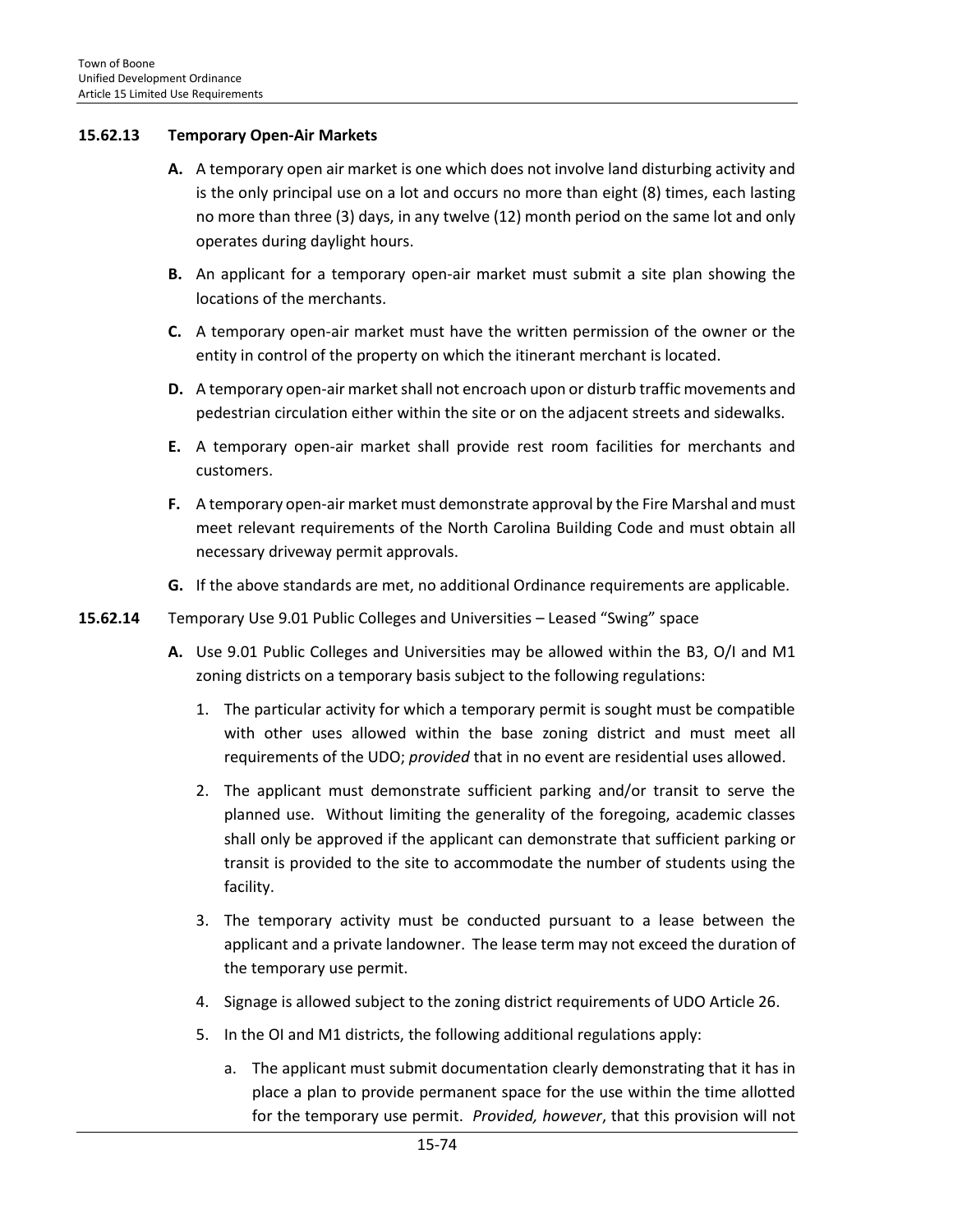### 15.62.13 Temporary Open-Air Markets

**A.** A temporary open air market is one which does not involve land disturbing activity and is the only principal use on a lot and occurs no more than eight (8) times, each lasting no more than three (3) days, in any twelve (12) month period on the same lot and only operates during daylight hours.

**B.** An applicant for a temporary open-air market must submit a site plan showing the locations of the merchants.

**C.** A temporary open-air market must have the written permission of the owner or the entity in control of the property on which the itinerant merchant is located.

**D.** A temporary open-air market shall not encroach upon or disturb traffic movements and pedestrian circulation either within the site or on the adjacent streets and sidewalks.

**E.** A temporary open-air market shall provide rest room facilities for merchants and customers.

**F.** A temporary open-air market must demonstrate approval by the Fire Marshal and must meet relevant requirements of the North Carolina Building Code and must obtain all necessary driveway permit approvals.

**G.** If the above standards are met, no additional Ordinance requirements are applicable.

**15.62.14** Temporary Use 9.01 Public Colleges and Universities – Leased "Swing" space

**A.** Use 9.01 Public Colleges and Universities may be allowed within the B3, O/I and M1 zoning districts on a temporary basis subject to the following regulations:

1. The particular activity for which a temporary permit is sought must be compatible with other uses allowed within the base zoning district and must meet all requirements of the UDO; *provided* that in no event are residential uses allowed.
2. The applicant must demonstrate sufficient parking and/or transit to serve the planned use. Without limiting the generality of the foregoing, academic classes shall only be approved if the applicant can demonstrate that sufficient parking or transit is provided to the site to accommodate the number of students using the facility.
3. The temporary activity must be conducted pursuant to a lease between the applicant and a private landowner. The lease term may not exceed the duration of the temporary use permit.
4. Signage is allowed subject to the zoning district requirements of UDO Article 26.
5. In the OI and M1 districts, the following additional regulations apply:
   a. The applicant must submit documentation clearly demonstrating that it has in place a plan to provide permanent space for the use within the time allotted for the temporary use permit. *Provided, however*, that this provision will not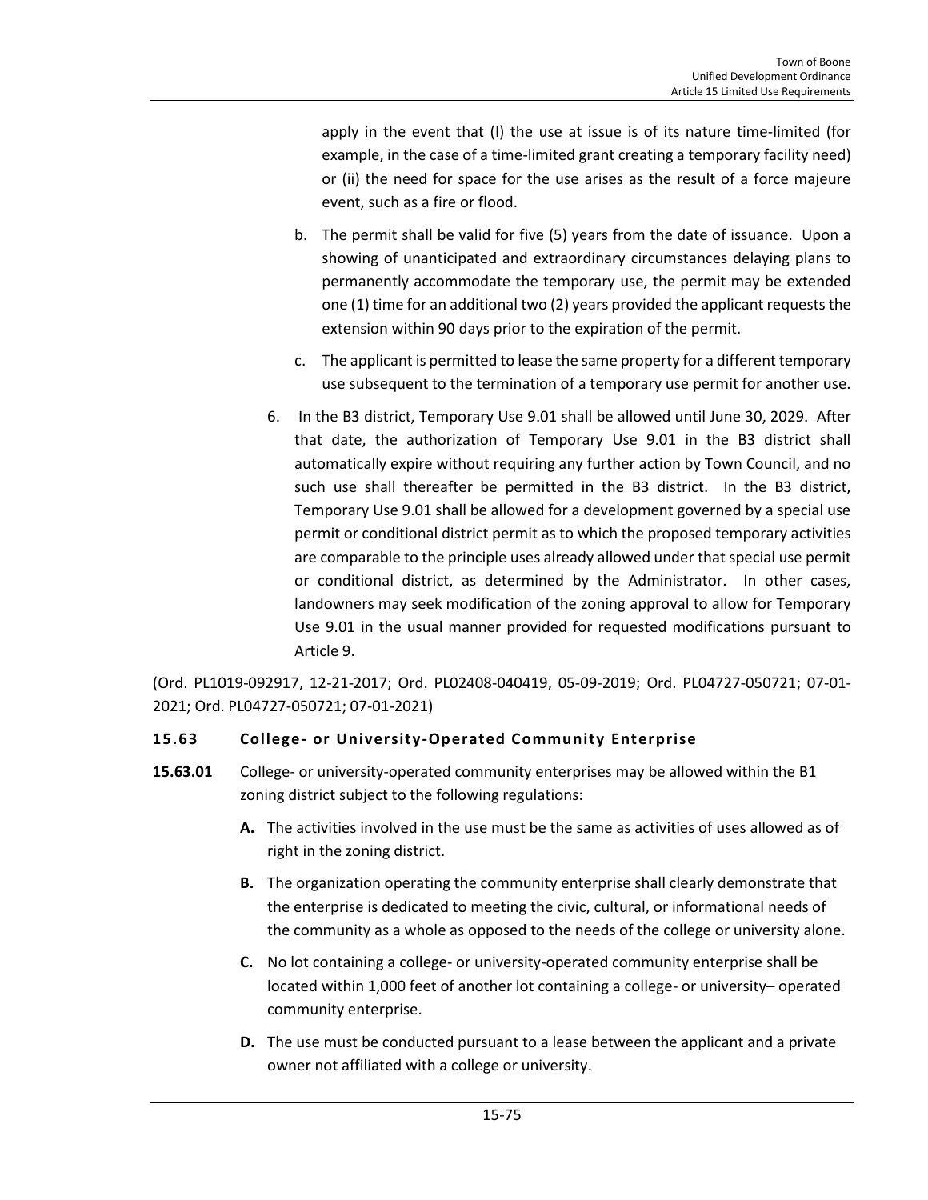apply in the event that (I) the use at issue is of its nature time-limited (for example, in the case of a time-limited grant creating a temporary facility need) or (ii) the need for space for the use arises as the result of a force majeure event, such as a fire or flood.

b. The permit shall be valid for five (5) years from the date of issuance. Upon a showing of unanticipated and extraordinary circumstances delaying plans to permanently accommodate the temporary use, the permit may be extended one (1) time for an additional two (2) years provided the applicant requests the extension within 90 days prior to the expiration of the permit.

c. The applicant is permitted to lease the same property for a different temporary use subsequent to the termination of a temporary use permit for another use.

6. In the B3 district, Temporary Use 9.01 shall be allowed until June 30, 2029. After that date, the authorization of Temporary Use 9.01 in the B3 district shall automatically expire without requiring any further action by Town Council, and no such use shall thereafter be permitted in the B3 district. In the B3 district, Temporary Use 9.01 shall be allowed for a development governed by a special use permit or conditional district permit as to which the proposed temporary activities are comparable to the principle uses already allowed under that special use permit or conditional district, as determined by the Administrator. In other cases, landowners may seek modification of the zoning approval to allow for Temporary Use 9.01 in the usual manner provided for requested modifications pursuant to Article 9.

(Ord. PL1019-092917, 12-21-2017; Ord. PL02408-040419, 05-09-2019; Ord. PL04727-050721; 07-01-2021; Ord. PL04727-050721; 07-01-2021)

## 15.63 College- or University-Operated Community Enterprise

**15.63.01** College- or university-operated community enterprises may be allowed within the B1 zoning district subject to the following regulations:

**A.** The activities involved in the use must be the same as activities of uses allowed as of right in the zoning district.

**B.** The organization operating the community enterprise shall clearly demonstrate that the enterprise is dedicated to meeting the civic, cultural, or informational needs of the community as a whole as opposed to the needs of the college or university alone.

**C.** No lot containing a college- or university-operated community enterprise shall be located within 1,000 feet of another lot containing a college- or university– operated community enterprise.

**D.** The use must be conducted pursuant to a lease between the applicant and a private owner not affiliated with a college or university.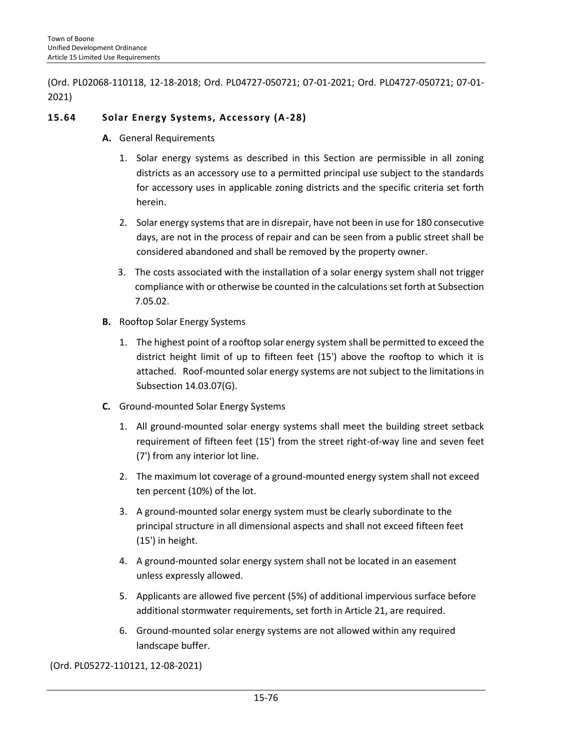(Ord. PL02068-110118, 12-18-2018; Ord. PL04727-050721; 07-01-2021; Ord. PL04727-050721; 07-01-2021)

### 15.64 Solar Energy Systems, Accessory (A-28)

**A.** General Requirements

1. Solar energy systems as described in this Section are permissible in all zoning districts as an accessory use to a permitted principal use subject to the standards for accessory uses in applicable zoning districts and the specific criteria set forth herein.

2. Solar energy systems that are in disrepair, have not been in use for 180 consecutive days, are not in the process of repair and can be seen from a public street shall be considered abandoned and shall be removed by the property owner.

3. The costs associated with the installation of a solar energy system shall not trigger compliance with or otherwise be counted in the calculations set forth at Subsection 7.05.02.

**B.** Rooftop Solar Energy Systems

1. The highest point of a rooftop solar energy system shall be permitted to exceed the district height limit of up to fifteen feet (15') above the rooftop to which it is attached. Roof-mounted solar energy systems are not subject to the limitations in Subsection 14.03.07(G).

**C.** Ground-mounted Solar Energy Systems

1. All ground-mounted solar energy systems shall meet the building street setback requirement of fifteen feet (15') from the street right-of-way line and seven feet (7') from any interior lot line.

2. The maximum lot coverage of a ground-mounted energy system shall not exceed ten percent (10%) of the lot.

3. A ground-mounted solar energy system must be clearly subordinate to the principal structure in all dimensional aspects and shall not exceed fifteen feet (15') in height.

4. A ground-mounted solar energy system shall not be located in an easement unless expressly allowed.

5. Applicants are allowed five percent (5%) of additional impervious surface before additional stormwater requirements, set forth in Article 21, are required.

6. Ground-mounted solar energy systems are not allowed within any required landscape buffer.

(Ord. PL05272-110121, 12-08-2021)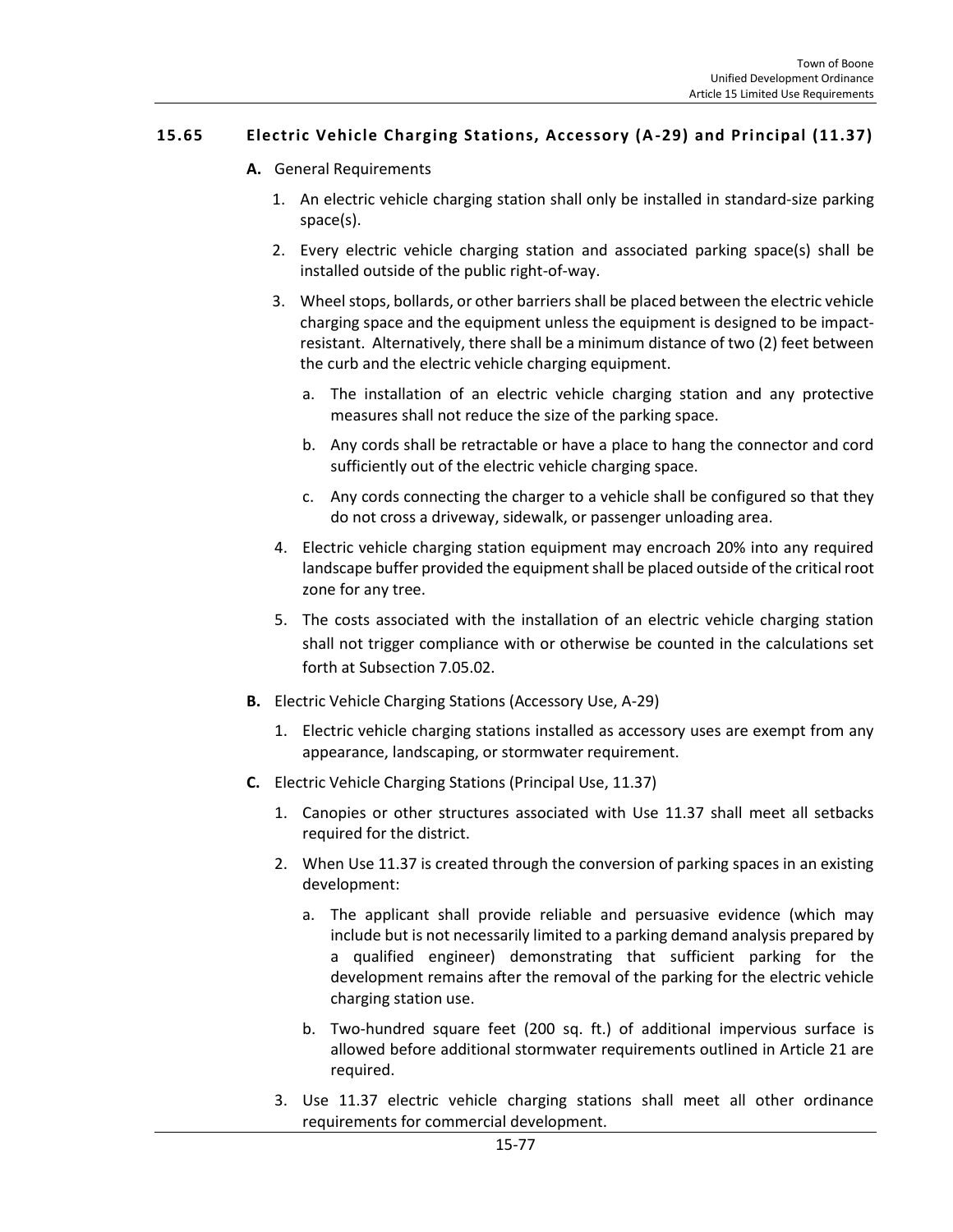## 15.65 Electric Vehicle Charging Stations, Accessory (A-29) and Principal (11.37)

**A.** General Requirements

1. An electric vehicle charging station shall only be installed in standard-size parking space(s).
2. Every electric vehicle charging station and associated parking space(s) shall be installed outside of the public right-of-way.
3. Wheel stops, bollards, or other barriers shall be placed between the electric vehicle charging space and the equipment unless the equipment is designed to be impact-resistant. Alternatively, there shall be a minimum distance of two (2) feet between the curb and the electric vehicle charging equipment.
   a. The installation of an electric vehicle charging station and any protective measures shall not reduce the size of the parking space.
   b. Any cords shall be retractable or have a place to hang the connector and cord sufficiently out of the electric vehicle charging space.
   c. Any cords connecting the charger to a vehicle shall be configured so that they do not cross a driveway, sidewalk, or passenger unloading area.
4. Electric vehicle charging station equipment may encroach 20% into any required landscape buffer provided the equipment shall be placed outside of the critical root zone for any tree.
5. The costs associated with the installation of an electric vehicle charging station shall not trigger compliance with or otherwise be counted in the calculations set forth at Subsection 7.05.02.

**B.** Electric Vehicle Charging Stations (Accessory Use, A-29)

1. Electric vehicle charging stations installed as accessory uses are exempt from any appearance, landscaping, or stormwater requirement.

**C.** Electric Vehicle Charging Stations (Principal Use, 11.37)

1. Canopies or other structures associated with Use 11.37 shall meet all setbacks required for the district.
2. When Use 11.37 is created through the conversion of parking spaces in an existing development:
   a. The applicant shall provide reliable and persuasive evidence (which may include but is not necessarily limited to a parking demand analysis prepared by a qualified engineer) demonstrating that sufficient parking for the development remains after the removal of the parking for the electric vehicle charging station use.
   b. Two-hundred square feet (200 sq. ft.) of additional impervious surface is allowed before additional stormwater requirements outlined in Article 21 are required.
3. Use 11.37 electric vehicle charging stations shall meet all other ordinance requirements for commercial development.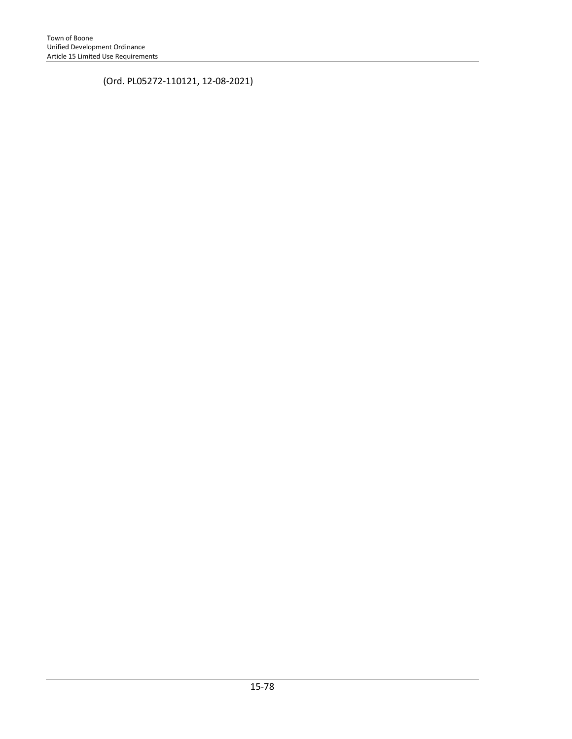(Ord. PL05272-110121, 12-08-2021)